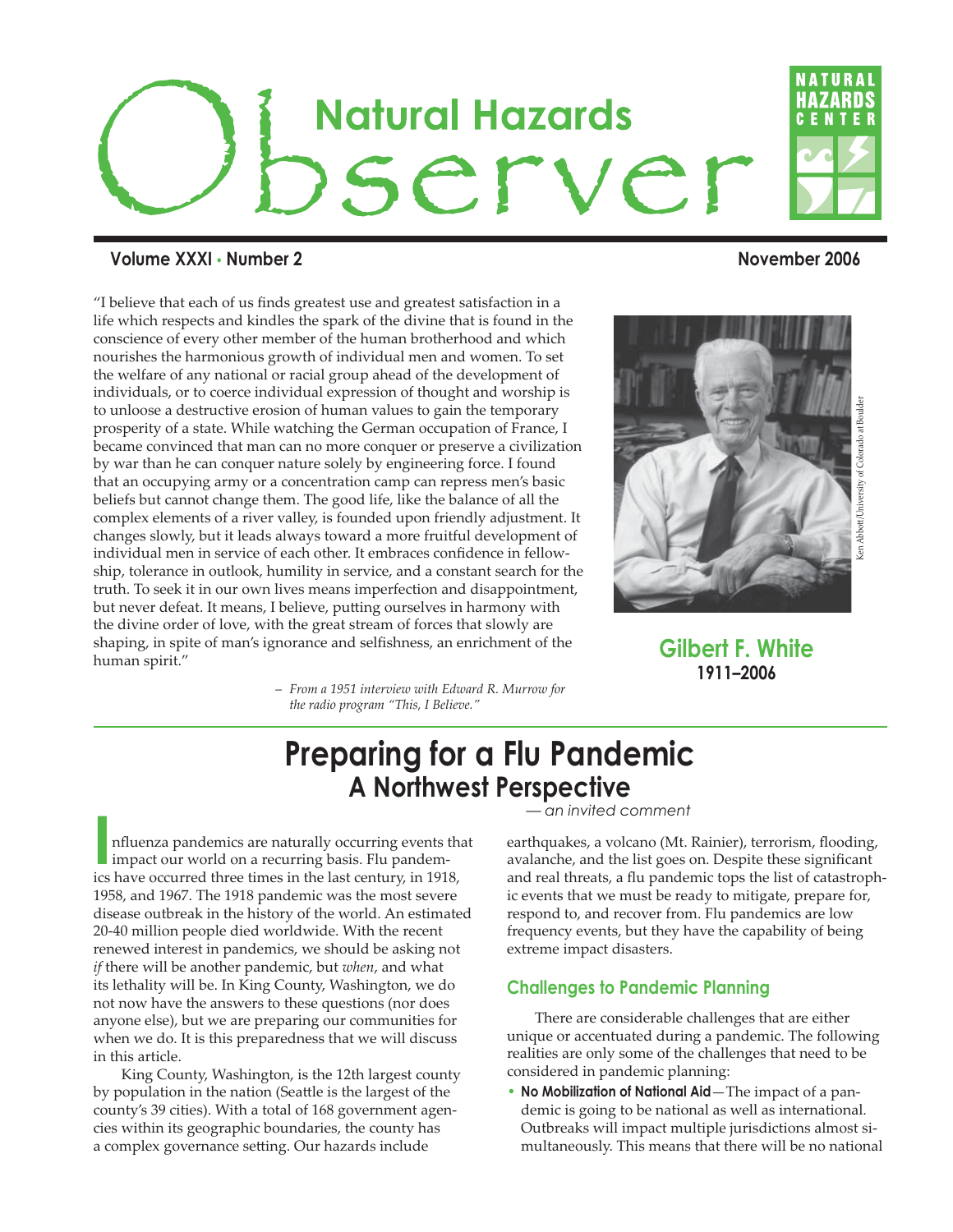# Natural Hazards Observer

**Volume XXXI • Number 2** **November 2006**

"I believe that each of us finds greatest use and greatest satisfaction in a life which respects and kindles the spark of the divine that is found in the conscience of every other member of the human brotherhood and which nourishes the harmonious growth of individual men and women. To set the welfare of any national or racial group ahead of the development of individuals, or to coerce individual expression of thought and worship is to unloose a destructive erosion of human values to gain the temporary prosperity of a state. While watching the German occupation of France, I became convinced that man can no more conquer or preserve a civilization by war than he can conquer nature solely by engineering force. I found that an occupying army or a concentration camp can repress men's basic beliefs but cannot change them. The good life, like the balance of all the complex elements of a river valley, is founded upon friendly adjustment. It changes slowly, but it leads always toward a more fruitful development of individual men in service of each other. It embraces confidence in fellowship, tolerance in outlook, humility in service, and a constant search for the truth. To seek it in our own lives means imperfection and disappointment, but never defeat. It means, I believe, putting ourselves in harmony with the divine order of love, with the great stream of forces that slowly are shaping, in spite of man's ignorance and selfishness, an enrichment of the human spirit."

– *From a 1951 interview with Edward R. Murrow for the radio program "This, I Believe."*

Ken Abbott/University of Colorado at Boulder

**Gilbert F. White**
**1911–2006**

# Preparing for a Flu Pandemic
## A Northwest Perspective

*— an invited comment*

Influenza pandemics are naturally occurring events that impact our world on a recurring basis. Flu pandemics have occurred three times in the last century, in 1918, 1958, and 1967. The 1918 pandemic was the most severe disease outbreak in the history of the world. An estimated 20-40 million people died worldwide. With the recent renewed interest in pandemics, we should be asking not *if* there will be another pandemic, but *when*, and what its lethality will be. In King County, Washington, we do not now have the answers to these questions (nor does anyone else), but we are preparing our communities for when we do. It is this preparedness that we will discuss in this article.

King County, Washington, is the 12th largest county by population in the nation (Seattle is the largest of the county's 39 cities). With a total of 168 government agencies within its geographic boundaries, the county has a complex governance setting. Our hazards include earthquakes, a volcano (Mt. Rainier), terrorism, flooding, avalanche, and the list goes on. Despite these significant and real threats, a flu pandemic tops the list of catastrophic events that we must be ready to mitigate, prepare for, respond to, and recover from. Flu pandemics are low frequency events, but they have the capability of being extreme impact disasters.

### Challenges to Pandemic Planning

There are considerable challenges that are either unique or accentuated during a pandemic. The following realities are only some of the challenges that need to be considered in pandemic planning:

- **No Mobilization of National Aid**—The impact of a pandemic is going to be national as well as international. Outbreaks will impact multiple jurisdictions almost simultaneously. This means that there will be no national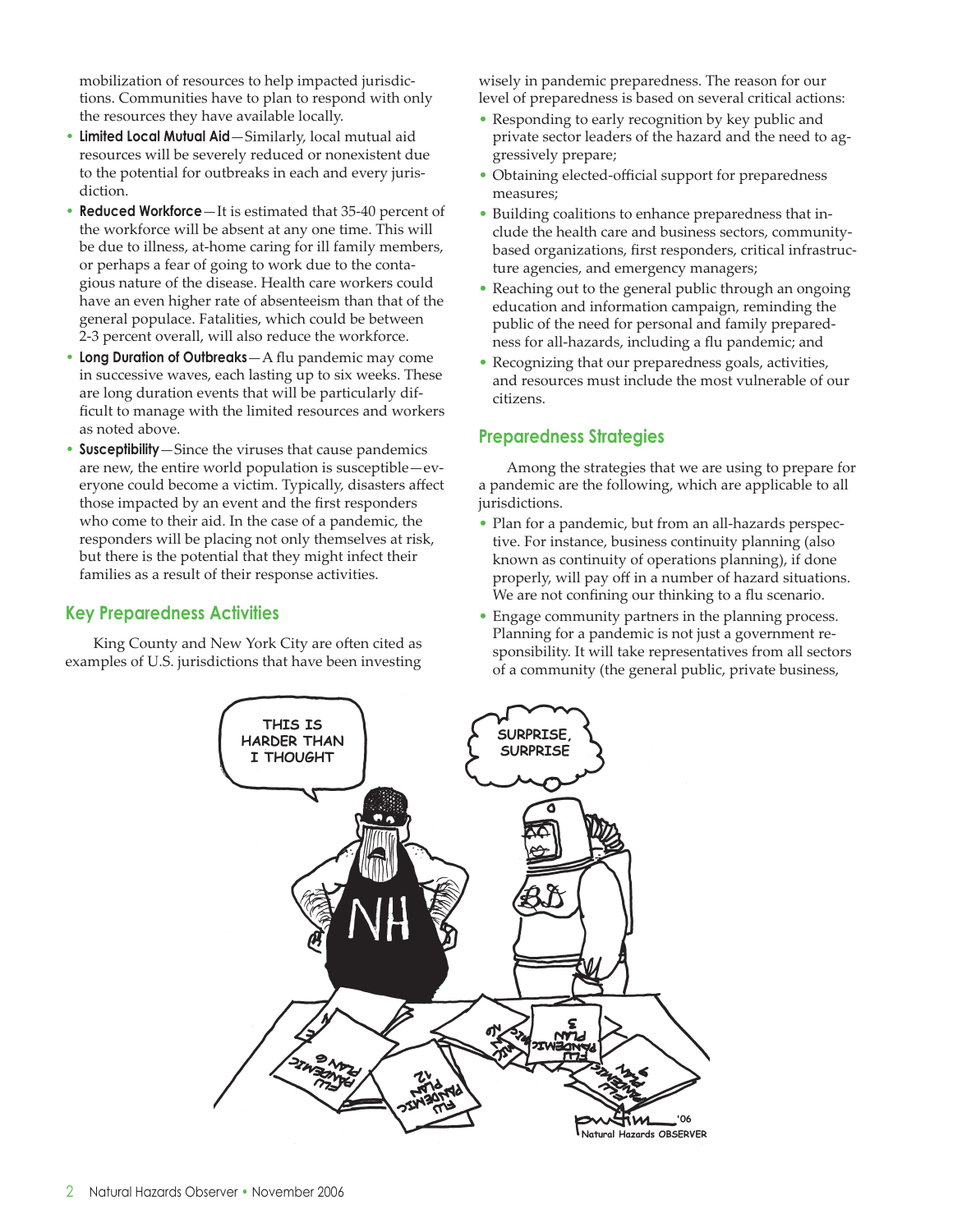mobilization of resources to help impacted jurisdictions. Communities have to plan to respond with only the resources they have available locally.

- **Limited Local Mutual Aid**—Similarly, local mutual aid resources will be severely reduced or nonexistent due to the potential for outbreaks in each and every jurisdiction.
- **Reduced Workforce**—It is estimated that 35-40 percent of the workforce will be absent at any one time. This will be due to illness, at-home caring for ill family members, or perhaps a fear of going to work due to the contagious nature of the disease. Health care workers could have an even higher rate of absenteeism than that of the general populace. Fatalities, which could be between 2-3 percent overall, will also reduce the workforce.
- **Long Duration of Outbreaks**—A flu pandemic may come in successive waves, each lasting up to six weeks. These are long duration events that will be particularly difficult to manage with the limited resources and workers as noted above.
- **Susceptibility**—Since the viruses that cause pandemics are new, the entire world population is susceptible—everyone could become a victim. Typically, disasters affect those impacted by an event and the first responders who come to their aid. In the case of a pandemic, the responders will be placing not only themselves at risk, but there is the potential that they might infect their families as a result of their response activities.

## Key Preparedness Activities

King County and New York City are often cited as examples of U.S. jurisdictions that have been investing wisely in pandemic preparedness. The reason for our level of preparedness is based on several critical actions:

- Responding to early recognition by key public and private sector leaders of the hazard and the need to aggressively prepare;
- Obtaining elected-official support for preparedness measures;
- Building coalitions to enhance preparedness that include the health care and business sectors, community-based organizations, first responders, critical infrastructure agencies, and emergency managers;
- Reaching out to the general public through an ongoing education and information campaign, reminding the public of the need for personal and family preparedness for all-hazards, including a flu pandemic; and
- Recognizing that our preparedness goals, activities, and resources must include the most vulnerable of our citizens.

## Preparedness Strategies

Among the strategies that we are using to prepare for a pandemic are the following, which are applicable to all jurisdictions.

- Plan for a pandemic, but from an all-hazards perspective. For instance, business continuity planning (also known as continuity of operations planning), if done properly, will pay off in a number of hazard situations. We are not confining our thinking to a flu scenario.
- Engage community partners in the planning process. Planning for a pandemic is not just a government responsibility. It will take representatives from all sectors of a community (the general public, private business,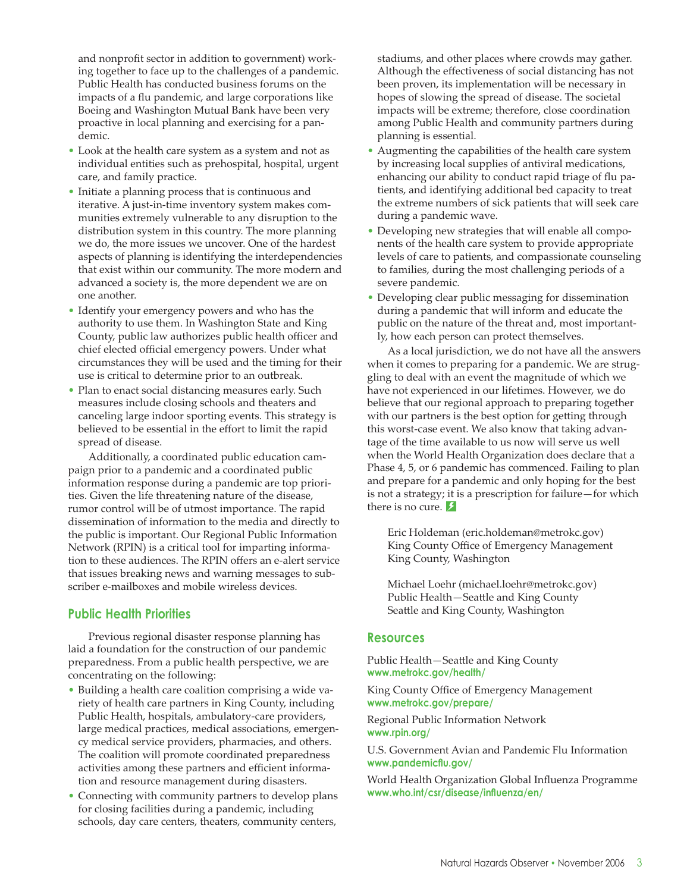and nonprofit sector in addition to government) working together to face up to the challenges of a pandemic. Public Health has conducted business forums on the impacts of a flu pandemic, and large corporations like Boeing and Washington Mutual Bank have been very proactive in local planning and exercising for a pandemic.

- Look at the health care system as a system and not as individual entities such as prehospital, hospital, urgent care, and family practice.
- Initiate a planning process that is continuous and iterative. A just-in-time inventory system makes communities extremely vulnerable to any disruption to the distribution system in this country. The more planning we do, the more issues we uncover. One of the hardest aspects of planning is identifying the interdependencies that exist within our community. The more modern and advanced a society is, the more dependent we are on one another.
- Identify your emergency powers and who has the authority to use them. In Washington State and King County, public law authorizes public health officer and chief elected official emergency powers. Under what circumstances they will be used and the timing for their use is critical to determine prior to an outbreak.
- Plan to enact social distancing measures early. Such measures include closing schools and theaters and canceling large indoor sporting events. This strategy is believed to be essential in the effort to limit the rapid spread of disease.

Additionally, a coordinated public education campaign prior to a pandemic and a coordinated public information response during a pandemic are top priorities. Given the life threatening nature of the disease, rumor control will be of utmost importance. The rapid dissemination of information to the media and directly to the public is important. Our Regional Public Information Network (RPIN) is a critical tool for imparting information to these audiences. The RPIN offers an e-alert service that issues breaking news and warning messages to subscriber e-mailboxes and mobile wireless devices.

## Public Health Priorities

Previous regional disaster response planning has laid a foundation for the construction of our pandemic preparedness. From a public health perspective, we are concentrating on the following:

- Building a health care coalition comprising a wide variety of health care partners in King County, including Public Health, hospitals, ambulatory-care providers, large medical practices, medical associations, emergency medical service providers, pharmacies, and others. The coalition will promote coordinated preparedness activities among these partners and efficient information and resource management during disasters.
- Connecting with community partners to develop plans for closing facilities during a pandemic, including schools, day care centers, theaters, community centers, stadiums, and other places where crowds may gather. Although the effectiveness of social distancing has not been proven, its implementation will be necessary in hopes of slowing the spread of disease. The societal impacts will be extreme; therefore, close coordination among Public Health and community partners during planning is essential.
- Augmenting the capabilities of the health care system by increasing local supplies of antiviral medications, enhancing our ability to conduct rapid triage of flu patients, and identifying additional bed capacity to treat the extreme numbers of sick patients that will seek care during a pandemic wave.
- Developing new strategies that will enable all components of the health care system to provide appropriate levels of care to patients, and compassionate counseling to families, during the most challenging periods of a severe pandemic.
- Developing clear public messaging for dissemination during a pandemic that will inform and educate the public on the nature of the threat and, most importantly, how each person can protect themselves.

As a local jurisdiction, we do not have all the answers when it comes to preparing for a pandemic. We are struggling to deal with an event the magnitude of which we have not experienced in our lifetimes. However, we do believe that our regional approach to preparing together with our partners is the best option for getting through this worst-case event. We also know that taking advantage of the time available to us now will serve us well when the World Health Organization does declare that a Phase 4, 5, or 6 pandemic has commenced. Failing to plan and prepare for a pandemic and only hoping for the best is not a strategy; it is a prescription for failure—for which there is no cure.

Eric Holdeman (eric.holdeman@metrokc.gov)
King County Office of Emergency Management
King County, Washington

Michael Loehr (michael.loehr@metrokc.gov)
Public Health—Seattle and King County
Seattle and King County, Washington

## Resources

Public Health—Seattle and King County
**www.metrokc.gov/health/**

King County Office of Emergency Management
**www.metrokc.gov/prepare/**

Regional Public Information Network
**www.rpin.org/**

U.S. Government Avian and Pandemic Flu Information
**www.pandemicflu.gov/**

World Health Organization Global Influenza Programme
**www.who.int/csr/disease/influenza/en/**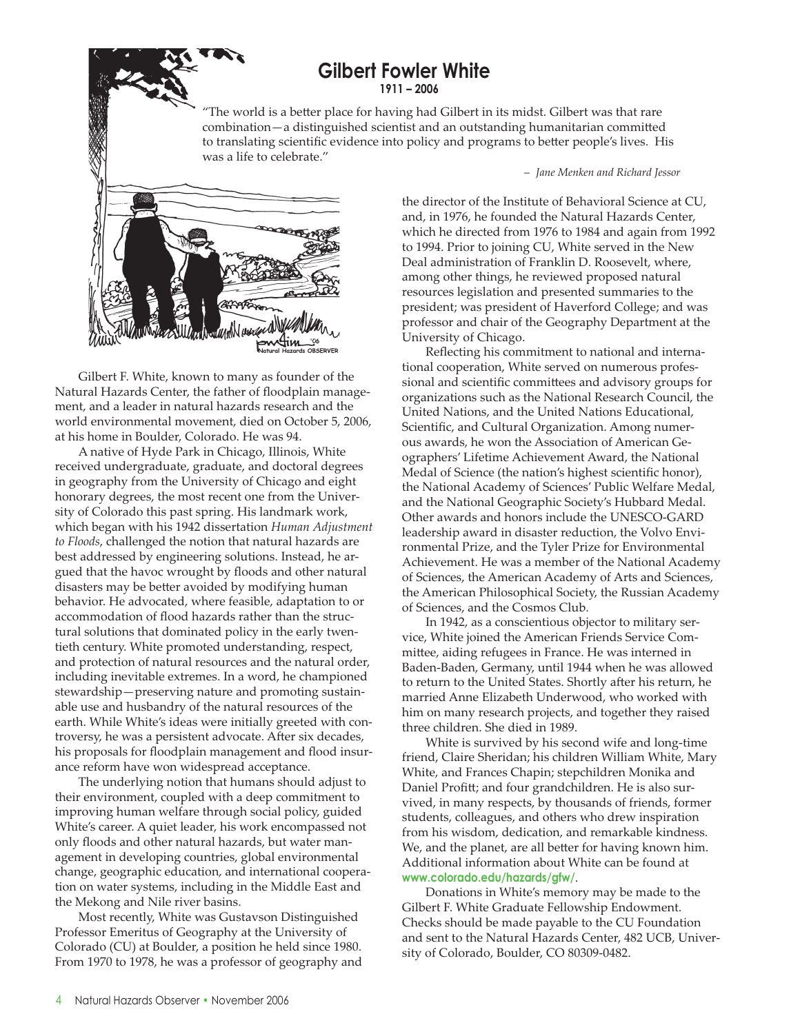# Gilbert Fowler White

**1911 – 2006**

"The world is a better place for having had Gilbert in its midst. Gilbert was that rare combination—a distinguished scientist and an outstanding humanitarian committed to translating scientific evidence into policy and programs to better people's lives. His was a life to celebrate."

– *Jane Menken and Richard Jessor*

Gilbert F. White, known to many as founder of the Natural Hazards Center, the father of floodplain management, and a leader in natural hazards research and the world environmental movement, died on October 5, 2006, at his home in Boulder, Colorado. He was 94.

A native of Hyde Park in Chicago, Illinois, White received undergraduate, graduate, and doctoral degrees in geography from the University of Chicago and eight honorary degrees, the most recent one from the University of Colorado this past spring. His landmark work, which began with his 1942 dissertation *Human Adjustment to Floods*, challenged the notion that natural hazards are best addressed by engineering solutions. Instead, he argued that the havoc wrought by floods and other natural disasters may be better avoided by modifying human behavior. He advocated, where feasible, adaptation to or accommodation of flood hazards rather than the structural solutions that dominated policy in the early twentieth century. White promoted understanding, respect, and protection of natural resources and the natural order, including inevitable extremes. In a word, he championed stewardship—preserving nature and promoting sustainable use and husbandry of the natural resources of the earth. While White's ideas were initially greeted with controversy, he was a persistent advocate. After six decades, his proposals for floodplain management and flood insurance reform have won widespread acceptance.

The underlying notion that humans should adjust to their environment, coupled with a deep commitment to improving human welfare through social policy, guided White's career. A quiet leader, his work encompassed not only floods and other natural hazards, but water management in developing countries, global environmental change, geographic education, and international cooperation on water systems, including in the Middle East and the Mekong and Nile river basins.

Most recently, White was Gustavson Distinguished Professor Emeritus of Geography at the University of Colorado (CU) at Boulder, a position he held since 1980. From 1970 to 1978, he was a professor of geography and the director of the Institute of Behavioral Science at CU, and, in 1976, he founded the Natural Hazards Center, which he directed from 1976 to 1984 and again from 1992 to 1994. Prior to joining CU, White served in the New Deal administration of Franklin D. Roosevelt, where, among other things, he reviewed proposed natural resources legislation and presented summaries to the president; was president of Haverford College; and was professor and chair of the Geography Department at the University of Chicago.

Reflecting his commitment to national and international cooperation, White served on numerous professional and scientific committees and advisory groups for organizations such as the National Research Council, the United Nations, and the United Nations Educational, Scientific, and Cultural Organization. Among numerous awards, he won the Association of American Geographers' Lifetime Achievement Award, the National Medal of Science (the nation's highest scientific honor), the National Academy of Sciences' Public Welfare Medal, and the National Geographic Society's Hubbard Medal. Other awards and honors include the UNESCO-GARD leadership award in disaster reduction, the Volvo Environmental Prize, and the Tyler Prize for Environmental Achievement. He was a member of the National Academy of Sciences, the American Academy of Arts and Sciences, the American Philosophical Society, the Russian Academy of Sciences, and the Cosmos Club.

In 1942, as a conscientious objector to military service, White joined the American Friends Service Committee, aiding refugees in France. He was interned in Baden-Baden, Germany, until 1944 when he was allowed to return to the United States. Shortly after his return, he married Anne Elizabeth Underwood, who worked with him on many research projects, and together they raised three children. She died in 1989.

White is survived by his second wife and long-time friend, Claire Sheridan; his children William White, Mary White, and Frances Chapin; stepchildren Monika and Daniel Profitt; and four grandchildren. He is also survived, in many respects, by thousands of friends, former students, colleagues, and others who drew inspiration from his wisdom, dedication, and remarkable kindness. We, and the planet, are all better for having known him. Additional information about White can be found at **www.colorado.edu/hazards/gfw/**.

Donations in White's memory may be made to the Gilbert F. White Graduate Fellowship Endowment. Checks should be made payable to the CU Foundation and sent to the Natural Hazards Center, 482 UCB, University of Colorado, Boulder, CO 80309-0482.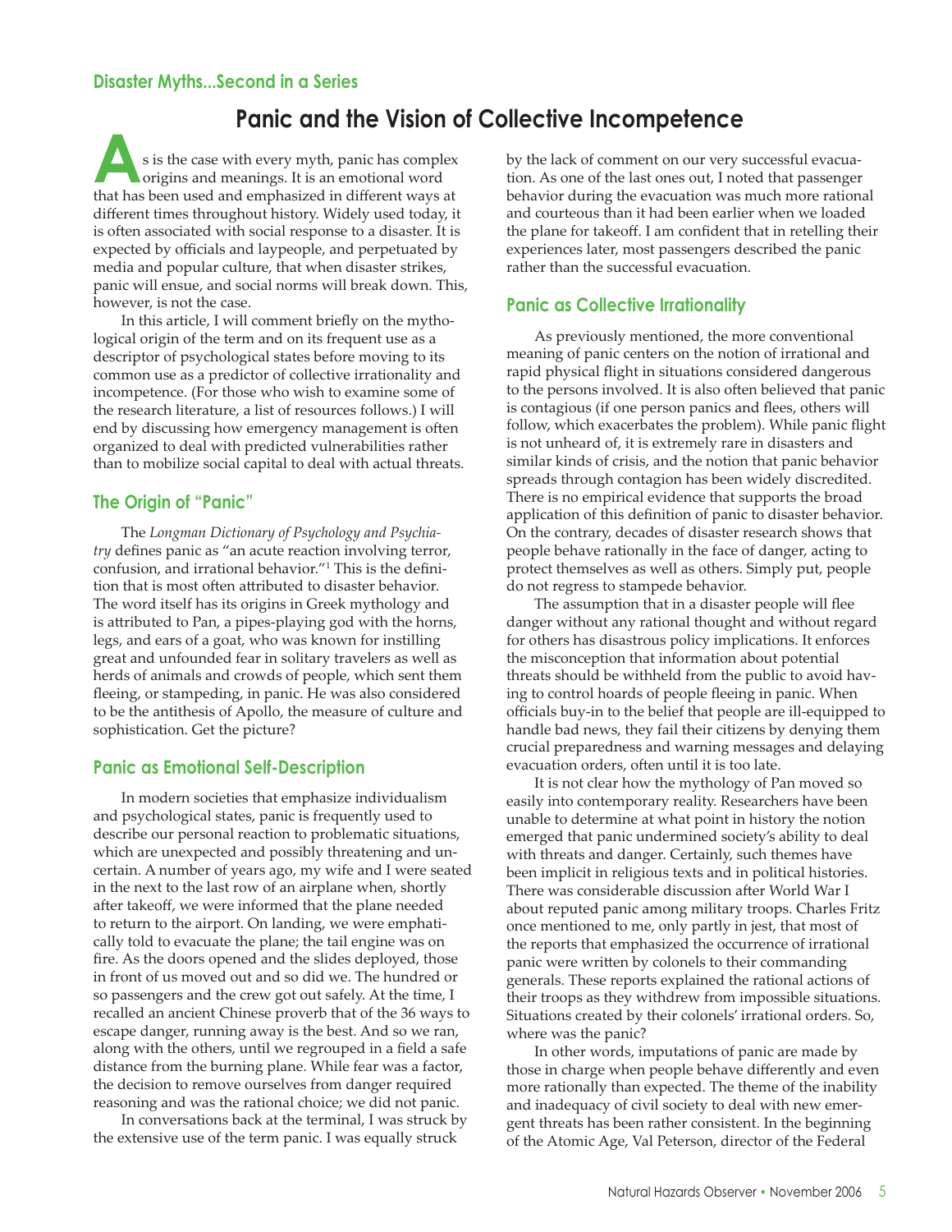Disaster Myths...Second in a Series

# Panic and the Vision of Collective Incompetence

As is the case with every myth, panic has complex origins and meanings. It is an emotional word that has been used and emphasized in different ways at different times throughout history. Widely used today, it is often associated with social response to a disaster. It is expected by officials and laypeople, and perpetuated by media and popular culture, that when disaster strikes, panic will ensue, and social norms will break down. This, however, is not the case.

In this article, I will comment briefly on the mythological origin of the term and on its frequent use as a descriptor of psychological states before moving to its common use as a predictor of collective irrationality and incompetence. (For those who wish to examine some of the research literature, a list of resources follows.) I will end by discussing how emergency management is often organized to deal with predicted vulnerabilities rather than to mobilize social capital to deal with actual threats.

## The Origin of "Panic"

The *Longman Dictionary of Psychology and Psychiatry* defines panic as "an acute reaction involving terror, confusion, and irrational behavior."[1] This is the definition that is most often attributed to disaster behavior. The word itself has its origins in Greek mythology and is attributed to Pan, a pipes-playing god with the horns, legs, and ears of a goat, who was known for instilling great and unfounded fear in solitary travelers as well as herds of animals and crowds of people, which sent them fleeing, or stampeding, in panic. He was also considered to be the antithesis of Apollo, the measure of culture and sophistication. Get the picture?

## Panic as Emotional Self-Description

In modern societies that emphasize individualism and psychological states, panic is frequently used to describe our personal reaction to problematic situations, which are unexpected and possibly threatening and uncertain. A number of years ago, my wife and I were seated in the next to the last row of an airplane when, shortly after takeoff, we were informed that the plane needed to return to the airport. On landing, we were emphatically told to evacuate the plane; the tail engine was on fire. As the doors opened and the slides deployed, those in front of us moved out and so did we. The hundred or so passengers and the crew got out safely. At the time, I recalled an ancient Chinese proverb that of the 36 ways to escape danger, running away is the best. And so we ran, along with the others, until we regrouped in a field a safe distance from the burning plane. While fear was a factor, the decision to remove ourselves from danger required reasoning and was the rational choice; we did not panic.

In conversations back at the terminal, I was struck by the extensive use of the term panic. I was equally struck by the lack of comment on our very successful evacuation. As one of the last ones out, I noted that passenger behavior during the evacuation was much more rational and courteous than it had been earlier when we loaded the plane for takeoff. I am confident that in retelling their experiences later, most passengers described the panic rather than the successful evacuation.

## Panic as Collective Irrationality

As previously mentioned, the more conventional meaning of panic centers on the notion of irrational and rapid physical flight in situations considered dangerous to the persons involved. It is also often believed that panic is contagious (if one person panics and flees, others will follow, which exacerbates the problem). While panic flight is not unheard of, it is extremely rare in disasters and similar kinds of crisis, and the notion that panic behavior spreads through contagion has been widely discredited. There is no empirical evidence that supports the broad application of this definition of panic to disaster behavior. On the contrary, decades of disaster research shows that people behave rationally in the face of danger, acting to protect themselves as well as others. Simply put, people do not regress to stampede behavior.

The assumption that in a disaster people will flee danger without any rational thought and without regard for others has disastrous policy implications. It enforces the misconception that information about potential threats should be withheld from the public to avoid having to control hoards of people fleeing in panic. When officials buy-in to the belief that people are ill-equipped to handle bad news, they fail their citizens by denying them crucial preparedness and warning messages and delaying evacuation orders, often until it is too late.

It is not clear how the mythology of Pan moved so easily into contemporary reality. Researchers have been unable to determine at what point in history the notion emerged that panic undermined society's ability to deal with threats and danger. Certainly, such themes have been implicit in religious texts and in political histories. There was considerable discussion after World War I about reputed panic among military troops. Charles Fritz once mentioned to me, only partly in jest, that most of the reports that emphasized the occurrence of irrational panic were written by colonels to their commanding generals. These reports explained the rational actions of their troops as they withdrew from impossible situations. Situations created by their colonels' irrational orders. So, where was the panic?

In other words, imputations of panic are made by those in charge when people behave differently and even more rationally than expected. The theme of the inability and inadequacy of civil society to deal with new emergent threats has been rather consistent. In the beginning of the Atomic Age, Val Peterson, director of the Federal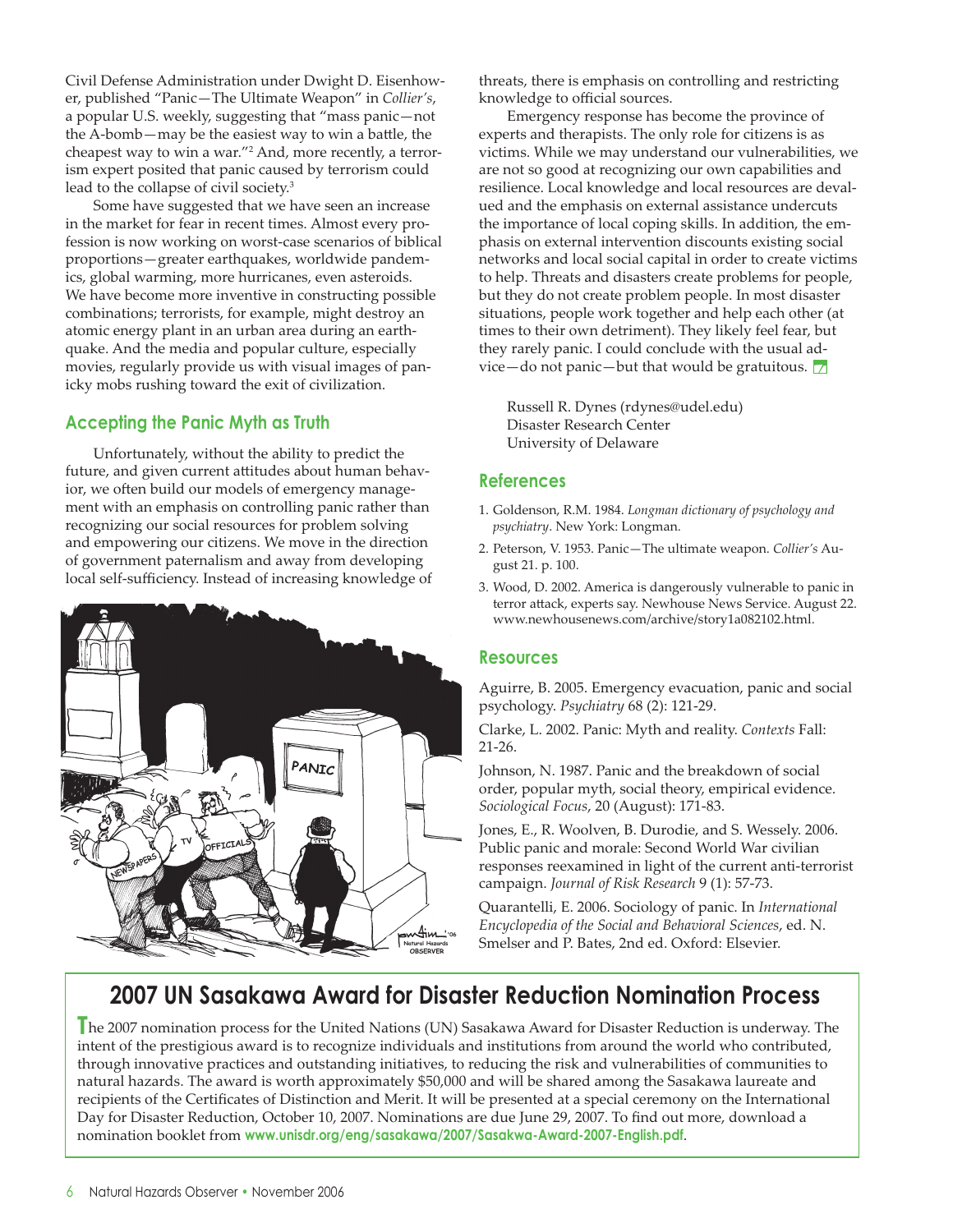Civil Defense Administration under Dwight D. Eisenhower, published "Panic—The Ultimate Weapon" in *Collier's*, a popular U.S. weekly, suggesting that "mass panic—not the A-bomb—may be the easiest way to win a battle, the cheapest way to win a war."[2] And, more recently, a terrorism expert posited that panic caused by terrorism could lead to the collapse of civil society.[3]

Some have suggested that we have seen an increase in the market for fear in recent times. Almost every profession is now working on worst-case scenarios of biblical proportions—greater earthquakes, worldwide pandemics, global warming, more hurricanes, even asteroids. We have become more inventive in constructing possible combinations; terrorists, for example, might destroy an atomic energy plant in an urban area during an earthquake. And the media and popular culture, especially movies, regularly provide us with visual images of panicky mobs rushing toward the exit of civilization.

## Accepting the Panic Myth as Truth

Unfortunately, without the ability to predict the future, and given current attitudes about human behavior, we often build our models of emergency management with an emphasis on controlling panic rather than recognizing our social resources for problem solving and empowering our citizens. We move in the direction of government paternalism and away from developing local self-sufficiency. Instead of increasing knowledge of threats, there is emphasis on controlling and restricting knowledge to official sources.

Emergency response has become the province of experts and therapists. The only role for citizens is as victims. While we may understand our vulnerabilities, we are not so good at recognizing our own capabilities and resilience. Local knowledge and local resources are devalued and the emphasis on external assistance undercuts the importance of local coping skills. In addition, the emphasis on external intervention discounts existing social networks and local social capital in order to create victims to help. Threats and disasters create problems for people, but they do not create problem people. In most disaster situations, people work together and help each other (at times to their own detriment). They likely feel fear, but they rarely panic. I could conclude with the usual advice—do not panic—but that would be gratuitous.

Russell R. Dynes (rdynes@udel.edu)
Disaster Research Center
University of Delaware

## References

1. Goldenson, R.M. 1984. *Longman dictionary of psychology and psychiatry*. New York: Longman.
2. Peterson, V. 1953. Panic—The ultimate weapon. *Collier's* August 21. p. 100.
3. Wood, D. 2002. America is dangerously vulnerable to panic in terror attack, experts say. Newhouse News Service. August 22. www.newhousenews.com/archive/story1a082102.html.

## Resources

Aguirre, B. 2005. Emergency evacuation, panic and social psychology. *Psychiatry* 68 (2): 121-29.

Clarke, L. 2002. Panic: Myth and reality. *Contexts* Fall: 21-26.

Johnson, N. 1987. Panic and the breakdown of social order, popular myth, social theory, empirical evidence. *Sociological Focus*, 20 (August): 171-83.

Jones, E., R. Woolven, B. Durodie, and S. Wessely. 2006. Public panic and morale: Second World War civilian responses reexamined in light of the current anti-terrorist campaign. *Journal of Risk Research* 9 (1): 57-73.

Quarantelli, E. 2006. Sociology of panic. In *International Encyclopedia of the Social and Behavioral Sciences*, ed. N. Smelser and P. Bates, 2nd ed. Oxford: Elsevier.

# 2007 UN Sasakawa Award for Disaster Reduction Nomination Process

The 2007 nomination process for the United Nations (UN) Sasakawa Award for Disaster Reduction is underway. The intent of the prestigious award is to recognize individuals and institutions from around the world who contributed, through innovative practices and outstanding initiatives, to reducing the risk and vulnerabilities of communities to natural hazards. The award is worth approximately $50,000 and will be shared among the Sasakawa laureate and recipients of the Certificates of Distinction and Merit. It will be presented at a special ceremony on the International Day for Disaster Reduction, October 10, 2007. Nominations are due June 29, 2007. To find out more, download a nomination booklet from **www.unisdr.org/eng/sasakawa/2007/Sasakwa-Award-2007-English.pdf**.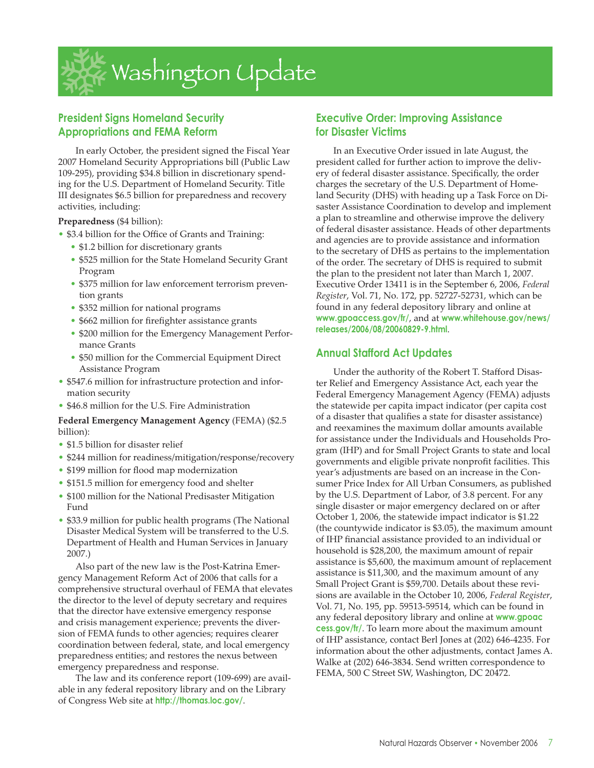# Washington Update

## President Signs Homeland Security Appropriations and FEMA Reform

In early October, the president signed the Fiscal Year 2007 Homeland Security Appropriations bill (Public Law 109-295), providing $34.8 billion in discretionary spending for the U.S. Department of Homeland Security. Title III designates $6.5 billion for preparedness and recovery activities, including:

**Preparedness** ($4 billion):

- $3.4 billion for the Office of Grants and Training:
  - $1.2 billion for discretionary grants
  - $525 million for the State Homeland Security Grant Program
  - $375 million for law enforcement terrorism prevention grants
  - $352 million for national programs
  - $662 million for firefighter assistance grants
  - $200 million for the Emergency Management Performance Grants
  - $50 million for the Commercial Equipment Direct Assistance Program
- $547.6 million for infrastructure protection and information security
- $46.8 million for the U.S. Fire Administration

**Federal Emergency Management Agency** (FEMA) ($2.5 billion):

- $1.5 billion for disaster relief
- $244 million for readiness/mitigation/response/recovery
- $199 million for flood map modernization
- $151.5 million for emergency food and shelter
- $100 million for the National Predisaster Mitigation Fund
- $33.9 million for public health programs (The National Disaster Medical System will be transferred to the U.S. Department of Health and Human Services in January 2007.)

Also part of the new law is the Post-Katrina Emergency Management Reform Act of 2006 that calls for a comprehensive structural overhaul of FEMA that elevates the director to the level of deputy secretary and requires that the director have extensive emergency response and crisis management experience; prevents the diversion of FEMA funds to other agencies; requires clearer coordination between federal, state, and local emergency preparedness entities; and restores the nexus between emergency preparedness and response.

The law and its conference report (109-699) are available in any federal repository library and on the Library of Congress Web site at **http://thomas.loc.gov/**.

## Executive Order: Improving Assistance for Disaster Victims

In an Executive Order issued in late August, the president called for further action to improve the delivery of federal disaster assistance. Specifically, the order charges the secretary of the U.S. Department of Homeland Security (DHS) with heading up a Task Force on Disaster Assistance Coordination to develop and implement a plan to streamline and otherwise improve the delivery of federal disaster assistance. Heads of other departments and agencies are to provide assistance and information to the secretary of DHS as pertains to the implementation of the order. The secretary of DHS is required to submit the plan to the president not later than March 1, 2007. Executive Order 13411 is in the September 6, 2006, *Federal Register*, Vol. 71, No. 172, pp. 52727-52731, which can be found in any federal depository library and online at **www.gpoaccess.gov/fr/**, and at **www.whitehouse.gov/news/releases/2006/08/20060829-9.html**.

## Annual Stafford Act Updates

Under the authority of the Robert T. Stafford Disaster Relief and Emergency Assistance Act, each year the Federal Emergency Management Agency (FEMA) adjusts the statewide per capita impact indicator (per capita cost of a disaster that qualifies a state for disaster assistance) and reexamines the maximum dollar amounts available for assistance under the Individuals and Households Program (IHP) and for Small Project Grants to state and local governments and eligible private nonprofit facilities. This year's adjustments are based on an increase in the Consumer Price Index for All Urban Consumers, as published by the U.S. Department of Labor, of 3.8 percent. For any single disaster or major emergency declared on or after October 1, 2006, the statewide impact indicator is $1.22 (the countywide indicator is $3.05), the maximum amount of IHP financial assistance provided to an individual or household is $28,200, the maximum amount of repair assistance is $5,600, the maximum amount of replacement assistance is $11,300, and the maximum amount of any Small Project Grant is $59,700. Details about these revisions are available in the October 10, 2006, *Federal Register*, Vol. 71, No. 195, pp. 59513-59514, which can be found in any federal depository library and online at **www.gpoaccess.gov/fr/**. To learn more about the maximum amount of IHP assistance, contact Berl Jones at (202) 646-4235. For information about the other adjustments, contact James A. Walke at (202) 646-3834. Send written correspondence to FEMA, 500 C Street SW, Washington, DC 20472.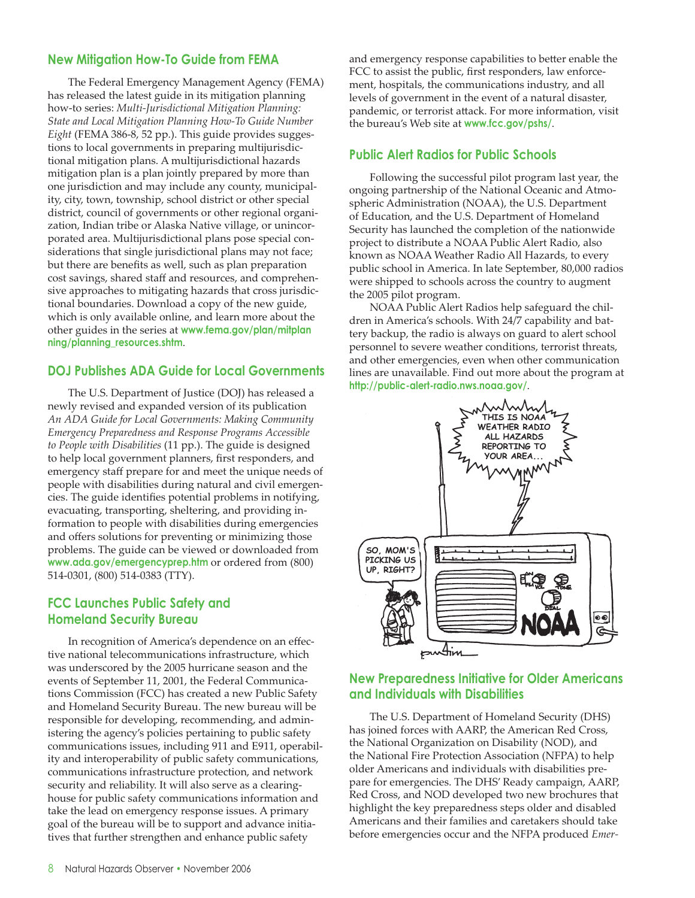## New Mitigation How-To Guide from FEMA

The Federal Emergency Management Agency (FEMA) has released the latest guide in its mitigation planning how-to series: *Multi-Jurisdictional Mitigation Planning: State and Local Mitigation Planning How-To Guide Number Eight* (FEMA 386-8, 52 pp.). This guide provides suggestions to local governments in preparing multijurisdictional mitigation plans. A multijurisdictional hazards mitigation plan is a plan jointly prepared by more than one jurisdiction and may include any county, municipality, city, town, township, school district or other special district, council of governments or other regional organization, Indian tribe or Alaska Native village, or unincorporated area. Multijurisdictional plans pose special considerations that single jurisdictional plans may not face; but there are benefits as well, such as plan preparation cost savings, shared staff and resources, and comprehensive approaches to mitigating hazards that cross jurisdictional boundaries. Download a copy of the new guide, which is only available online, and learn more about the other guides in the series at **www.fema.gov/plan/mitplanning/planning_resources.shtm**.

## DOJ Publishes ADA Guide for Local Governments

The U.S. Department of Justice (DOJ) has released a newly revised and expanded version of its publication *An ADA Guide for Local Governments: Making Community Emergency Preparedness and Response Programs Accessible to People with Disabilities* (11 pp.). The guide is designed to help local government planners, first responders, and emergency staff prepare for and meet the unique needs of people with disabilities during natural and civil emergencies. The guide identifies potential problems in notifying, evacuating, transporting, sheltering, and providing information to people with disabilities during emergencies and offers solutions for preventing or minimizing those problems. The guide can be viewed or downloaded from **www.ada.gov/emergencyprep.htm** or ordered from (800) 514-0301, (800) 514-0383 (TTY).

## FCC Launches Public Safety and Homeland Security Bureau

In recognition of America's dependence on an effective national telecommunications infrastructure, which was underscored by the 2005 hurricane season and the events of September 11, 2001, the Federal Communications Commission (FCC) has created a new Public Safety and Homeland Security Bureau. The new bureau will be responsible for developing, recommending, and administering the agency's policies pertaining to public safety communications issues, including 911 and E911, operability and interoperability of public safety communications, communications infrastructure protection, and network security and reliability. It will also serve as a clearinghouse for public safety communications information and take the lead on emergency response issues. A primary goal of the bureau will be to support and advance initiatives that further strengthen and enhance public safety and emergency response capabilities to better enable the FCC to assist the public, first responders, law enforcement, hospitals, the communications industry, and all levels of government in the event of a natural disaster, pandemic, or terrorist attack. For more information, visit the bureau's Web site at **www.fcc.gov/pshs/**.

## Public Alert Radios for Public Schools

Following the successful pilot program last year, the ongoing partnership of the National Oceanic and Atmospheric Administration (NOAA), the U.S. Department of Education, and the U.S. Department of Homeland Security has launched the completion of the nationwide project to distribute a NOAA Public Alert Radio, also known as NOAA Weather Radio All Hazards, to every public school in America. In late September, 80,000 radios were shipped to schools across the country to augment the 2005 pilot program.

NOAA Public Alert Radios help safeguard the children in America's schools. With 24/7 capability and battery backup, the radio is always on guard to alert school personnel to severe weather conditions, terrorist threats, and other emergencies, even when other communication lines are unavailable. Find out more about the program at **http://public-alert-radio.nws.noaa.gov/**.

## New Preparedness Initiative for Older Americans and Individuals with Disabilities

The U.S. Department of Homeland Security (DHS) has joined forces with AARP, the American Red Cross, the National Organization on Disability (NOD), and the National Fire Protection Association (NFPA) to help older Americans and individuals with disabilities prepare for emergencies. The DHS' Ready campaign, AARP, Red Cross, and NOD developed two new brochures that highlight the key preparedness steps older and disabled Americans and their families and caretakers should take before emergencies occur and the NFPA produced *Emer-*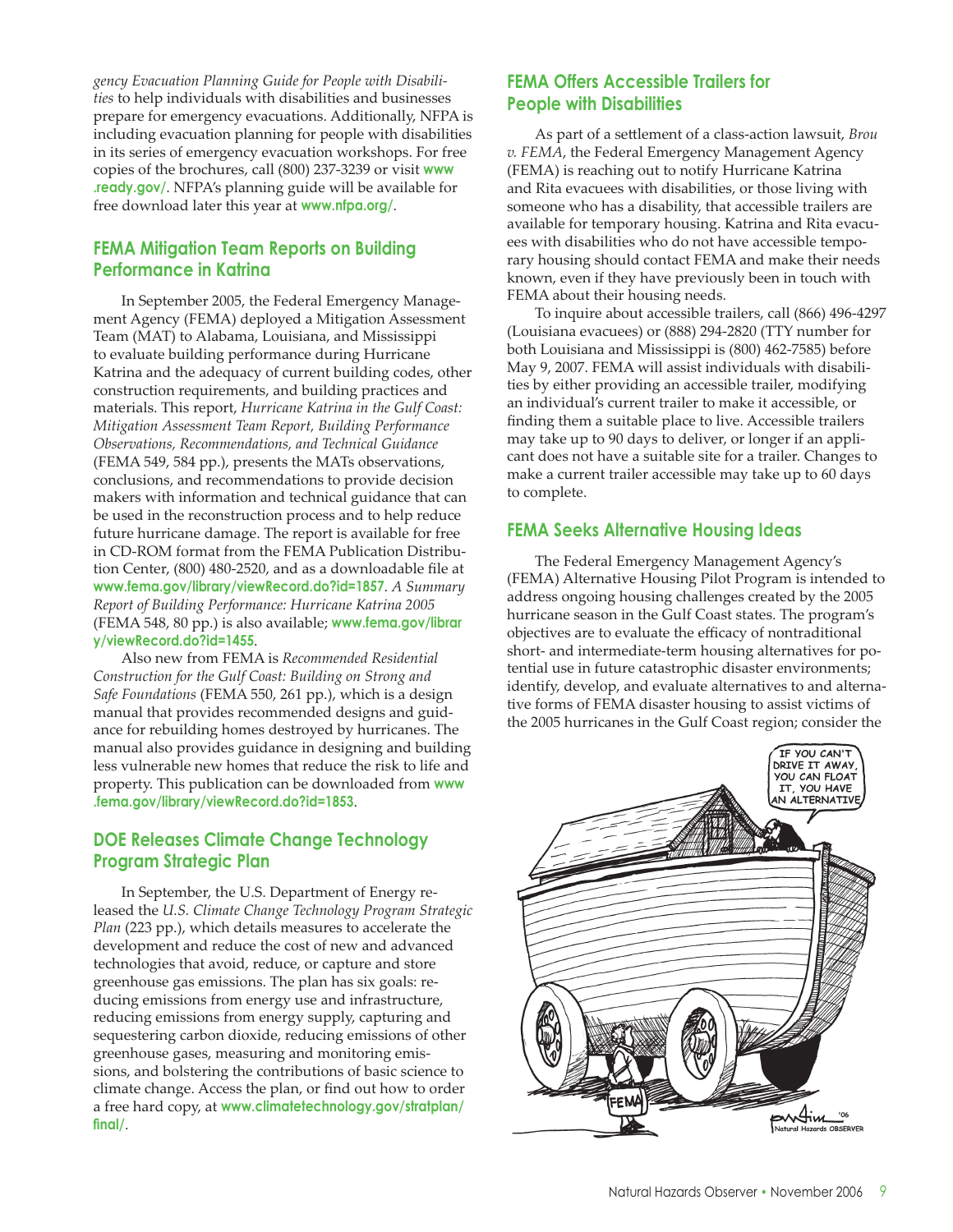*gency Evacuation Planning Guide for People with Disabilities* to help individuals with disabilities and businesses prepare for emergency evacuations. Additionally, NFPA is including evacuation planning for people with disabilities in its series of emergency evacuation workshops. For free copies of the brochures, call (800) 237-3239 or visit **www.ready.gov/**. NFPA's planning guide will be available for free download later this year at **www.nfpa.org/**.

## FEMA Mitigation Team Reports on Building Performance in Katrina

In September 2005, the Federal Emergency Management Agency (FEMA) deployed a Mitigation Assessment Team (MAT) to Alabama, Louisiana, and Mississippi to evaluate building performance during Hurricane Katrina and the adequacy of current building codes, other construction requirements, and building practices and materials. This report, *Hurricane Katrina in the Gulf Coast: Mitigation Assessment Team Report, Building Performance Observations, Recommendations, and Technical Guidance* (FEMA 549, 584 pp.), presents the MATs observations, conclusions, and recommendations to provide decision makers with information and technical guidance that can be used in the reconstruction process and to help reduce future hurricane damage. The report is available for free in CD-ROM format from the FEMA Publication Distribution Center, (800) 480-2520, and as a downloadable file at **www.fema.gov/library/viewRecord.do?id=1857**. *A Summary Report of Building Performance: Hurricane Katrina 2005* (FEMA 548, 80 pp.) is also available; **www.fema.gov/library/viewRecord.do?id=1455**.

Also new from FEMA is *Recommended Residential Construction for the Gulf Coast: Building on Strong and Safe Foundations* (FEMA 550, 261 pp.), which is a design manual that provides recommended designs and guidance for rebuilding homes destroyed by hurricanes. The manual also provides guidance in designing and building less vulnerable new homes that reduce the risk to life and property. This publication can be downloaded from **www.fema.gov/library/viewRecord.do?id=1853**.

## DOE Releases Climate Change Technology Program Strategic Plan

In September, the U.S. Department of Energy released the *U.S. Climate Change Technology Program Strategic Plan* (223 pp.), which details measures to accelerate the development and reduce the cost of new and advanced technologies that avoid, reduce, or capture and store greenhouse gas emissions. The plan has six goals: reducing emissions from energy use and infrastructure, reducing emissions from energy supply, capturing and sequestering carbon dioxide, reducing emissions of other greenhouse gases, measuring and monitoring emissions, and bolstering the contributions of basic science to climate change. Access the plan, or find out how to order a free hard copy, at **www.climatetechnology.gov/stratplan/final/**.

## FEMA Offers Accessible Trailers for People with Disabilities

As part of a settlement of a class-action lawsuit, *Brou v. FEMA*, the Federal Emergency Management Agency (FEMA) is reaching out to notify Hurricane Katrina and Rita evacuees with disabilities, or those living with someone who has a disability, that accessible trailers are available for temporary housing. Katrina and Rita evacuees with disabilities who do not have accessible temporary housing should contact FEMA and make their needs known, even if they have previously been in touch with FEMA about their housing needs.

To inquire about accessible trailers, call (866) 496-4297 (Louisiana evacuees) or (888) 294-2820 (TTY number for both Louisiana and Mississippi is (800) 462-7585) before May 9, 2007. FEMA will assist individuals with disabilities by either providing an accessible trailer, modifying an individual's current trailer to make it accessible, or finding them a suitable place to live. Accessible trailers may take up to 90 days to deliver, or longer if an applicant does not have a suitable site for a trailer. Changes to make a current trailer accessible may take up to 60 days to complete.

## FEMA Seeks Alternative Housing Ideas

The Federal Emergency Management Agency's (FEMA) Alternative Housing Pilot Program is intended to address ongoing housing challenges created by the 2005 hurricane season in the Gulf Coast states. The program's objectives are to evaluate the efficacy of nontraditional short- and intermediate-term housing alternatives for potential use in future catastrophic disaster environments; identify, develop, and evaluate alternatives to and alternative forms of FEMA disaster housing to assist victims of the 2005 hurricanes in the Gulf Coast region; consider the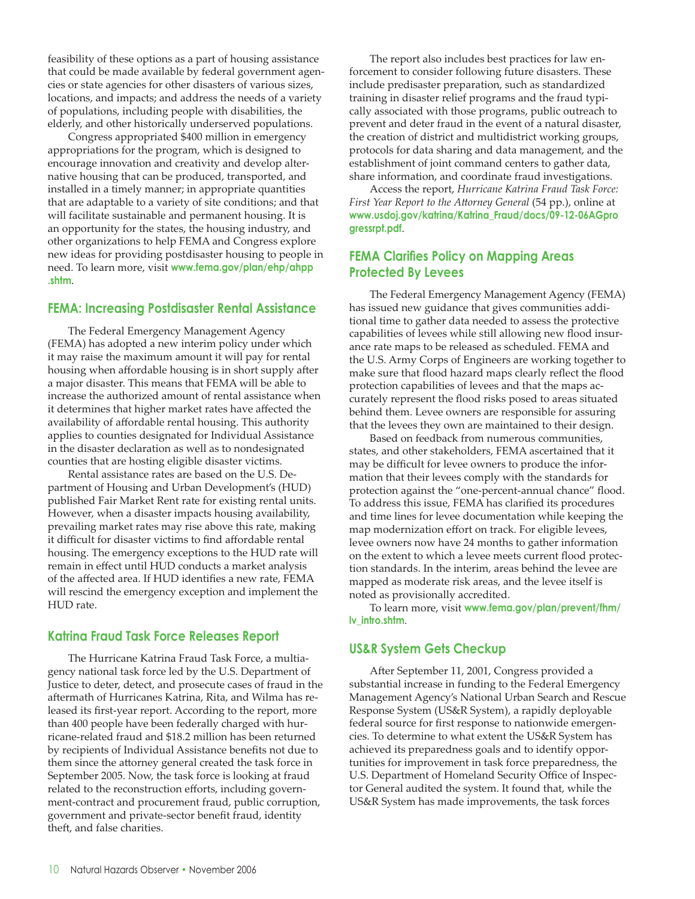feasibility of these options as a part of housing assistance that could be made available by federal government agencies or state agencies for other disasters of various sizes, locations, and impacts; and address the needs of a variety of populations, including people with disabilities, the elderly, and other historically underserved populations.

Congress appropriated $400 million in emergency appropriations for the program, which is designed to encourage innovation and creativity and develop alternative housing that can be produced, transported, and installed in a timely manner; in appropriate quantities that are adaptable to a variety of site conditions; and that will facilitate sustainable and permanent housing. It is an opportunity for the states, the housing industry, and other organizations to help FEMA and Congress explore new ideas for providing postdisaster housing to people in need. To learn more, visit **www.fema.gov/plan/ehp/ahpp.shtm**.

## FEMA: Increasing Postdisaster Rental Assistance

The Federal Emergency Management Agency (FEMA) has adopted a new interim policy under which it may raise the maximum amount it will pay for rental housing when affordable housing is in short supply after a major disaster. This means that FEMA will be able to increase the authorized amount of rental assistance when it determines that higher market rates have affected the availability of affordable rental housing. This authority applies to counties designated for Individual Assistance in the disaster declaration as well as to nondesignated counties that are hosting eligible disaster victims.

Rental assistance rates are based on the U.S. Department of Housing and Urban Development's (HUD) published Fair Market Rent rate for existing rental units. However, when a disaster impacts housing availability, prevailing market rates may rise above this rate, making it difficult for disaster victims to find affordable rental housing. The emergency exceptions to the HUD rate will remain in effect until HUD conducts a market analysis of the affected area. If HUD identifies a new rate, FEMA will rescind the emergency exception and implement the HUD rate.

## Katrina Fraud Task Force Releases Report

The Hurricane Katrina Fraud Task Force, a multiagency national task force led by the U.S. Department of Justice to deter, detect, and prosecute cases of fraud in the aftermath of Hurricanes Katrina, Rita, and Wilma has released its first-year report. According to the report, more than 400 people have been federally charged with hurricane-related fraud and $18.2 million has been returned by recipients of Individual Assistance benefits not due to them since the attorney general created the task force in September 2005. Now, the task force is looking at fraud related to the reconstruction efforts, including government-contract and procurement fraud, public corruption, government and private-sector benefit fraud, identity theft, and false charities.

The report also includes best practices for law enforcement to consider following future disasters. These include predisaster preparation, such as standardized training in disaster relief programs and the fraud typically associated with those programs, public outreach to prevent and deter fraud in the event of a natural disaster, the creation of district and multidistrict working groups, protocols for data sharing and data management, and the establishment of joint command centers to gather data, share information, and coordinate fraud investigations.

Access the report, *Hurricane Katrina Fraud Task Force: First Year Report to the Attorney General* (54 pp.), online at **www.usdoj.gov/katrina/Katrina_Fraud/docs/09-12-06AGprogressrpt.pdf**.

## FEMA Clarifies Policy on Mapping Areas Protected By Levees

The Federal Emergency Management Agency (FEMA) has issued new guidance that gives communities additional time to gather data needed to assess the protective capabilities of levees while still allowing new flood insurance rate maps to be released as scheduled. FEMA and the U.S. Army Corps of Engineers are working together to make sure that flood hazard maps clearly reflect the flood protection capabilities of levees and that the maps accurately represent the flood risks posed to areas situated behind them. Levee owners are responsible for assuring that the levees they own are maintained to their design.

Based on feedback from numerous communities, states, and other stakeholders, FEMA ascertained that it may be difficult for levee owners to produce the information that their levees comply with the standards for protection against the "one-percent-annual chance" flood. To address this issue, FEMA has clarified its procedures and time lines for levee documentation while keeping the map modernization effort on track. For eligible levees, levee owners now have 24 months to gather information on the extent to which a levee meets current flood protection standards. In the interim, areas behind the levee are mapped as moderate risk areas, and the levee itself is noted as provisionally accredited.

To learn more, visit **www.fema.gov/plan/prevent/fhm/lv_intro.shtm**.

## US&R System Gets Checkup

After September 11, 2001, Congress provided a substantial increase in funding to the Federal Emergency Management Agency's National Urban Search and Rescue Response System (US&R System), a rapidly deployable federal source for first response to nationwide emergencies. To determine to what extent the US&R System has achieved its preparedness goals and to identify opportunities for improvement in task force preparedness, the U.S. Department of Homeland Security Office of Inspector General audited the system. It found that, while the US&R System has made improvements, the task forces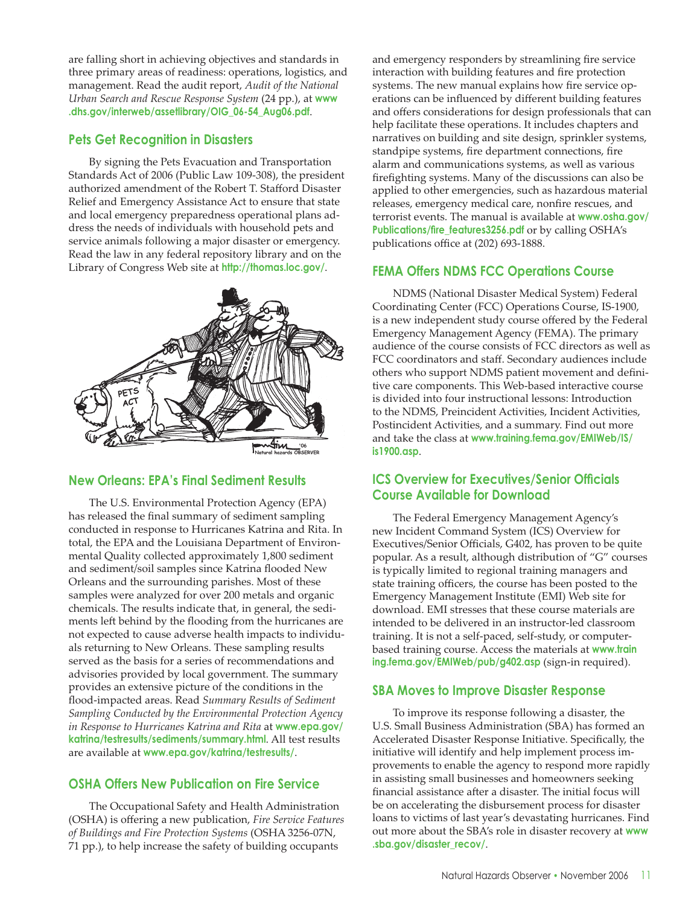are falling short in achieving objectives and standards in three primary areas of readiness: operations, logistics, and management. Read the audit report, *Audit of the National Urban Search and Rescue Response System* (24 pp.), at **www.dhs.gov/interweb/assetlibrary/OIG_06-54_Aug06.pdf**.

## Pets Get Recognition in Disasters

By signing the Pets Evacuation and Transportation Standards Act of 2006 (Public Law 109-308), the president authorized amendment of the Robert T. Stafford Disaster Relief and Emergency Assistance Act to ensure that state and local emergency preparedness operational plans address the needs of individuals with household pets and service animals following a major disaster or emergency. Read the law in any federal repository library and on the Library of Congress Web site at **http://thomas.loc.gov/**.

## New Orleans: EPA's Final Sediment Results

The U.S. Environmental Protection Agency (EPA) has released the final summary of sediment sampling conducted in response to Hurricanes Katrina and Rita. In total, the EPA and the Louisiana Department of Environmental Quality collected approximately 1,800 sediment and sediment/soil samples since Katrina flooded New Orleans and the surrounding parishes. Most of these samples were analyzed for over 200 metals and organic chemicals. The results indicate that, in general, the sediments left behind by the flooding from the hurricanes are not expected to cause adverse health impacts to individuals returning to New Orleans. These sampling results served as the basis for a series of recommendations and advisories provided by local government. The summary provides an extensive picture of the conditions in the flood-impacted areas. Read *Summary Results of Sediment Sampling Conducted by the Environmental Protection Agency in Response to Hurricanes Katrina and Rita* at **www.epa.gov/katrina/testresults/sediments/summary.html**. All test results are available at **www.epa.gov/katrina/testresults/**.

## OSHA Offers New Publication on Fire Service

The Occupational Safety and Health Administration (OSHA) is offering a new publication, *Fire Service Features of Buildings and Fire Protection Systems* (OSHA 3256-07N, 71 pp.), to help increase the safety of building occupants and emergency responders by streamlining fire service interaction with building features and fire protection systems. The new manual explains how fire service operations can be influenced by different building features and offers considerations for design professionals that can help facilitate these operations. It includes chapters and narratives on building and site design, sprinkler systems, standpipe systems, fire department connections, fire alarm and communications systems, as well as various firefighting systems. Many of the discussions can also be applied to other emergencies, such as hazardous material releases, emergency medical care, nonfire rescues, and terrorist events. The manual is available at **www.osha.gov/Publications/fire_features3256.pdf** or by calling OSHA's publications office at (202) 693-1888.

## FEMA Offers NDMS FCC Operations Course

NDMS (National Disaster Medical System) Federal Coordinating Center (FCC) Operations Course, IS-1900, is a new independent study course offered by the Federal Emergency Management Agency (FEMA). The primary audience of the course consists of FCC directors as well as FCC coordinators and staff. Secondary audiences include others who support NDMS patient movement and definitive care components. This Web-based interactive course is divided into four instructional lessons: Introduction to the NDMS, Preincident Activities, Incident Activities, Postincident Activities, and a summary. Find out more and take the class at **www.training.fema.gov/EMIWeb/IS/is1900.asp**.

## ICS Overview for Executives/Senior Officials Course Available for Download

The Federal Emergency Management Agency's new Incident Command System (ICS) Overview for Executives/Senior Officials, G402, has proven to be quite popular. As a result, although distribution of "G" courses is typically limited to regional training managers and state training officers, the course has been posted to the Emergency Management Institute (EMI) Web site for download. EMI stresses that these course materials are intended to be delivered in an instructor-led classroom training. It is not a self-paced, self-study, or computer-based training course. Access the materials at **www.training.fema.gov/EMIWeb/pub/g402.asp** (sign-in required).

## SBA Moves to Improve Disaster Response

To improve its response following a disaster, the U.S. Small Business Administration (SBA) has formed an Accelerated Disaster Response Initiative. Specifically, the initiative will identify and help implement process improvements to enable the agency to respond more rapidly in assisting small businesses and homeowners seeking financial assistance after a disaster. The initial focus will be on accelerating the disbursement process for disaster loans to victims of last year's devastating hurricanes. Find out more about the SBA's role in disaster recovery at **www.sba.gov/disaster_recov/**.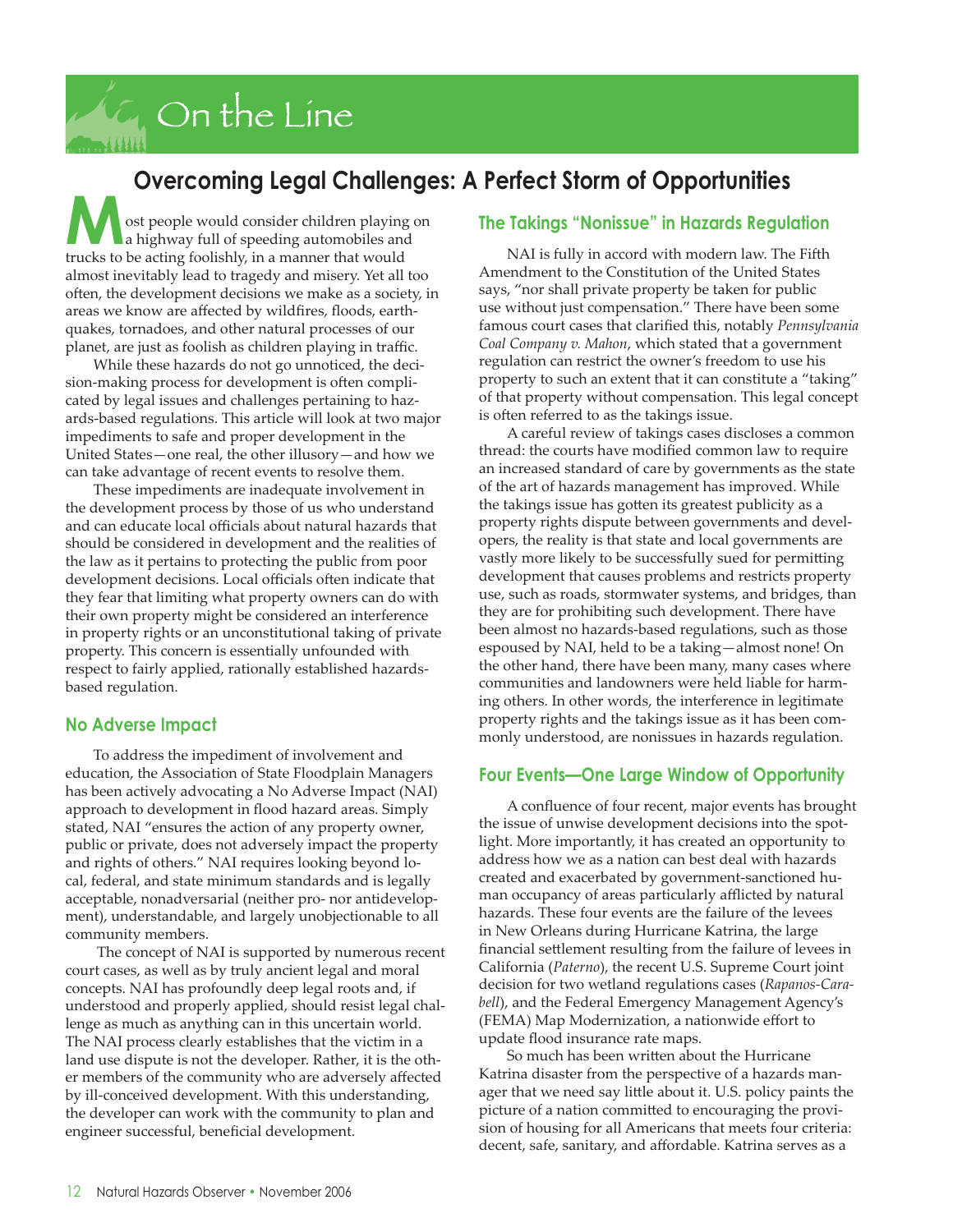# On the Line

## Overcoming Legal Challenges: A Perfect Storm of Opportunities

Most people would consider children playing on a highway full of speeding automobiles and trucks to be acting foolishly, in a manner that would almost inevitably lead to tragedy and misery. Yet all too often, the development decisions we make as a society, in areas we know are affected by wildfires, floods, earthquakes, tornadoes, and other natural processes of our planet, are just as foolish as children playing in traffic.

While these hazards do not go unnoticed, the decision-making process for development is often complicated by legal issues and challenges pertaining to hazards-based regulations. This article will look at two major impediments to safe and proper development in the United States—one real, the other illusory—and how we can take advantage of recent events to resolve them.

These impediments are inadequate involvement in the development process by those of us who understand and can educate local officials about natural hazards that should be considered in development and the realities of the law as it pertains to protecting the public from poor development decisions. Local officials often indicate that they fear that limiting what property owners can do with their own property might be considered an interference in property rights or an unconstitutional taking of private property. This concern is essentially unfounded with respect to fairly applied, rationally established hazards-based regulation.

### No Adverse Impact

To address the impediment of involvement and education, the Association of State Floodplain Managers has been actively advocating a No Adverse Impact (NAI) approach to development in flood hazard areas. Simply stated, NAI "ensures the action of any property owner, public or private, does not adversely impact the property and rights of others." NAI requires looking beyond local, federal, and state minimum standards and is legally acceptable, nonadversarial (neither pro- nor antidevelopment), understandable, and largely unobjectionable to all community members.

The concept of NAI is supported by numerous recent court cases, as well as by truly ancient legal and moral concepts. NAI has profoundly deep legal roots and, if understood and properly applied, should resist legal challenge as much as anything can in this uncertain world. The NAI process clearly establishes that the victim in a land use dispute is not the developer. Rather, it is the other members of the community who are adversely affected by ill-conceived development. With this understanding, the developer can work with the community to plan and engineer successful, beneficial development.

### The Takings "Nonissue" in Hazards Regulation

NAI is fully in accord with modern law. The Fifth Amendment to the Constitution of the United States says, "nor shall private property be taken for public use without just compensation." There have been some famous court cases that clarified this, notably *Pennsylvania Coal Company v. Mahon*, which stated that a government regulation can restrict the owner's freedom to use his property to such an extent that it can constitute a "taking" of that property without compensation. This legal concept is often referred to as the takings issue.

A careful review of takings cases discloses a common thread: the courts have modified common law to require an increased standard of care by governments as the state of the art of hazards management has improved. While the takings issue has gotten its greatest publicity as a property rights dispute between governments and developers, the reality is that state and local governments are vastly more likely to be successfully sued for permitting development that causes problems and restricts property use, such as roads, stormwater systems, and bridges, than they are for prohibiting such development. There have been almost no hazards-based regulations, such as those espoused by NAI, held to be a taking—almost none! On the other hand, there have been many, many cases where communities and landowners were held liable for harming others. In other words, the interference in legitimate property rights and the takings issue as it has been commonly understood, are nonissues in hazards regulation.

### Four Events—One Large Window of Opportunity

A confluence of four recent, major events has brought the issue of unwise development decisions into the spotlight. More importantly, it has created an opportunity to address how we as a nation can best deal with hazards created and exacerbated by government-sanctioned human occupancy of areas particularly afflicted by natural hazards. These four events are the failure of the levees in New Orleans during Hurricane Katrina, the large financial settlement resulting from the failure of levees in California (*Paterno*), the recent U.S. Supreme Court joint decision for two wetland regulations cases (*Rapanos-Carabell*), and the Federal Emergency Management Agency's (FEMA) Map Modernization, a nationwide effort to update flood insurance rate maps.

So much has been written about the Hurricane Katrina disaster from the perspective of a hazards manager that we need say little about it. U.S. policy paints the picture of a nation committed to encouraging the provision of housing for all Americans that meets four criteria: decent, safe, sanitary, and affordable. Katrina serves as a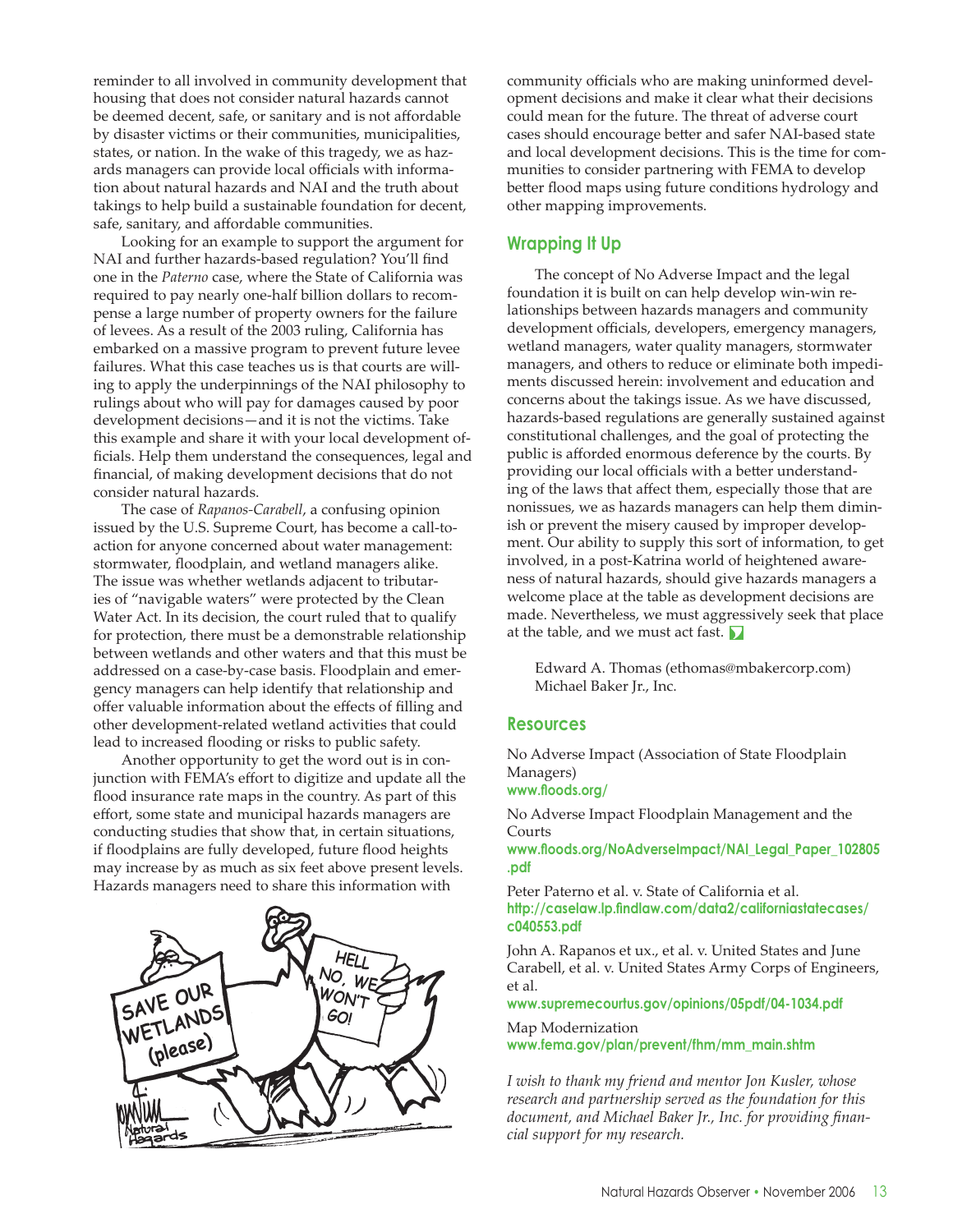reminder to all involved in community development that housing that does not consider natural hazards cannot be deemed decent, safe, or sanitary and is not affordable by disaster victims or their communities, municipalities, states, or nation. In the wake of this tragedy, we as hazards managers can provide local officials with information about natural hazards and NAI and the truth about takings to help build a sustainable foundation for decent, safe, sanitary, and affordable communities.

Looking for an example to support the argument for NAI and further hazards-based regulation? You'll find one in the *Paterno* case, where the State of California was required to pay nearly one-half billion dollars to recompense a large number of property owners for the failure of levees. As a result of the 2003 ruling, California has embarked on a massive program to prevent future levee failures. What this case teaches us is that courts are willing to apply the underpinnings of the NAI philosophy to rulings about who will pay for damages caused by poor development decisions—and it is not the victims. Take this example and share it with your local development officials. Help them understand the consequences, legal and financial, of making development decisions that do not consider natural hazards.

The case of *Rapanos-Carabell*, a confusing opinion issued by the U.S. Supreme Court, has become a call-to-action for anyone concerned about water management: stormwater, floodplain, and wetland managers alike. The issue was whether wetlands adjacent to tributaries of "navigable waters" were protected by the Clean Water Act. In its decision, the court ruled that to qualify for protection, there must be a demonstrable relationship between wetlands and other waters and that this must be addressed on a case-by-case basis. Floodplain and emergency managers can help identify that relationship and offer valuable information about the effects of filling and other development-related wetland activities that could lead to increased flooding or risks to public safety.

Another opportunity to get the word out is in conjunction with FEMA's effort to digitize and update all the flood insurance rate maps in the country. As part of this effort, some state and municipal hazards managers are conducting studies that show that, in certain situations, if floodplains are fully developed, future flood heights may increase by as much as six feet above present levels. Hazards managers need to share this information with community officials who are making uninformed development decisions and make it clear what their decisions could mean for the future. The threat of adverse court cases should encourage better and safer NAI-based state and local development decisions. This is the time for communities to consider partnering with FEMA to develop better flood maps using future conditions hydrology and other mapping improvements.

## Wrapping It Up

The concept of No Adverse Impact and the legal foundation it is built on can help develop win-win relationships between hazards managers and community development officials, developers, emergency managers, wetland managers, water quality managers, stormwater managers, and others to reduce or eliminate both impediments discussed herein: involvement and education and concerns about the takings issue. As we have discussed, hazards-based regulations are generally sustained against constitutional challenges, and the goal of protecting the public is afforded enormous deference by the courts. By providing our local officials with a better understanding of the laws that affect them, especially those that are nonissues, we as hazards managers can help them diminish or prevent the misery caused by improper development. Our ability to supply this sort of information, to get involved, in a post-Katrina world of heightened awareness of natural hazards, should give hazards managers a welcome place at the table as development decisions are made. Nevertheless, we must aggressively seek that place at the table, and we must act fast.

Edward A. Thomas (ethomas@mbakercorp.com)
Michael Baker Jr., Inc.

## Resources

No Adverse Impact (Association of State Floodplain Managers)
**www.floods.org/**

No Adverse Impact Floodplain Management and the Courts
**www.floods.org/NoAdverseImpact/NAI_Legal_Paper_102805.pdf**

Peter Paterno et al. v. State of California et al.
**http://caselaw.lp.findlaw.com/data2/californiastatecases/c040553.pdf**

John A. Rapanos et ux., et al. v. United States and June Carabell, et al. v. United States Army Corps of Engineers, et al.
**www.supremecourtus.gov/opinions/05pdf/04-1034.pdf**

Map Modernization
**www.fema.gov/plan/prevent/fhm/mm_main.shtm**

*I wish to thank my friend and mentor Jon Kusler, whose research and partnership served as the foundation for this document, and Michael Baker Jr., Inc. for providing financial support for my research.*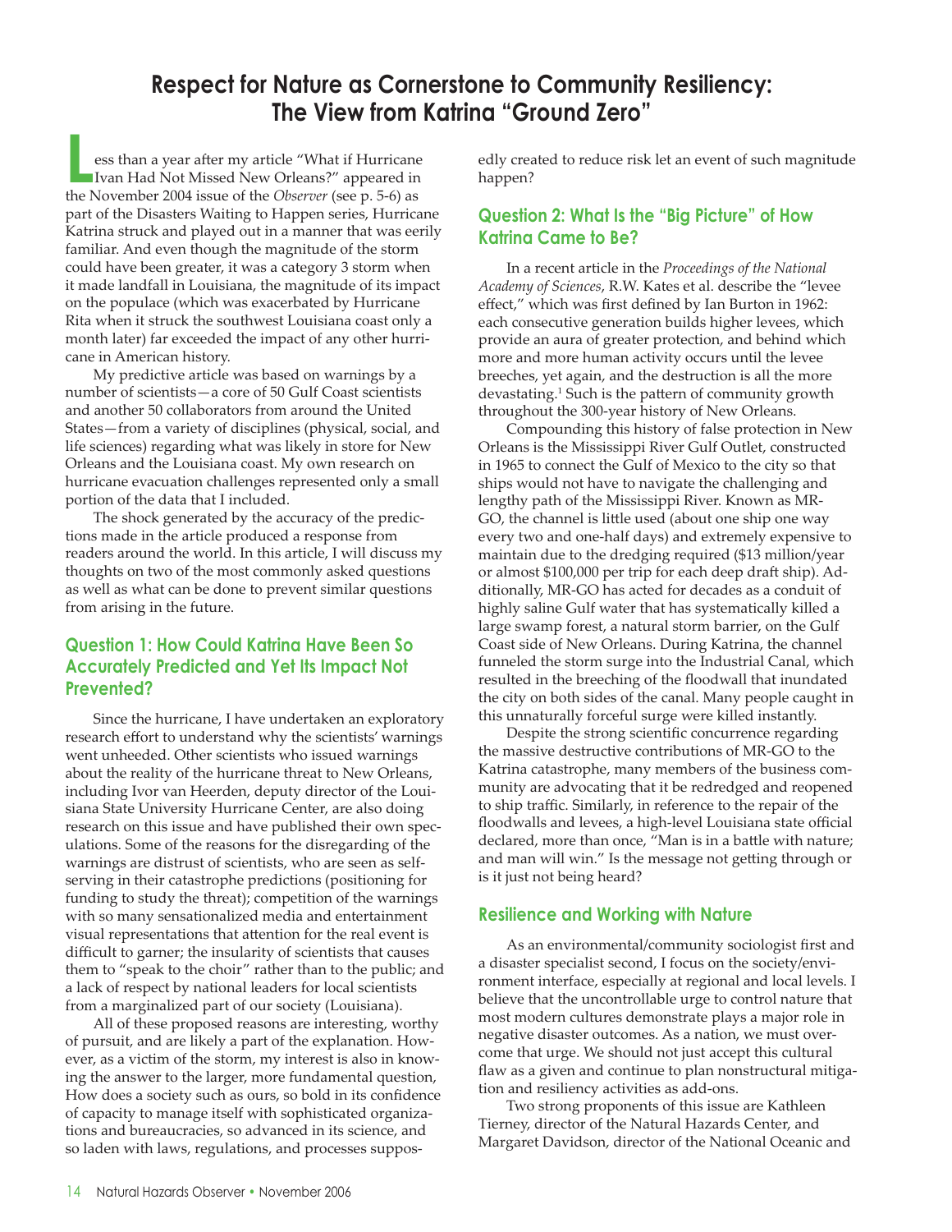# Respect for Nature as Cornerstone to Community Resiliency: The View from Katrina "Ground Zero"

Less than a year after my article "What if Hurricane Ivan Had Not Missed New Orleans?" appeared in the November 2004 issue of the *Observer* (see p. 5-6) as part of the Disasters Waiting to Happen series, Hurricane Katrina struck and played out in a manner that was eerily familiar. And even though the magnitude of the storm could have been greater, it was a category 3 storm when it made landfall in Louisiana, the magnitude of its impact on the populace (which was exacerbated by Hurricane Rita when it struck the southwest Louisiana coast only a month later) far exceeded the impact of any other hurricane in American history.

My predictive article was based on warnings by a number of scientists—a core of 50 Gulf Coast scientists and another 50 collaborators from around the United States—from a variety of disciplines (physical, social, and life sciences) regarding what was likely in store for New Orleans and the Louisiana coast. My own research on hurricane evacuation challenges represented only a small portion of the data that I included.

The shock generated by the accuracy of the predictions made in the article produced a response from readers around the world. In this article, I will discuss my thoughts on two of the most commonly asked questions as well as what can be done to prevent similar questions from arising in the future.

## Question 1: How Could Katrina Have Been So Accurately Predicted and Yet Its Impact Not Prevented?

Since the hurricane, I have undertaken an exploratory research effort to understand why the scientists' warnings went unheeded. Other scientists who issued warnings about the reality of the hurricane threat to New Orleans, including Ivor van Heerden, deputy director of the Louisiana State University Hurricane Center, are also doing research on this issue and have published their own speculations. Some of the reasons for the disregarding of the warnings are distrust of scientists, who are seen as self-serving in their catastrophe predictions (positioning for funding to study the threat); competition of the warnings with so many sensationalized media and entertainment visual representations that attention for the real event is difficult to garner; the insularity of scientists that causes them to "speak to the choir" rather than to the public; and a lack of respect by national leaders for local scientists from a marginalized part of our society (Louisiana).

All of these proposed reasons are interesting, worthy of pursuit, and are likely a part of the explanation. However, as a victim of the storm, my interest is also in knowing the answer to the larger, more fundamental question, How does a society such as ours, so bold in its confidence of capacity to manage itself with sophisticated organizations and bureaucracies, so advanced in its science, and so laden with laws, regulations, and processes supposedly created to reduce risk let an event of such magnitude happen?

## Question 2: What Is the "Big Picture" of How Katrina Came to Be?

In a recent article in the *Proceedings of the National Academy of Sciences*, R.W. Kates et al. describe the "levee effect," which was first defined by Ian Burton in 1962: each consecutive generation builds higher levees, which provide an aura of greater protection, and behind which more and more human activity occurs until the levee breeches, yet again, and the destruction is all the more devastating.[1] Such is the pattern of community growth throughout the 300-year history of New Orleans.

Compounding this history of false protection in New Orleans is the Mississippi River Gulf Outlet, constructed in 1965 to connect the Gulf of Mexico to the city so that ships would not have to navigate the challenging and lengthy path of the Mississippi River. Known as MR-GO, the channel is little used (about one ship one way every two and one-half days) and extremely expensive to maintain due to the dredging required ($13 million/year or almost $100,000 per trip for each deep draft ship). Additionally, MR-GO has acted for decades as a conduit of highly saline Gulf water that has systematically killed a large swamp forest, a natural storm barrier, on the Gulf Coast side of New Orleans. During Katrina, the channel funneled the storm surge into the Industrial Canal, which resulted in the breeching of the floodwall that inundated the city on both sides of the canal. Many people caught in this unnaturally forceful surge were killed instantly.

Despite the strong scientific concurrence regarding the massive destructive contributions of MR-GO to the Katrina catastrophe, many members of the business community are advocating that it be redredged and reopened to ship traffic. Similarly, in reference to the repair of the floodwalls and levees, a high-level Louisiana state official declared, more than once, "Man is in a battle with nature; and man will win." Is the message not getting through or is it just not being heard?

## Resilience and Working with Nature

As an environmental/community sociologist first and a disaster specialist second, I focus on the society/environment interface, especially at regional and local levels. I believe that the uncontrollable urge to control nature that most modern cultures demonstrate plays a major role in negative disaster outcomes. As a nation, we must overcome that urge. We should not just accept this cultural flaw as a given and continue to plan nonstructural mitigation and resiliency activities as add-ons.

Two strong proponents of this issue are Kathleen Tierney, director of the Natural Hazards Center, and Margaret Davidson, director of the National Oceanic and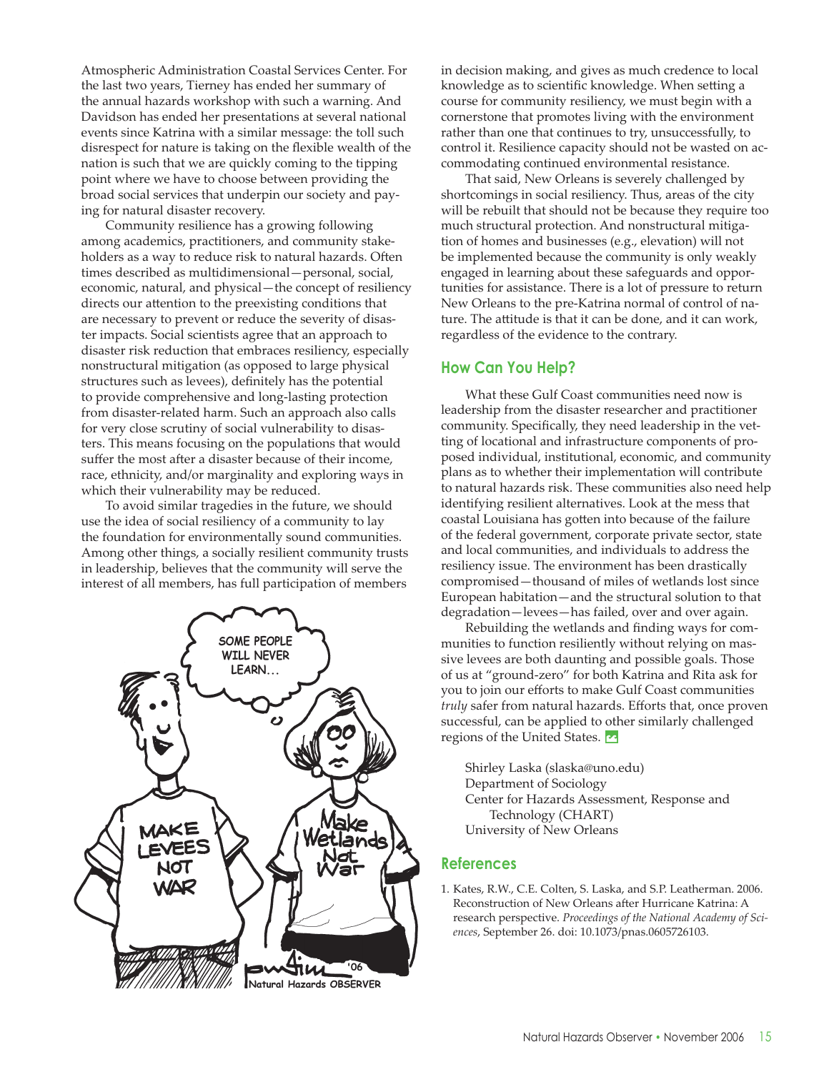Atmospheric Administration Coastal Services Center. For the last two years, Tierney has ended her summary of the annual hazards workshop with such a warning. And Davidson has ended her presentations at several national events since Katrina with a similar message: the toll such disrespect for nature is taking on the flexible wealth of the nation is such that we are quickly coming to the tipping point where we have to choose between providing the broad social services that underpin our society and paying for natural disaster recovery.

Community resilience has a growing following among academics, practitioners, and community stakeholders as a way to reduce risk to natural hazards. Often times described as multidimensional—personal, social, economic, natural, and physical—the concept of resiliency directs our attention to the preexisting conditions that are necessary to prevent or reduce the severity of disaster impacts. Social scientists agree that an approach to disaster risk reduction that embraces resiliency, especially nonstructural mitigation (as opposed to large physical structures such as levees), definitely has the potential to provide comprehensive and long-lasting protection from disaster-related harm. Such an approach also calls for very close scrutiny of social vulnerability to disasters. This means focusing on the populations that would suffer the most after a disaster because of their income, race, ethnicity, and/or marginality and exploring ways in which their vulnerability may be reduced.

To avoid similar tragedies in the future, we should use the idea of social resiliency of a community to lay the foundation for environmentally sound communities. Among other things, a socially resilient community trusts in leadership, believes that the community will serve the interest of all members, has full participation of members in decision making, and gives as much credence to local knowledge as to scientific knowledge. When setting a course for community resiliency, we must begin with a cornerstone that promotes living with the environment rather than one that continues to try, unsuccessfully, to control it. Resilience capacity should not be wasted on accommodating continued environmental resistance.

That said, New Orleans is severely challenged by shortcomings in social resiliency. Thus, areas of the city will be rebuilt that should not be because they require too much structural protection. And nonstructural mitigation of homes and businesses (e.g., elevation) will not be implemented because the community is only weakly engaged in learning about these safeguards and opportunities for assistance. There is a lot of pressure to return New Orleans to the pre-Katrina normal of control of nature. The attitude is that it can be done, and it can work, regardless of the evidence to the contrary.

## How Can You Help?

What these Gulf Coast communities need now is leadership from the disaster researcher and practitioner community. Specifically, they need leadership in the vetting of locational and infrastructure components of proposed individual, institutional, economic, and community plans as to whether their implementation will contribute to natural hazards risk. These communities also need help identifying resilient alternatives. Look at the mess that coastal Louisiana has gotten into because of the failure of the federal government, corporate private sector, state and local communities, and individuals to address the resiliency issue. The environment has been drastically compromised—thousand of miles of wetlands lost since European habitation—and the structural solution to that degradation—levees—has failed, over and over again.

Rebuilding the wetlands and finding ways for communities to function resiliently without relying on massive levees are both daunting and possible goals. Those of us at "ground-zero" for both Katrina and Rita ask for you to join our efforts to make Gulf Coast communities *truly* safer from natural hazards. Efforts that, once proven successful, can be applied to other similarly challenged regions of the United States.

Shirley Laska (slaska@uno.edu)
Department of Sociology
Center for Hazards Assessment, Response and Technology (CHART)
University of New Orleans

## References

1. Kates, R.W., C.E. Colten, S. Laska, and S.P. Leatherman. 2006. Reconstruction of New Orleans after Hurricane Katrina: A research perspective. *Proceedings of the National Academy of Sciences*, September 26. doi: 10.1073/pnas.0605726103.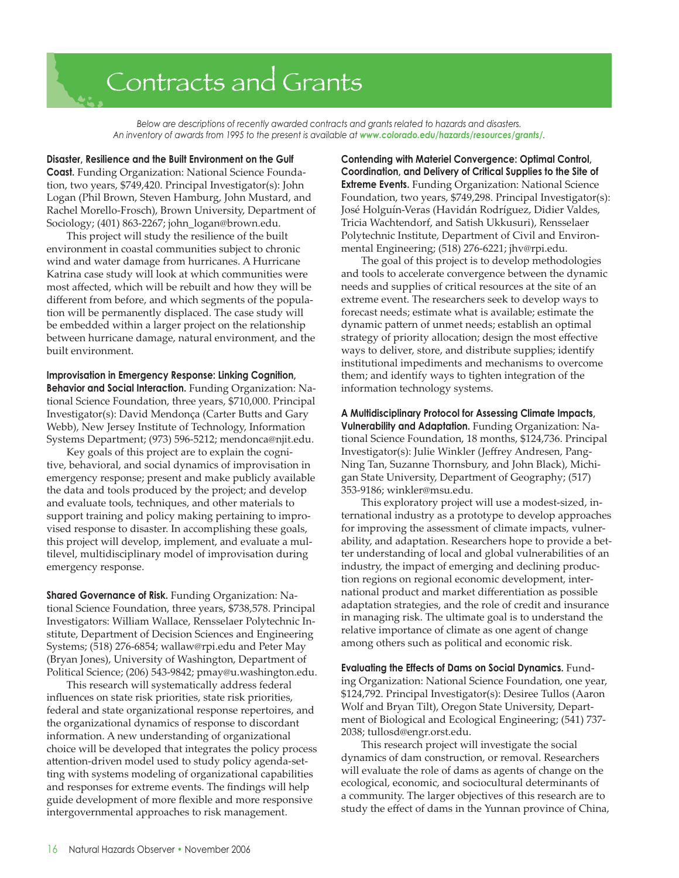# Contracts and Grants

*Below are descriptions of recently awarded contracts and grants related to hazards and disasters. An inventory of awards from 1995 to the present is available at **www.colorado.edu/hazards/resources/grants/**.*

**Disaster, Resilience and the Built Environment on the Gulf Coast.** Funding Organization: National Science Foundation, two years, $749,420. Principal Investigator(s): John Logan (Phil Brown, Steven Hamburg, John Mustard, and Rachel Morello-Frosch), Brown University, Department of Sociology; (401) 863-2267; john_logan@brown.edu.

This project will study the resilience of the built environment in coastal communities subject to chronic wind and water damage from hurricanes. A Hurricane Katrina case study will look at which communities were most affected, which will be rebuilt and how they will be different from before, and which segments of the population will be permanently displaced. The case study will be embedded within a larger project on the relationship between hurricane damage, natural environment, and the built environment.

**Improvisation in Emergency Response: Linking Cognition, Behavior and Social Interaction.** Funding Organization: National Science Foundation, three years, $710,000. Principal Investigator(s): David Mendonça (Carter Butts and Gary Webb), New Jersey Institute of Technology, Information Systems Department; (973) 596-5212; mendonca@njit.edu.

Key goals of this project are to explain the cognitive, behavioral, and social dynamics of improvisation in emergency response; present and make publicly available the data and tools produced by the project; and develop and evaluate tools, techniques, and other materials to support training and policy making pertaining to improvised response to disaster. In accomplishing these goals, this project will develop, implement, and evaluate a multilevel, multidisciplinary model of improvisation during emergency response.

**Shared Governance of Risk.** Funding Organization: National Science Foundation, three years, $738,578. Principal Investigators: William Wallace, Rensselaer Polytechnic Institute, Department of Decision Sciences and Engineering Systems; (518) 276-6854; wallaw@rpi.edu and Peter May (Bryan Jones), University of Washington, Department of Political Science; (206) 543-9842; pmay@u.washington.edu.

This research will systematically address federal influences on state risk priorities, state risk priorities, federal and state organizational response repertoires, and the organizational dynamics of response to discordant information. A new understanding of organizational choice will be developed that integrates the policy process attention-driven model used to study policy agenda-setting with systems modeling of organizational capabilities and responses for extreme events. The findings will help guide development of more flexible and more responsive intergovernmental approaches to risk management.

**Contending with Materiel Convergence: Optimal Control, Coordination, and Delivery of Critical Supplies to the Site of Extreme Events.** Funding Organization: National Science Foundation, two years, $749,298. Principal Investigator(s): José Holguín-Veras (Havidán Rodríguez, Didier Valdes, Tricia Wachtendorf, and Satish Ukkusuri), Rensselaer Polytechnic Institute, Department of Civil and Environmental Engineering; (518) 276-6221; jhv@rpi.edu.

The goal of this project is to develop methodologies and tools to accelerate convergence between the dynamic needs and supplies of critical resources at the site of an extreme event. The researchers seek to develop ways to forecast needs; estimate what is available; estimate the dynamic pattern of unmet needs; establish an optimal strategy of priority allocation; design the most effective ways to deliver, store, and distribute supplies; identify institutional impediments and mechanisms to overcome them; and identify ways to tighten integration of the information technology systems.

**A Multidisciplinary Protocol for Assessing Climate Impacts, Vulnerability and Adaptation.** Funding Organization: National Science Foundation, 18 months, $124,736. Principal Investigator(s): Julie Winkler (Jeffrey Andresen, Pang-Ning Tan, Suzanne Thornsbury, and John Black), Michigan State University, Department of Geography; (517) 353-9186; winkler@msu.edu.

This exploratory project will use a modest-sized, international industry as a prototype to develop approaches for improving the assessment of climate impacts, vulnerability, and adaptation. Researchers hope to provide a better understanding of local and global vulnerabilities of an industry, the impact of emerging and declining production regions on regional economic development, international product and market differentiation as possible adaptation strategies, and the role of credit and insurance in managing risk. The ultimate goal is to understand the relative importance of climate as one agent of change among others such as political and economic risk.

**Evaluating the Effects of Dams on Social Dynamics.** Funding Organization: National Science Foundation, one year, $124,792. Principal Investigator(s): Desiree Tullos (Aaron Wolf and Bryan Tilt), Oregon State University, Department of Biological and Ecological Engineering; (541) 737-2038; tullosd@engr.orst.edu.

This research project will investigate the social dynamics of dam construction, or removal. Researchers will evaluate the role of dams as agents of change on the ecological, economic, and sociocultural determinants of a community. The larger objectives of this research are to study the effect of dams in the Yunnan province of China,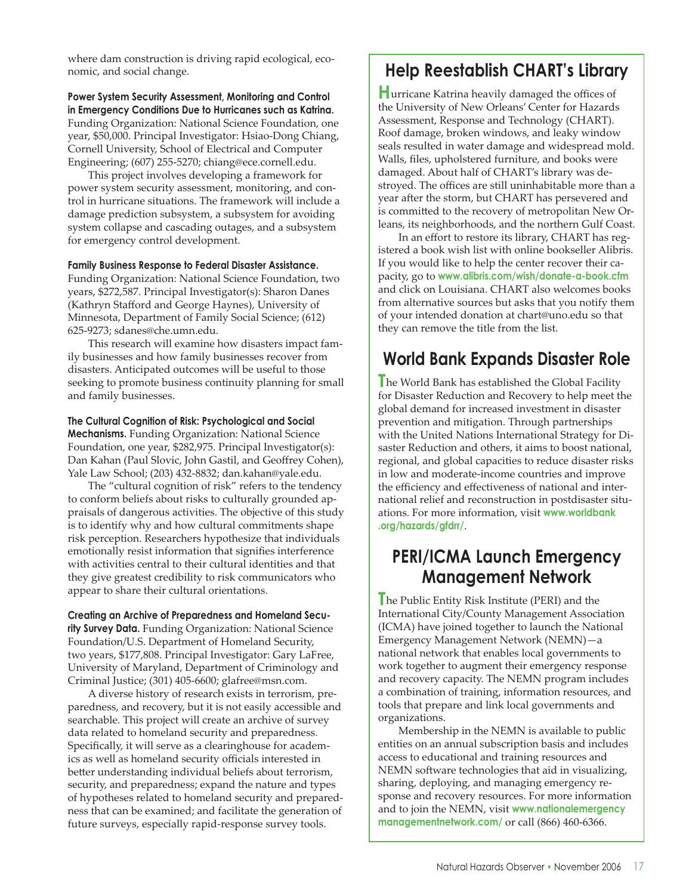where dam construction is driving rapid ecological, economic, and social change.

**Power System Security Assessment, Monitoring and Control in Emergency Conditions Due to Hurricanes such as Katrina.** Funding Organization: National Science Foundation, one year, $50,000. Principal Investigator: Hsiao-Dong Chiang, Cornell University, School of Electrical and Computer Engineering; (607) 255-5270; chiang@ece.cornell.edu.

This project involves developing a framework for power system security assessment, monitoring, and control in hurricane situations. The framework will include a damage prediction subsystem, a subsystem for avoiding system collapse and cascading outages, and a subsystem for emergency control development.

**Family Business Response to Federal Disaster Assistance.** Funding Organization: National Science Foundation, two years, $272,587. Principal Investigator(s): Sharon Danes (Kathryn Stafford and George Haynes), University of Minnesota, Department of Family Social Science; (612) 625-9273; sdanes@che.umn.edu.

This research will examine how disasters impact family businesses and how family businesses recover from disasters. Anticipated outcomes will be useful to those seeking to promote business continuity planning for small and family businesses.

**The Cultural Cognition of Risk: Psychological and Social Mechanisms.** Funding Organization: National Science Foundation, one year, $282,975. Principal Investigator(s): Dan Kahan (Paul Slovic, John Gastil, and Geoffrey Cohen), Yale Law School; (203) 432-8832; dan.kahan@yale.edu.

The "cultural cognition of risk" refers to the tendency to conform beliefs about risks to culturally grounded appraisals of dangerous activities. The objective of this study is to identify why and how cultural commitments shape risk perception. Researchers hypothesize that individuals emotionally resist information that signifies interference with activities central to their cultural identities and that they give greatest credibility to risk communicators who appear to share their cultural orientations.

**Creating an Archive of Preparedness and Homeland Security Survey Data.** Funding Organization: National Science Foundation/U.S. Department of Homeland Security, two years, $177,808. Principal Investigator: Gary LaFree, University of Maryland, Department of Criminology and Criminal Justice; (301) 405-6600; glafree@msn.com.

A diverse history of research exists in terrorism, preparedness, and recovery, but it is not easily accessible and searchable. This project will create an archive of survey data related to homeland security and preparedness. Specifically, it will serve as a clearinghouse for academics as well as homeland security officials interested in better understanding individual beliefs about terrorism, security, and preparedness; expand the nature and types of hypotheses related to homeland security and preparedness that can be examined; and facilitate the generation of future surveys, especially rapid-response survey tools.

## Help Reestablish CHART's Library

Hurricane Katrina heavily damaged the offices of the University of New Orleans' Center for Hazards Assessment, Response and Technology (CHART). Roof damage, broken windows, and leaky window seals resulted in water damage and widespread mold. Walls, files, upholstered furniture, and books were damaged. About half of CHART's library was destroyed. The offices are still uninhabitable more than a year after the storm, but CHART has persevered and is committed to the recovery of metropolitan New Orleans, its neighborhoods, and the northern Gulf Coast.

In an effort to restore its library, CHART has registered a book wish list with online bookseller Alibris. If you would like to help the center recover their capacity, go to **www.alibris.com/wish/donate-a-book.cfm** and click on Louisiana. CHART also welcomes books from alternative sources but asks that you notify them of your intended donation at chart@uno.edu so that they can remove the title from the list.

## World Bank Expands Disaster Role

The World Bank has established the Global Facility for Disaster Reduction and Recovery to help meet the global demand for increased investment in disaster prevention and mitigation. Through partnerships with the United Nations International Strategy for Disaster Reduction and others, it aims to boost national, regional, and global capacities to reduce disaster risks in low and moderate-income countries and improve the efficiency and effectiveness of national and international relief and reconstruction in postdisaster situations. For more information, visit **www.worldbank.org/hazards/gfdrr/**.

## PERI/ICMA Launch Emergency Management Network

The Public Entity Risk Institute (PERI) and the International City/County Management Association (ICMA) have joined together to launch the National Emergency Management Network (NEMN)—a national network that enables local governments to work together to augment their emergency response and recovery capacity. The NEMN program includes a combination of training, information resources, and tools that prepare and link local governments and organizations.

Membership in the NEMN is available to public entities on an annual subscription basis and includes access to educational and training resources and NEMN software technologies that aid in visualizing, sharing, deploying, and managing emergency response and recovery resources. For more information and to join the NEMN, visit **www.nationalemergencymanagementnetwork.com/** or call (866) 460-6366.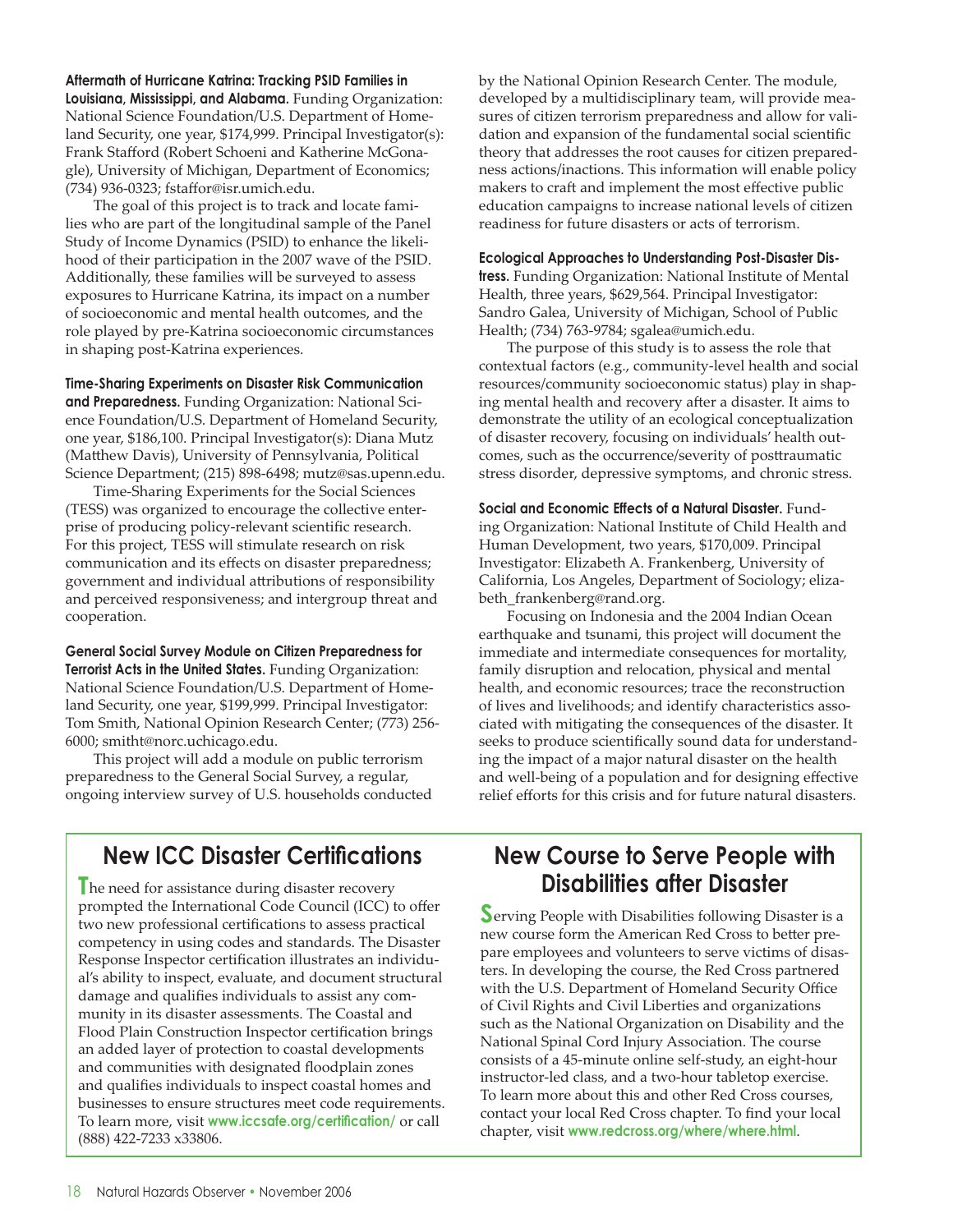**Aftermath of Hurricane Katrina: Tracking PSID Families in Louisiana, Mississippi, and Alabama.** Funding Organization: National Science Foundation/U.S. Department of Homeland Security, one year, $174,999. Principal Investigator(s): Frank Stafford (Robert Schoeni and Katherine McGonagle), University of Michigan, Department of Economics; (734) 936-0323; fstaffor@isr.umich.edu.

The goal of this project is to track and locate families who are part of the longitudinal sample of the Panel Study of Income Dynamics (PSID) to enhance the likelihood of their participation in the 2007 wave of the PSID. Additionally, these families will be surveyed to assess exposures to Hurricane Katrina, its impact on a number of socioeconomic and mental health outcomes, and the role played by pre-Katrina socioeconomic circumstances in shaping post-Katrina experiences.

**Time-Sharing Experiments on Disaster Risk Communication and Preparedness.** Funding Organization: National Science Foundation/U.S. Department of Homeland Security, one year, $186,100. Principal Investigator(s): Diana Mutz (Matthew Davis), University of Pennsylvania, Political Science Department; (215) 898-6498; mutz@sas.upenn.edu.

Time-Sharing Experiments for the Social Sciences (TESS) was organized to encourage the collective enterprise of producing policy-relevant scientific research. For this project, TESS will stimulate research on risk communication and its effects on disaster preparedness; government and individual attributions of responsibility and perceived responsiveness; and intergroup threat and cooperation.

**General Social Survey Module on Citizen Preparedness for Terrorist Acts in the United States.** Funding Organization: National Science Foundation/U.S. Department of Homeland Security, one year, $199,999. Principal Investigator: Tom Smith, National Opinion Research Center; (773) 256-6000; smitht@norc.uchicago.edu.

This project will add a module on public terrorism preparedness to the General Social Survey, a regular, ongoing interview survey of U.S. households conducted by the National Opinion Research Center. The module, developed by a multidisciplinary team, will provide measures of citizen terrorism preparedness and allow for validation and expansion of the fundamental social scientific theory that addresses the root causes for citizen preparedness actions/inactions. This information will enable policy makers to craft and implement the most effective public education campaigns to increase national levels of citizen readiness for future disasters or acts of terrorism.

**Ecological Approaches to Understanding Post-Disaster Distress.** Funding Organization: National Institute of Mental Health, three years, $629,564. Principal Investigator: Sandro Galea, University of Michigan, School of Public Health; (734) 763-9784; sgalea@umich.edu.

The purpose of this study is to assess the role that contextual factors (e.g., community-level health and social resources/community socioeconomic status) play in shaping mental health and recovery after a disaster. It aims to demonstrate the utility of an ecological conceptualization of disaster recovery, focusing on individuals' health outcomes, such as the occurrence/severity of posttraumatic stress disorder, depressive symptoms, and chronic stress.

**Social and Economic Effects of a Natural Disaster.** Funding Organization: National Institute of Child Health and Human Development, two years, $170,009. Principal Investigator: Elizabeth A. Frankenberg, University of California, Los Angeles, Department of Sociology; elizabeth_frankenberg@rand.org.

Focusing on Indonesia and the 2004 Indian Ocean earthquake and tsunami, this project will document the immediate and intermediate consequences for mortality, family disruption and relocation, physical and mental health, and economic resources; trace the reconstruction of lives and livelihoods; and identify characteristics associated with mitigating the consequences of the disaster. It seeks to produce scientifically sound data for understanding the impact of a major natural disaster on the health and well-being of a population and for designing effective relief efforts for this crisis and for future natural disasters.

## New ICC Disaster Certifications

The need for assistance during disaster recovery prompted the International Code Council (ICC) to offer two new professional certifications to assess practical competency in using codes and standards. The Disaster Response Inspector certification illustrates an individual's ability to inspect, evaluate, and document structural damage and qualifies individuals to assist any community in its disaster assessments. The Coastal and Flood Plain Construction Inspector certification brings an added layer of protection to coastal developments and communities with designated floodplain zones and qualifies individuals to inspect coastal homes and businesses to ensure structures meet code requirements. To learn more, visit **www.iccsafe.org/certification/** or call (888) 422-7233 x33806.

## New Course to Serve People with Disabilities after Disaster

Serving People with Disabilities following Disaster is a new course form the American Red Cross to better prepare employees and volunteers to serve victims of disasters. In developing the course, the Red Cross partnered with the U.S. Department of Homeland Security Office of Civil Rights and Civil Liberties and organizations such as the National Organization on Disability and the National Spinal Cord Injury Association. The course consists of a 45-minute online self-study, an eight-hour instructor-led class, and a two-hour tabletop exercise. To learn more about this and other Red Cross courses, contact your local Red Cross chapter. To find your local chapter, visit **www.redcross.org/where/where.html**.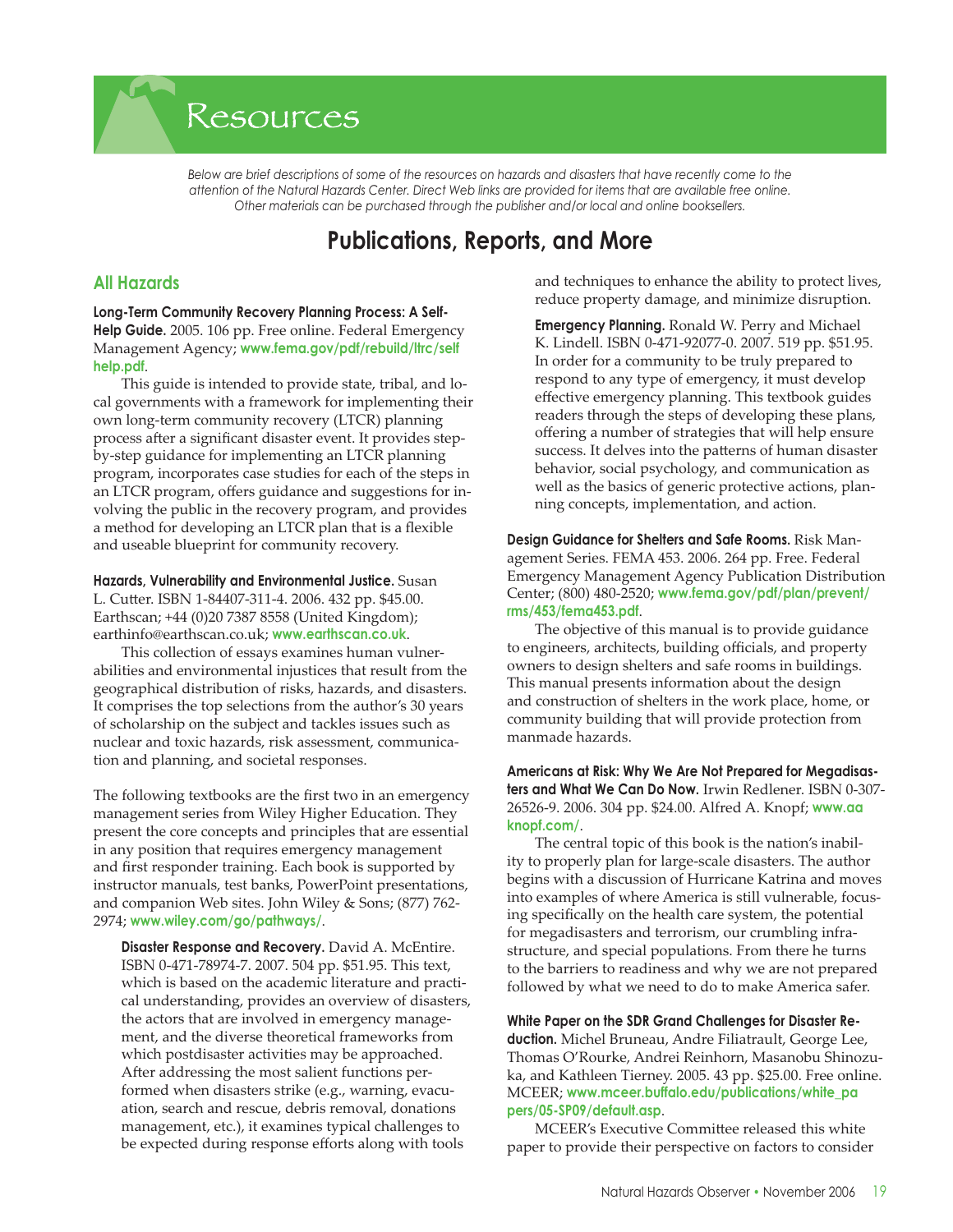# Resources

*Below are brief descriptions of some of the resources on hazards and disasters that have recently come to the attention of the Natural Hazards Center. Direct Web links are provided for items that are available free online. Other materials can be purchased through the publisher and/or local and online booksellers.*

## Publications, Reports, and More

### All Hazards

**Long-Term Community Recovery Planning Process: A Self-Help Guide.** 2005. 106 pp. Free online. Federal Emergency Management Agency; **www.fema.gov/pdf/rebuild/ltrc/selfhelp.pdf**.

This guide is intended to provide state, tribal, and local governments with a framework for implementing their own long-term community recovery (LTCR) planning process after a significant disaster event. It provides step-by-step guidance for implementing an LTCR planning program, incorporates case studies for each of the steps in an LTCR program, offers guidance and suggestions for involving the public in the recovery program, and provides a method for developing an LTCR plan that is a flexible and useable blueprint for community recovery.

**Hazards, Vulnerability and Environmental Justice.** Susan L. Cutter. ISBN 1-84407-311-4. 2006. 432 pp. $45.00. Earthscan; +44 (0)20 7387 8558 (United Kingdom); earthinfo@earthscan.co.uk; **www.earthscan.co.uk**.

This collection of essays examines human vulnerabilities and environmental injustices that result from the geographical distribution of risks, hazards, and disasters. It comprises the top selections from the author's 30 years of scholarship on the subject and tackles issues such as nuclear and toxic hazards, risk assessment, communication and planning, and societal responses.

The following textbooks are the first two in an emergency management series from Wiley Higher Education. They present the core concepts and principles that are essential in any position that requires emergency management and first responder training. Each book is supported by instructor manuals, test banks, PowerPoint presentations, and companion Web sites. John Wiley & Sons; (877) 762-2974; **www.wiley.com/go/pathways/**.

> **Disaster Response and Recovery.** David A. McEntire. ISBN 0-471-78974-7. 2007. 504 pp. $51.95. This text, which is based on the academic literature and practical understanding, provides an overview of disasters, the actors that are involved in emergency management, and the diverse theoretical frameworks from which postdisaster activities may be approached. After addressing the most salient functions performed when disasters strike (e.g., warning, evacuation, search and rescue, debris removal, donations management, etc.), it examines typical challenges to be expected during response efforts along with tools and techniques to enhance the ability to protect lives, reduce property damage, and minimize disruption.
>
> **Emergency Planning.** Ronald W. Perry and Michael K. Lindell. ISBN 0-471-92077-0. 2007. 519 pp. $51.95. In order for a community to be truly prepared to respond to any type of emergency, it must develop effective emergency planning. This textbook guides readers through the steps of developing these plans, offering a number of strategies that will help ensure success. It delves into the patterns of human disaster behavior, social psychology, and communication as well as the basics of generic protective actions, planning concepts, implementation, and action.

**Design Guidance for Shelters and Safe Rooms.** Risk Management Series. FEMA 453. 2006. 264 pp. Free. Federal Emergency Management Agency Publication Distribution Center; (800) 480-2520; **www.fema.gov/pdf/plan/prevent/rms/453/fema453.pdf**.

The objective of this manual is to provide guidance to engineers, architects, building officials, and property owners to design shelters and safe rooms in buildings. This manual presents information about the design and construction of shelters in the work place, home, or community building that will provide protection from manmade hazards.

**Americans at Risk: Why We Are Not Prepared for Megadisasters and What We Can Do Now.** Irwin Redlener. ISBN 0-307-26526-9. 2006. 304 pp. $24.00. Alfred A. Knopf; **www.aaknopf.com/**.

The central topic of this book is the nation's inability to properly plan for large-scale disasters. The author begins with a discussion of Hurricane Katrina and moves into examples of where America is still vulnerable, focusing specifically on the health care system, the potential for megadisasters and terrorism, our crumbling infrastructure, and special populations. From there he turns to the barriers to readiness and why we are not prepared followed by what we need to do to make America safer.

**White Paper on the SDR Grand Challenges for Disaster Reduction.** Michel Bruneau, Andre Filiatrault, George Lee, Thomas O'Rourke, Andrei Reinhorn, Masanobu Shinozuka, and Kathleen Tierney. 2005. 43 pp. $25.00. Free online. MCEER; **www.mceer.buffalo.edu/publications/white_papers/05-SP09/default.asp**.

MCEER's Executive Committee released this white paper to provide their perspective on factors to consider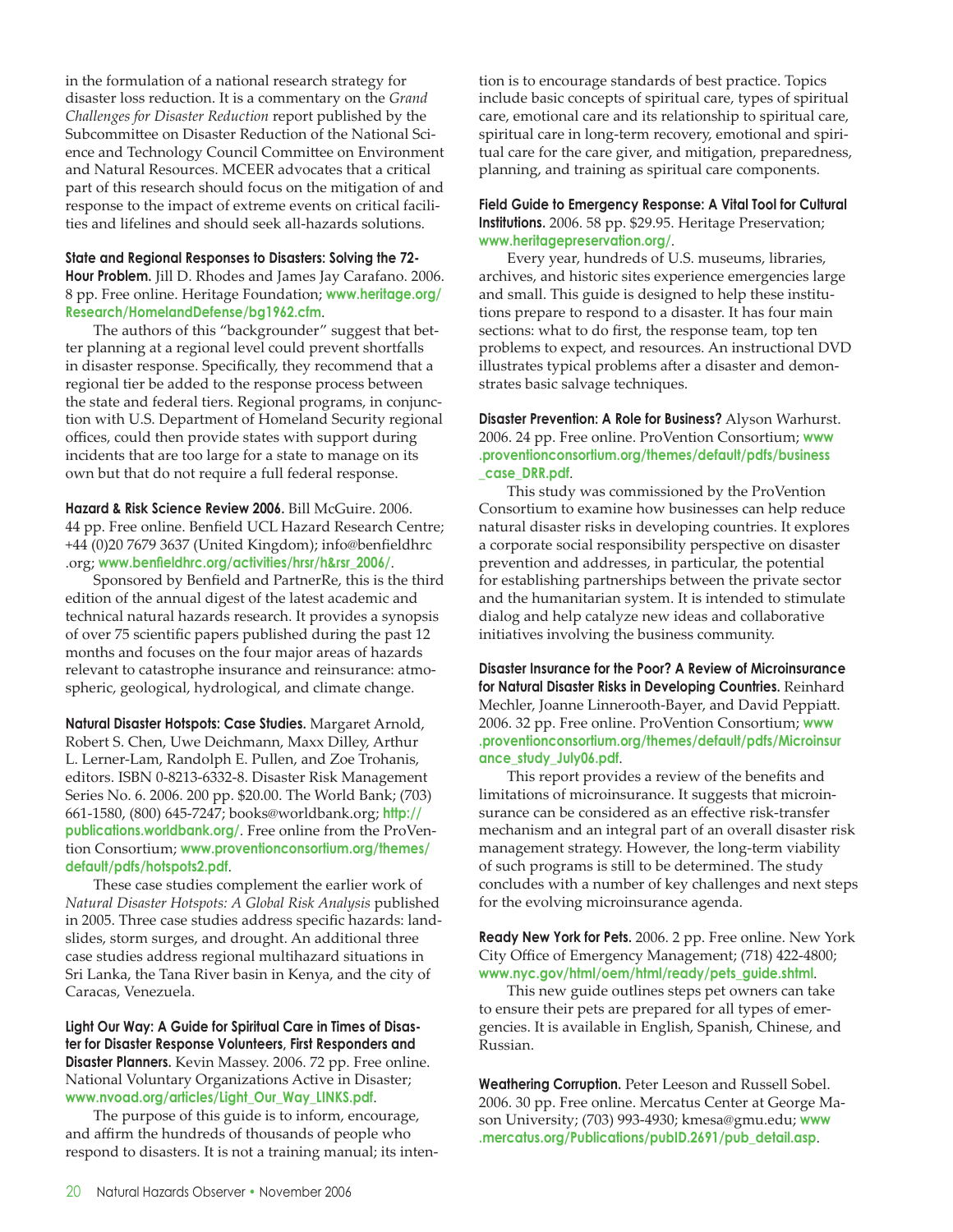in the formulation of a national research strategy for disaster loss reduction. It is a commentary on the *Grand Challenges for Disaster Reduction* report published by the Subcommittee on Disaster Reduction of the National Science and Technology Council Committee on Environment and Natural Resources. MCEER advocates that a critical part of this research should focus on the mitigation of and response to the impact of extreme events on critical facilities and lifelines and should seek all-hazards solutions.

**State and Regional Responses to Disasters: Solving the 72-Hour Problem.** Jill D. Rhodes and James Jay Carafano. 2006. 8 pp. Free online. Heritage Foundation; **www.heritage.org/Research/HomelandDefense/bg1962.cfm**.

The authors of this "backgrounder" suggest that better planning at a regional level could prevent shortfalls in disaster response. Specifically, they recommend that a regional tier be added to the response process between the state and federal tiers. Regional programs, in conjunction with U.S. Department of Homeland Security regional offices, could then provide states with support during incidents that are too large for a state to manage on its own but that do not require a full federal response.

**Hazard & Risk Science Review 2006.** Bill McGuire. 2006. 44 pp. Free online. Benfield UCL Hazard Research Centre; +44 (0)20 7679 3637 (United Kingdom); info@benfieldhrc.org; **www.benfieldhrc.org/activities/hrsr/h&rsr_2006/**.

Sponsored by Benfield and PartnerRe, this is the third edition of the annual digest of the latest academic and technical natural hazards research. It provides a synopsis of over 75 scientific papers published during the past 12 months and focuses on the four major areas of hazards relevant to catastrophe insurance and reinsurance: atmospheric, geological, hydrological, and climate change.

**Natural Disaster Hotspots: Case Studies.** Margaret Arnold, Robert S. Chen, Uwe Deichmann, Maxx Dilley, Arthur L. Lerner-Lam, Randolph E. Pullen, and Zoe Trohanis, editors. ISBN 0-8213-6332-8. Disaster Risk Management Series No. 6. 2006. 200 pp. $20.00. The World Bank; (703) 661-1580, (800) 645-7247; books@worldbank.org; **http://publications.worldbank.org/**. Free online from the ProVention Consortium; **www.proventionconsortium.org/themes/default/pdfs/hotspots2.pdf**.

These case studies complement the earlier work of *Natural Disaster Hotspots: A Global Risk Analysis* published in 2005. Three case studies address specific hazards: landslides, storm surges, and drought. An additional three case studies address regional multihazard situations in Sri Lanka, the Tana River basin in Kenya, and the city of Caracas, Venezuela.

**Light Our Way: A Guide for Spiritual Care in Times of Disaster for Disaster Response Volunteers, First Responders and Disaster Planners.** Kevin Massey. 2006. 72 pp. Free online. National Voluntary Organizations Active in Disaster; **www.nvoad.org/articles/Light_Our_Way_LINKS.pdf**.

The purpose of this guide is to inform, encourage, and affirm the hundreds of thousands of people who respond to disasters. It is not a training manual; its intention is to encourage standards of best practice. Topics include basic concepts of spiritual care, types of spiritual care, emotional care and its relationship to spiritual care, spiritual care in long-term recovery, emotional and spiritual care for the care giver, and mitigation, preparedness, planning, and training as spiritual care components.

**Field Guide to Emergency Response: A Vital Tool for Cultural Institutions.** 2006. 58 pp. $29.95. Heritage Preservation; **www.heritagepreservation.org/**.

Every year, hundreds of U.S. museums, libraries, archives, and historic sites experience emergencies large and small. This guide is designed to help these institutions prepare to respond to a disaster. It has four main sections: what to do first, the response team, top ten problems to expect, and resources. An instructional DVD illustrates typical problems after a disaster and demonstrates basic salvage techniques.

**Disaster Prevention: A Role for Business?** Alyson Warhurst. 2006. 24 pp. Free online. ProVention Consortium; **www.proventionconsortium.org/themes/default/pdfs/business_case_DRR.pdf**.

This study was commissioned by the ProVention Consortium to examine how businesses can help reduce natural disaster risks in developing countries. It explores a corporate social responsibility perspective on disaster prevention and addresses, in particular, the potential for establishing partnerships between the private sector and the humanitarian system. It is intended to stimulate dialog and help catalyze new ideas and collaborative initiatives involving the business community.

**Disaster Insurance for the Poor? A Review of Microinsurance for Natural Disaster Risks in Developing Countries.** Reinhard Mechler, Joanne Linnerooth-Bayer, and David Peppiatt. 2006. 32 pp. Free online. ProVention Consortium; **www.proventionconsortium.org/themes/default/pdfs/Microinsurance_study_July06.pdf**.

This report provides a review of the benefits and limitations of microinsurance. It suggests that microinsurance can be considered as an effective risk-transfer mechanism and an integral part of an overall disaster risk management strategy. However, the long-term viability of such programs is still to be determined. The study concludes with a number of key challenges and next steps for the evolving microinsurance agenda.

**Ready New York for Pets.** 2006. 2 pp. Free online. New York City Office of Emergency Management; (718) 422-4800; **www.nyc.gov/html/oem/html/ready/pets_guide.shtml**.

This new guide outlines steps pet owners can take to ensure their pets are prepared for all types of emergencies. It is available in English, Spanish, Chinese, and Russian.

**Weathering Corruption.** Peter Leeson and Russell Sobel. 2006. 30 pp. Free online. Mercatus Center at George Mason University; (703) 993-4930; kmesa@gmu.edu; **www.mercatus.org/Publications/pubID.2691/pub_detail.asp**.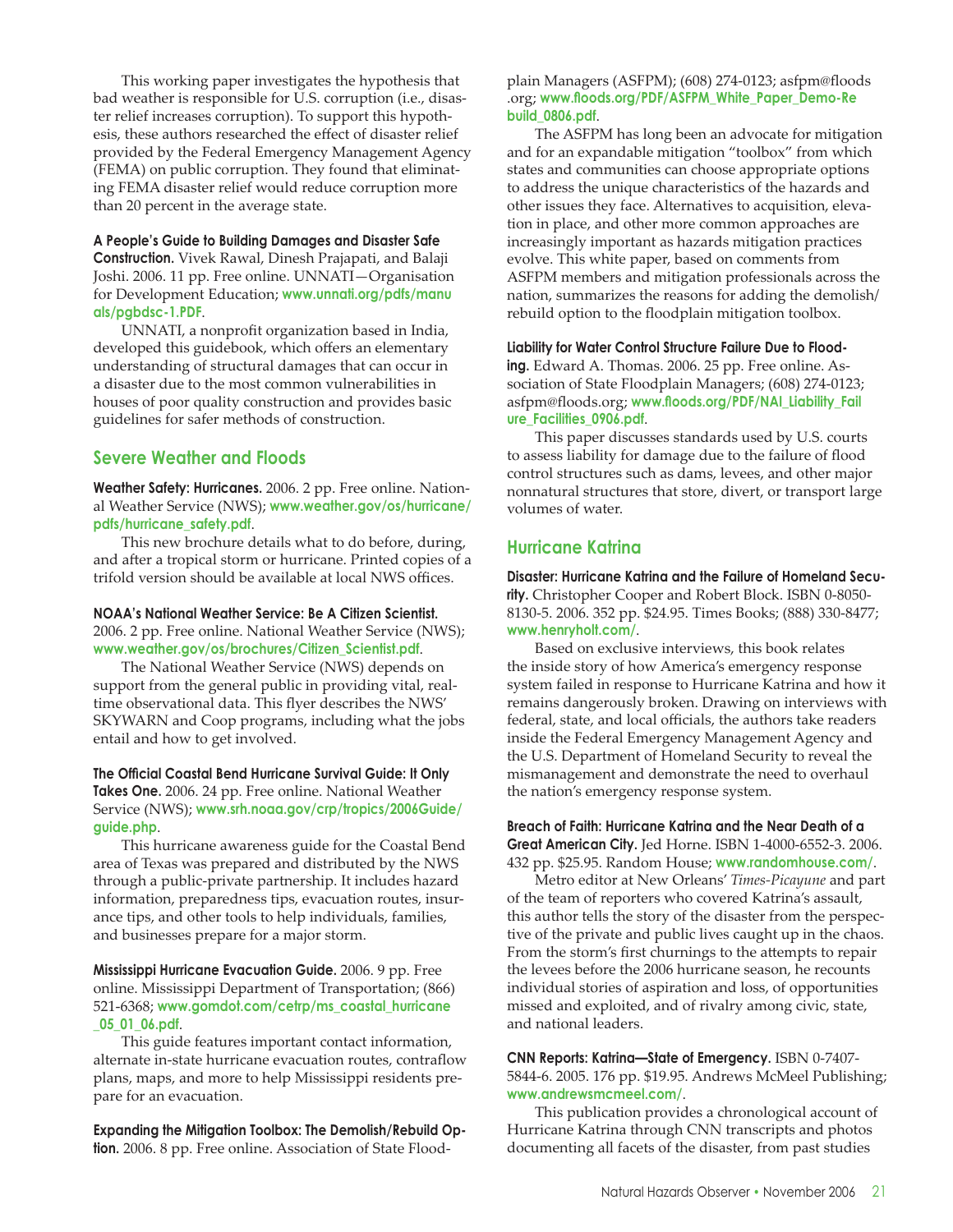This working paper investigates the hypothesis that bad weather is responsible for U.S. corruption (i.e., disaster relief increases corruption). To support this hypothesis, these authors researched the effect of disaster relief provided by the Federal Emergency Management Agency (FEMA) on public corruption. They found that eliminating FEMA disaster relief would reduce corruption more than 20 percent in the average state.

**A People's Guide to Building Damages and Disaster Safe Construction.** Vivek Rawal, Dinesh Prajapati, and Balaji Joshi. 2006. 11 pp. Free online. UNNATI—Organisation for Development Education; **www.unnati.org/pdfs/manuals/pgbdsc-1.PDF**.

UNNATI, a nonprofit organization based in India, developed this guidebook, which offers an elementary understanding of structural damages that can occur in a disaster due to the most common vulnerabilities in houses of poor quality construction and provides basic guidelines for safer methods of construction.

## Severe Weather and Floods

**Weather Safety: Hurricanes.** 2006. 2 pp. Free online. National Weather Service (NWS); **www.weather.gov/os/hurricane/pdfs/hurricane_safety.pdf**.

This new brochure details what to do before, during, and after a tropical storm or hurricane. Printed copies of a trifold version should be available at local NWS offices.

**NOAA's National Weather Service: Be A Citizen Scientist.** 2006. 2 pp. Free online. National Weather Service (NWS); **www.weather.gov/os/brochures/Citizen_Scientist.pdf**.

The National Weather Service (NWS) depends on support from the general public in providing vital, real-time observational data. This flyer describes the NWS' SKYWARN and Coop programs, including what the jobs entail and how to get involved.

**The Official Coastal Bend Hurricane Survival Guide: It Only Takes One.** 2006. 24 pp. Free online. National Weather Service (NWS); **www.srh.noaa.gov/crp/tropics/2006Guide/guide.php**.

This hurricane awareness guide for the Coastal Bend area of Texas was prepared and distributed by the NWS through a public-private partnership. It includes hazard information, preparedness tips, evacuation routes, insurance tips, and other tools to help individuals, families, and businesses prepare for a major storm.

**Mississippi Hurricane Evacuation Guide.** 2006. 9 pp. Free online. Mississippi Department of Transportation; (866) 521-6368; **www.gomdot.com/cetrp/ms_coastal_hurricane_05_01_06.pdf**.

This guide features important contact information, alternate in-state hurricane evacuation routes, contraflow plans, maps, and more to help Mississippi residents prepare for an evacuation.

**Expanding the Mitigation Toolbox: The Demolish/Rebuild Option.** 2006. 8 pp. Free online. Association of State Floodplain Managers (ASFPM); (608) 274-0123; asfpm@floods.org; **www.floods.org/PDF/ASFPM_White_Paper_Demo-Rebuild_0806.pdf**.

The ASFPM has long been an advocate for mitigation and for an expandable mitigation "toolbox" from which states and communities can choose appropriate options to address the unique characteristics of the hazards and other issues they face. Alternatives to acquisition, elevation in place, and other more common approaches are increasingly important as hazards mitigation practices evolve. This white paper, based on comments from ASFPM members and mitigation professionals across the nation, summarizes the reasons for adding the demolish/rebuild option to the floodplain mitigation toolbox.

**Liability for Water Control Structure Failure Due to Flooding.** Edward A. Thomas. 2006. 25 pp. Free online. Association of State Floodplain Managers; (608) 274-0123; asfpm@floods.org; **www.floods.org/PDF/NAI_Liability_Failure_Facilities_0906.pdf**.

This paper discusses standards used by U.S. courts to assess liability for damage due to the failure of flood control structures such as dams, levees, and other major nonnatural structures that store, divert, or transport large volumes of water.

## Hurricane Katrina

**Disaster: Hurricane Katrina and the Failure of Homeland Security.** Christopher Cooper and Robert Block. ISBN 0-8050-8130-5. 2006. 352 pp. $24.95. Times Books; (888) 330-8477; **www.henryholt.com/**.

Based on exclusive interviews, this book relates the inside story of how America's emergency response system failed in response to Hurricane Katrina and how it remains dangerously broken. Drawing on interviews with federal, state, and local officials, the authors take readers inside the Federal Emergency Management Agency and the U.S. Department of Homeland Security to reveal the mismanagement and demonstrate the need to overhaul the nation's emergency response system.

**Breach of Faith: Hurricane Katrina and the Near Death of a Great American City.** Jed Horne. ISBN 1-4000-6552-3. 2006. 432 pp. $25.95. Random House; **www.randomhouse.com/**.

Metro editor at New Orleans' *Times-Picayune* and part of the team of reporters who covered Katrina's assault, this author tells the story of the disaster from the perspective of the private and public lives caught up in the chaos. From the storm's first churnings to the attempts to repair the levees before the 2006 hurricane season, he recounts individual stories of aspiration and loss, of opportunities missed and exploited, and of rivalry among civic, state, and national leaders.

**CNN Reports: Katrina—State of Emergency.** ISBN 0-7407-5844-6. 2005. 176 pp. $19.95. Andrews McMeel Publishing; **www.andrewsmcmeel.com/**.

This publication provides a chronological account of Hurricane Katrina through CNN transcripts and photos documenting all facets of the disaster, from past studies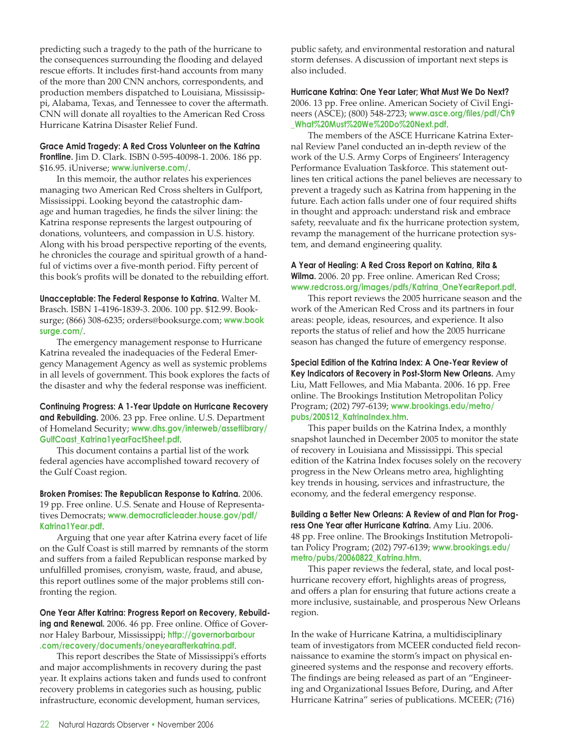predicting such a tragedy to the path of the hurricane to the consequences surrounding the flooding and delayed rescue efforts. It includes first-hand accounts from many of the more than 200 CNN anchors, correspondents, and production members dispatched to Louisiana, Mississippi, Alabama, Texas, and Tennessee to cover the aftermath. CNN will donate all royalties to the American Red Cross Hurricane Katrina Disaster Relief Fund.

**Grace Amid Tragedy: A Red Cross Volunteer on the Katrina Frontline.** Jim D. Clark. ISBN 0-595-40098-1. 2006. 186 pp. $16.95. iUniverse; **www.iuniverse.com/**.

In this memoir, the author relates his experiences managing two American Red Cross shelters in Gulfport, Mississippi. Looking beyond the catastrophic damage and human tragedies, he finds the silver lining: the Katrina response represents the largest outpouring of donations, volunteers, and compassion in U.S. history. Along with his broad perspective reporting of the events, he chronicles the courage and spiritual growth of a handful of victims over a five-month period. Fifty percent of this book's profits will be donated to the rebuilding effort.

**Unacceptable: The Federal Response to Katrina.** Walter M. Brasch. ISBN 1-4196-1839-3. 2006. 100 pp. $12.99. Booksurge; (866) 308-6235; orders@booksurge.com; **www.booksurge.com/**.

The emergency management response to Hurricane Katrina revealed the inadequacies of the Federal Emergency Management Agency as well as systemic problems in all levels of government. This book explores the facts of the disaster and why the federal response was inefficient.

**Continuing Progress: A 1-Year Update on Hurricane Recovery and Rebuilding.** 2006. 23 pp. Free online. U.S. Department of Homeland Security; **www.dhs.gov/interweb/assetlibrary/GulfCoast_Katrina1yearFactSheet.pdf**.

This document contains a partial list of the work federal agencies have accomplished toward recovery of the Gulf Coast region.

**Broken Promises: The Republican Response to Katrina.** 2006. 19 pp. Free online. U.S. Senate and House of Representatives Democrats; **www.democraticleader.house.gov/pdf/Katrina1Year.pdf**.

Arguing that one year after Katrina every facet of life on the Gulf Coast is still marred by remnants of the storm and suffers from a failed Republican response marked by unfulfilled promises, cronyism, waste, fraud, and abuse, this report outlines some of the major problems still confronting the region.

**One Year After Katrina: Progress Report on Recovery, Rebuilding and Renewal.** 2006. 46 pp. Free online. Office of Governor Haley Barbour, Mississippi; **http://governorbarbour.com/recovery/documents/oneyearafterkatrina.pdf**.

This report describes the State of Mississippi's efforts and major accomplishments in recovery during the past year. It explains actions taken and funds used to confront recovery problems in categories such as housing, public infrastructure, economic development, human services, public safety, and environmental restoration and natural storm defenses. A discussion of important next steps is also included.

**Hurricane Katrina: One Year Later; What Must We Do Next?** 2006. 13 pp. Free online. American Society of Civil Engineers (ASCE); (800) 548-2723; **www.asce.org/files/pdf/Ch9_What%20Must%20We%20Do%20Next.pdf**.

The members of the ASCE Hurricane Katrina External Review Panel conducted an in-depth review of the work of the U.S. Army Corps of Engineers' Interagency Performance Evaluation Taskforce. This statement outlines ten critical actions the panel believes are necessary to prevent a tragedy such as Katrina from happening in the future. Each action falls under one of four required shifts in thought and approach: understand risk and embrace safety, reevaluate and fix the hurricane protection system, revamp the management of the hurricane protection system, and demand engineering quality.

**A Year of Healing: A Red Cross Report on Katrina, Rita & Wilma.** 2006. 20 pp. Free online. American Red Cross; **www.redcross.org/images/pdfs/Katrina_OneYearReport.pdf**.

This report reviews the 2005 hurricane season and the work of the American Red Cross and its partners in four areas: people, ideas, resources, and experience. It also reports the status of relief and how the 2005 hurricane season has changed the future of emergency response.

**Special Edition of the Katrina Index: A One-Year Review of Key Indicators of Recovery in Post-Storm New Orleans.** Amy Liu, Matt Fellowes, and Mia Mabanta. 2006. 16 pp. Free online. The Brookings Institution Metropolitan Policy Program; (202) 797-6139; **www.brookings.edu/metro/pubs/200512_KatrinaIndex.htm**.

This paper builds on the Katrina Index, a monthly snapshot launched in December 2005 to monitor the state of recovery in Louisiana and Mississippi. This special edition of the Katrina Index focuses solely on the recovery progress in the New Orleans metro area, highlighting key trends in housing, services and infrastructure, the economy, and the federal emergency response.

**Building a Better New Orleans: A Review of and Plan for Progress One Year after Hurricane Katrina.** Amy Liu. 2006. 48 pp. Free online. The Brookings Institution Metropolitan Policy Program; (202) 797-6139; **www.brookings.edu/metro/pubs/20060822_Katrina.htm**.

This paper reviews the federal, state, and local post-hurricane recovery effort, highlights areas of progress, and offers a plan for ensuring that future actions create a more inclusive, sustainable, and prosperous New Orleans region.

In the wake of Hurricane Katrina, a multidisciplinary team of investigators from MCEER conducted field reconnaissance to examine the storm's impact on physical engineered systems and the response and recovery efforts. The findings are being released as part of an "Engineering and Organizational Issues Before, During, and After Hurricane Katrina" series of publications. MCEER; (716)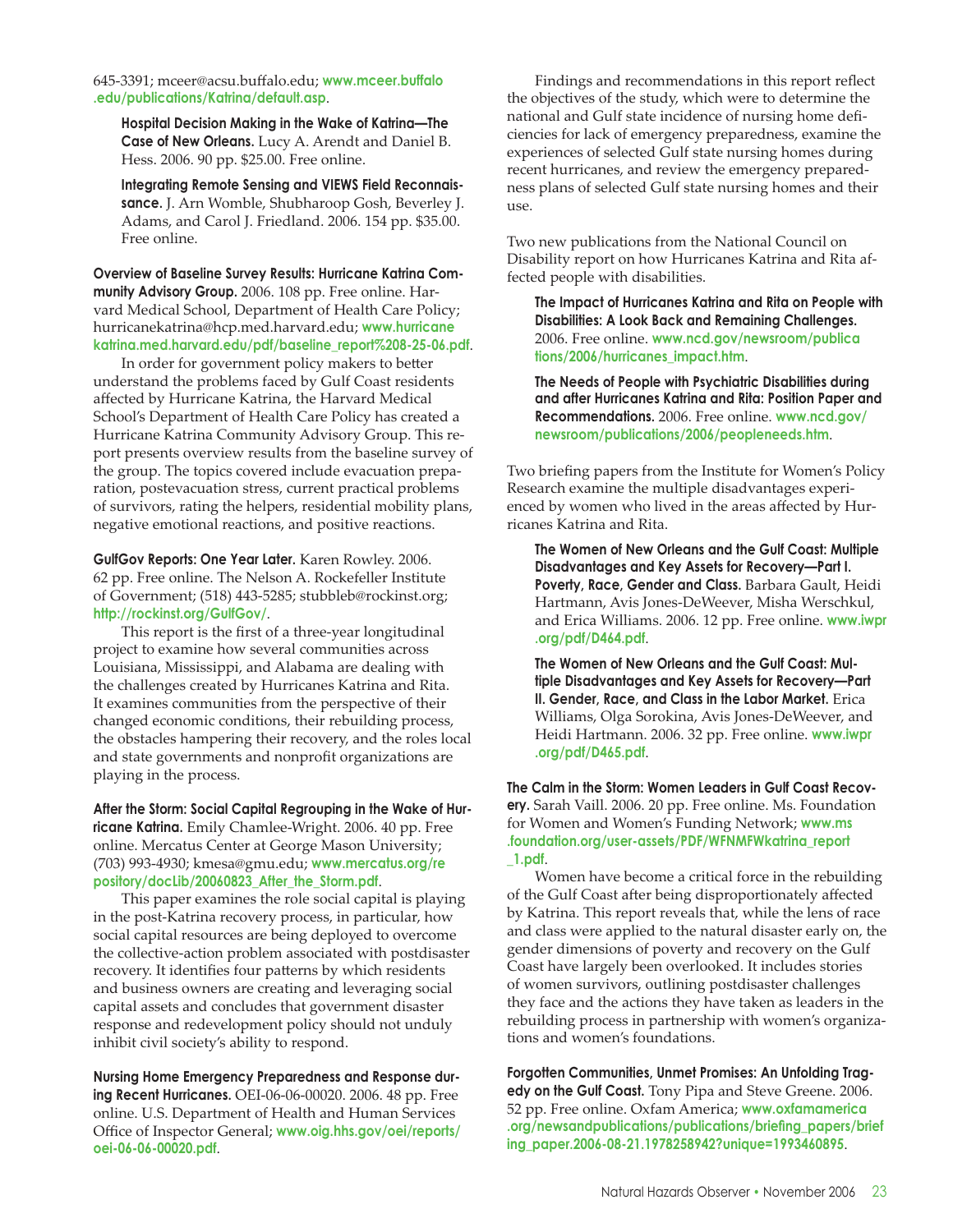645-3391; mceer@acsu.buffalo.edu; **www.mceer.buffalo.edu/publications/Katrina/default.asp**.

> **Hospital Decision Making in the Wake of Katrina—The Case of New Orleans.** Lucy A. Arendt and Daniel B. Hess. 2006. 90 pp. $25.00. Free online.

> **Integrating Remote Sensing and VIEWS Field Reconnaissance.** J. Arn Womble, Shubharoop Gosh, Beverley J. Adams, and Carol J. Friedland. 2006. 154 pp. $35.00. Free online.

**Overview of Baseline Survey Results: Hurricane Katrina Community Advisory Group.** 2006. 108 pp. Free online. Harvard Medical School, Department of Health Care Policy; hurricanekatrina@hcp.med.harvard.edu; **www.hurricanekatrina.med.harvard.edu/pdf/baseline_report%208-25-06.pdf**.

In order for government policy makers to better understand the problems faced by Gulf Coast residents affected by Hurricane Katrina, the Harvard Medical School's Department of Health Care Policy has created a Hurricane Katrina Community Advisory Group. This report presents overview results from the baseline survey of the group. The topics covered include evacuation preparation, postevacuation stress, current practical problems of survivors, rating the helpers, residential mobility plans, negative emotional reactions, and positive reactions.

**GulfGov Reports: One Year Later.** Karen Rowley. 2006. 62 pp. Free online. The Nelson A. Rockefeller Institute of Government; (518) 443-5285; stubbleb@rockinst.org; **http://rockinst.org/GulfGov/**.

This report is the first of a three-year longitudinal project to examine how several communities across Louisiana, Mississippi, and Alabama are dealing with the challenges created by Hurricanes Katrina and Rita. It examines communities from the perspective of their changed economic conditions, their rebuilding process, the obstacles hampering their recovery, and the roles local and state governments and nonprofit organizations are playing in the process.

**After the Storm: Social Capital Regrouping in the Wake of Hurricane Katrina.** Emily Chamlee-Wright. 2006. 40 pp. Free online. Mercatus Center at George Mason University; (703) 993-4930; kmesa@gmu.edu; **www.mercatus.org/repository/docLib/20060823_After_the_Storm.pdf**.

This paper examines the role social capital is playing in the post-Katrina recovery process, in particular, how social capital resources are being deployed to overcome the collective-action problem associated with postdisaster recovery. It identifies four patterns by which residents and business owners are creating and leveraging social capital assets and concludes that government disaster response and redevelopment policy should not unduly inhibit civil society's ability to respond.

**Nursing Home Emergency Preparedness and Response during Recent Hurricanes.** OEI-06-06-00020. 2006. 48 pp. Free online. U.S. Department of Health and Human Services Office of Inspector General; **www.oig.hhs.gov/oei/reports/oei-06-06-00020.pdf**.

Findings and recommendations in this report reflect the objectives of the study, which were to determine the national and Gulf state incidence of nursing home deficiencies for lack of emergency preparedness, examine the experiences of selected Gulf state nursing homes during recent hurricanes, and review the emergency preparedness plans of selected Gulf state nursing homes and their use.

Two new publications from the National Council on Disability report on how Hurricanes Katrina and Rita affected people with disabilities.

> **The Impact of Hurricanes Katrina and Rita on People with Disabilities: A Look Back and Remaining Challenges.** 2006. Free online. **www.ncd.gov/newsroom/publications/2006/hurricanes_impact.htm**.

> **The Needs of People with Psychiatric Disabilities during and after Hurricanes Katrina and Rita: Position Paper and Recommendations.** 2006. Free online. **www.ncd.gov/newsroom/publications/2006/peopleneeds.htm**.

Two briefing papers from the Institute for Women's Policy Research examine the multiple disadvantages experienced by women who lived in the areas affected by Hurricanes Katrina and Rita.

> **The Women of New Orleans and the Gulf Coast: Multiple Disadvantages and Key Assets for Recovery—Part I. Poverty, Race, Gender and Class.** Barbara Gault, Heidi Hartmann, Avis Jones-DeWeever, Misha Werschkul, and Erica Williams. 2006. 12 pp. Free online. **www.iwpr.org/pdf/D464.pdf**.

> **The Women of New Orleans and the Gulf Coast: Multiple Disadvantages and Key Assets for Recovery—Part II. Gender, Race, and Class in the Labor Market.** Erica Williams, Olga Sorokina, Avis Jones-DeWeever, and Heidi Hartmann. 2006. 32 pp. Free online. **www.iwpr.org/pdf/D465.pdf**.

**The Calm in the Storm: Women Leaders in Gulf Coast Recovery.** Sarah Vaill. 2006. 20 pp. Free online. Ms. Foundation for Women and Women's Funding Network; **www.ms.foundation.org/user-assets/PDF/WFNMFWkatrina_report_1.pdf**.

Women have become a critical force in the rebuilding of the Gulf Coast after being disproportionately affected by Katrina. This report reveals that, while the lens of race and class were applied to the natural disaster early on, the gender dimensions of poverty and recovery on the Gulf Coast have largely been overlooked. It includes stories of women survivors, outlining postdisaster challenges they face and the actions they have taken as leaders in the rebuilding process in partnership with women's organizations and women's foundations.

**Forgotten Communities, Unmet Promises: An Unfolding Tragedy on the Gulf Coast.** Tony Pipa and Steve Greene. 2006. 52 pp. Free online. Oxfam America; **www.oxfamamerica.org/newsandpublications/publications/briefing_papers/briefing_paper.2006-08-21.1978258942?unique=1993460895**.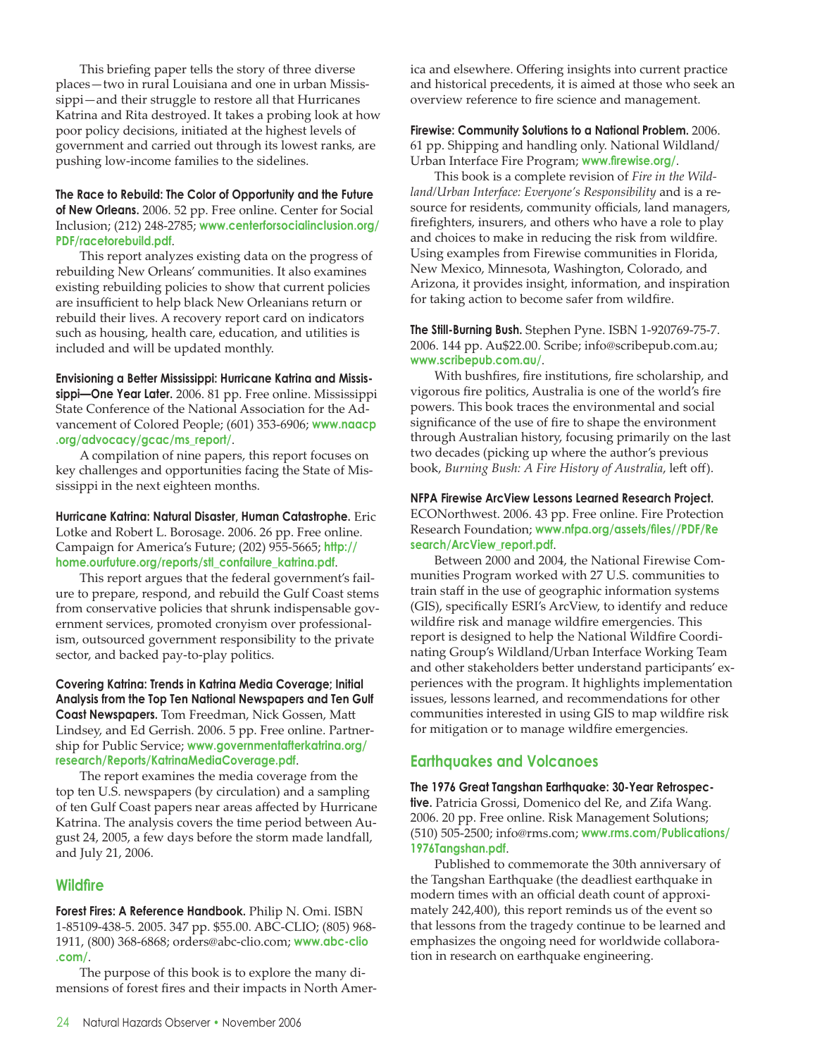This briefing paper tells the story of three diverse places—two in rural Louisiana and one in urban Mississippi—and their struggle to restore all that Hurricanes Katrina and Rita destroyed. It takes a probing look at how poor policy decisions, initiated at the highest levels of government and carried out through its lowest ranks, are pushing low-income families to the sidelines.

**The Race to Rebuild: The Color of Opportunity and the Future of New Orleans.** 2006. 52 pp. Free online. Center for Social Inclusion; (212) 248-2785; **www.centerforsocialinclusion.org/PDF/racetorebuild.pdf**.

This report analyzes existing data on the progress of rebuilding New Orleans' communities. It also examines existing rebuilding policies to show that current policies are insufficient to help black New Orleanians return or rebuild their lives. A recovery report card on indicators such as housing, health care, education, and utilities is included and will be updated monthly.

**Envisioning a Better Mississippi: Hurricane Katrina and Mississippi—One Year Later.** 2006. 81 pp. Free online. Mississippi State Conference of the National Association for the Advancement of Colored People; (601) 353-6906; **www.naacp.org/advocacy/gcac/ms_report/**.

A compilation of nine papers, this report focuses on key challenges and opportunities facing the State of Mississippi in the next eighteen months.

**Hurricane Katrina: Natural Disaster, Human Catastrophe.** Eric Lotke and Robert L. Borosage. 2006. 26 pp. Free online. Campaign for America's Future; (202) 955-5665; **http://home.ourfuture.org/reports/stl_confailure_katrina.pdf**.

This report argues that the federal government's failure to prepare, respond, and rebuild the Gulf Coast stems from conservative policies that shrunk indispensable government services, promoted cronyism over professionalism, outsourced government responsibility to the private sector, and backed pay-to-play politics.

**Covering Katrina: Trends in Katrina Media Coverage; Initial Analysis from the Top Ten National Newspapers and Ten Gulf Coast Newspapers.** Tom Freedman, Nick Gossen, Matt Lindsey, and Ed Gerrish. 2006. 5 pp. Free online. Partnership for Public Service; **www.governmentafterkatrina.org/research/Reports/KatrinaMediaCoverage.pdf**.

The report examines the media coverage from the top ten U.S. newspapers (by circulation) and a sampling of ten Gulf Coast papers near areas affected by Hurricane Katrina. The analysis covers the time period between August 24, 2005, a few days before the storm made landfall, and July 21, 2006.

## Wildfire

**Forest Fires: A Reference Handbook.** Philip N. Omi. ISBN 1-85109-438-5. 2005. 347 pp. $55.00. ABC-CLIO; (805) 968-1911, (800) 368-6868; orders@abc-clio.com; **www.abc-clio.com/**.

The purpose of this book is to explore the many dimensions of forest fires and their impacts in North America and elsewhere. Offering insights into current practice and historical precedents, it is aimed at those who seek an overview reference to fire science and management.

**Firewise: Community Solutions to a National Problem.** 2006. 61 pp. Shipping and handling only. National Wildland/Urban Interface Fire Program; **www.firewise.org/**.

This book is a complete revision of *Fire in the Wildland/Urban Interface: Everyone's Responsibility* and is a resource for residents, community officials, land managers, firefighters, insurers, and others who have a role to play and choices to make in reducing the risk from wildfire. Using examples from Firewise communities in Florida, New Mexico, Minnesota, Washington, Colorado, and Arizona, it provides insight, information, and inspiration for taking action to become safer from wildfire.

**The Still-Burning Bush.** Stephen Pyne. ISBN 1-920769-75-7. 2006. 144 pp. Au$22.00. Scribe; info@scribepub.com.au; **www.scribepub.com.au/**.

With bushfires, fire institutions, fire scholarship, and vigorous fire politics, Australia is one of the world's fire powers. This book traces the environmental and social significance of the use of fire to shape the environment through Australian history, focusing primarily on the last two decades (picking up where the author's previous book, *Burning Bush: A Fire History of Australia*, left off).

**NFPA Firewise ArcView Lessons Learned Research Project.** ECONorthwest. 2006. 43 pp. Free online. Fire Protection Research Foundation; **www.nfpa.org/assets/files//PDF/Research/ArcView_report.pdf**.

Between 2000 and 2004, the National Firewise Communities Program worked with 27 U.S. communities to train staff in the use of geographic information systems (GIS), specifically ESRI's ArcView, to identify and reduce wildfire risk and manage wildfire emergencies. This report is designed to help the National Wildfire Coordinating Group's Wildland/Urban Interface Working Team and other stakeholders better understand participants' experiences with the program. It highlights implementation issues, lessons learned, and recommendations for other communities interested in using GIS to map wildfire risk for mitigation or to manage wildfire emergencies.

## Earthquakes and Volcanoes

**The 1976 Great Tangshan Earthquake: 30-Year Retrospective.** Patricia Grossi, Domenico del Re, and Zifa Wang. 2006. 20 pp. Free online. Risk Management Solutions; (510) 505-2500; info@rms.com; **www.rms.com/Publications/1976Tangshan.pdf**.

Published to commemorate the 30th anniversary of the Tangshan Earthquake (the deadliest earthquake in modern times with an official death count of approximately 242,400), this report reminds us of the event so that lessons from the tragedy continue to be learned and emphasizes the ongoing need for worldwide collaboration in research on earthquake engineering.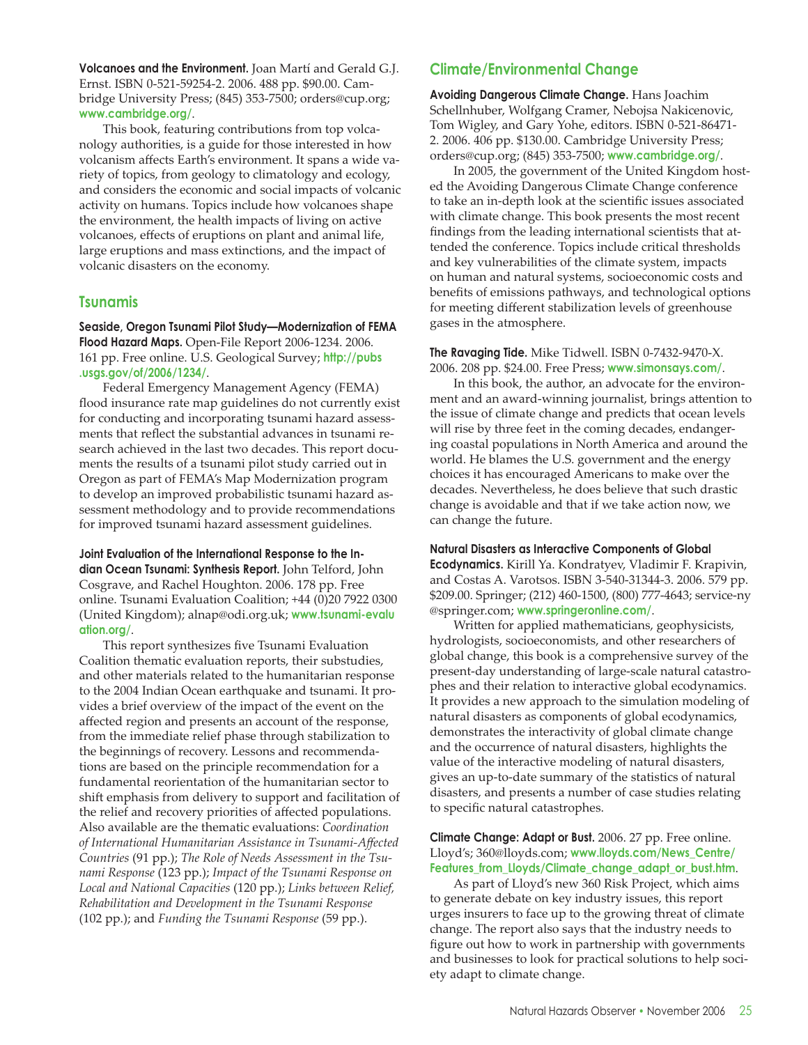**Volcanoes and the Environment.** Joan Martí and Gerald G.J. Ernst. ISBN 0-521-59254-2. 2006. 488 pp. $90.00. Cambridge University Press; (845) 353-7500; orders@cup.org; **www.cambridge.org/**.

This book, featuring contributions from top volcanology authorities, is a guide for those interested in how volcanism affects Earth's environment. It spans a wide variety of topics, from geology to climatology and ecology, and considers the economic and social impacts of volcanic activity on humans. Topics include how volcanoes shape the environment, the health impacts of living on active volcanoes, effects of eruptions on plant and animal life, large eruptions and mass extinctions, and the impact of volcanic disasters on the economy.

## Tsunamis

**Seaside, Oregon Tsunami Pilot Study—Modernization of FEMA Flood Hazard Maps.** Open-File Report 2006-1234. 2006. 161 pp. Free online. U.S. Geological Survey; **http://pubs.usgs.gov/of/2006/1234/**.

Federal Emergency Management Agency (FEMA) flood insurance rate map guidelines do not currently exist for conducting and incorporating tsunami hazard assessments that reflect the substantial advances in tsunami research achieved in the last two decades. This report documents the results of a tsunami pilot study carried out in Oregon as part of FEMA's Map Modernization program to develop an improved probabilistic tsunami hazard assessment methodology and to provide recommendations for improved tsunami hazard assessment guidelines.

**Joint Evaluation of the International Response to the Indian Ocean Tsunami: Synthesis Report.** John Telford, John Cosgrave, and Rachel Houghton. 2006. 178 pp. Free online. Tsunami Evaluation Coalition; +44 (0)20 7922 0300 (United Kingdom); alnap@odi.org.uk; **www.tsunami-evaluation.org/**.

This report synthesizes five Tsunami Evaluation Coalition thematic evaluation reports, their substudies, and other materials related to the humanitarian response to the 2004 Indian Ocean earthquake and tsunami. It provides a brief overview of the impact of the event on the affected region and presents an account of the response, from the immediate relief phase through stabilization to the beginnings of recovery. Lessons and recommendations are based on the principle recommendation for a fundamental reorientation of the humanitarian sector to shift emphasis from delivery to support and facilitation of the relief and recovery priorities of affected populations. Also available are the thematic evaluations: *Coordination of International Humanitarian Assistance in Tsunami-Affected Countries* (91 pp.); *The Role of Needs Assessment in the Tsunami Response* (123 pp.); *Impact of the Tsunami Response on Local and National Capacities* (120 pp.); *Links between Relief, Rehabilitation and Development in the Tsunami Response* (102 pp.); and *Funding the Tsunami Response* (59 pp.).

## Climate/Environmental Change

**Avoiding Dangerous Climate Change.** Hans Joachim Schellnhuber, Wolfgang Cramer, Nebojsa Nakicenovic, Tom Wigley, and Gary Yohe, editors. ISBN 0-521-86471-2. 2006. 406 pp. $130.00. Cambridge University Press; orders@cup.org; (845) 353-7500; **www.cambridge.org/**.

In 2005, the government of the United Kingdom hosted the Avoiding Dangerous Climate Change conference to take an in-depth look at the scientific issues associated with climate change. This book presents the most recent findings from the leading international scientists that attended the conference. Topics include critical thresholds and key vulnerabilities of the climate system, impacts on human and natural systems, socioeconomic costs and benefits of emissions pathways, and technological options for meeting different stabilization levels of greenhouse gases in the atmosphere.

**The Ravaging Tide.** Mike Tidwell. ISBN 0-7432-9470-X. 2006. 208 pp. $24.00. Free Press; **www.simonsays.com/**.

In this book, the author, an advocate for the environment and an award-winning journalist, brings attention to the issue of climate change and predicts that ocean levels will rise by three feet in the coming decades, endangering coastal populations in North America and around the world. He blames the U.S. government and the energy choices it has encouraged Americans to make over the decades. Nevertheless, he does believe that such drastic change is avoidable and that if we take action now, we can change the future.

**Natural Disasters as Interactive Components of Global Ecodynamics.** Kirill Ya. Kondratyev, Vladimir F. Krapivin, and Costas A. Varotsos. ISBN 3-540-31344-3. 2006. 579 pp. $209.00. Springer; (212) 460-1500, (800) 777-4643; service-ny@springer.com; **www.springeronline.com/**.

Written for applied mathematicians, geophysicists, hydrologists, socioeconomists, and other researchers of global change, this book is a comprehensive survey of the present-day understanding of large-scale natural catastrophes and their relation to interactive global ecodynamics. It provides a new approach to the simulation modeling of natural disasters as components of global ecodynamics, demonstrates the interactivity of global climate change and the occurrence of natural disasters, highlights the value of the interactive modeling of natural disasters, gives an up-to-date summary of the statistics of natural disasters, and presents a number of case studies relating to specific natural catastrophes.

**Climate Change: Adapt or Bust.** 2006. 27 pp. Free online. Lloyd's; 360@lloyds.com; **www.lloyds.com/News_Centre/Features_from_Lloyds/Climate_change_adapt_or_bust.htm**.

As part of Lloyd's new 360 Risk Project, which aims to generate debate on key industry issues, this report urges insurers to face up to the growing threat of climate change. The report also says that the industry needs to figure out how to work in partnership with governments and businesses to look for practical solutions to help society adapt to climate change.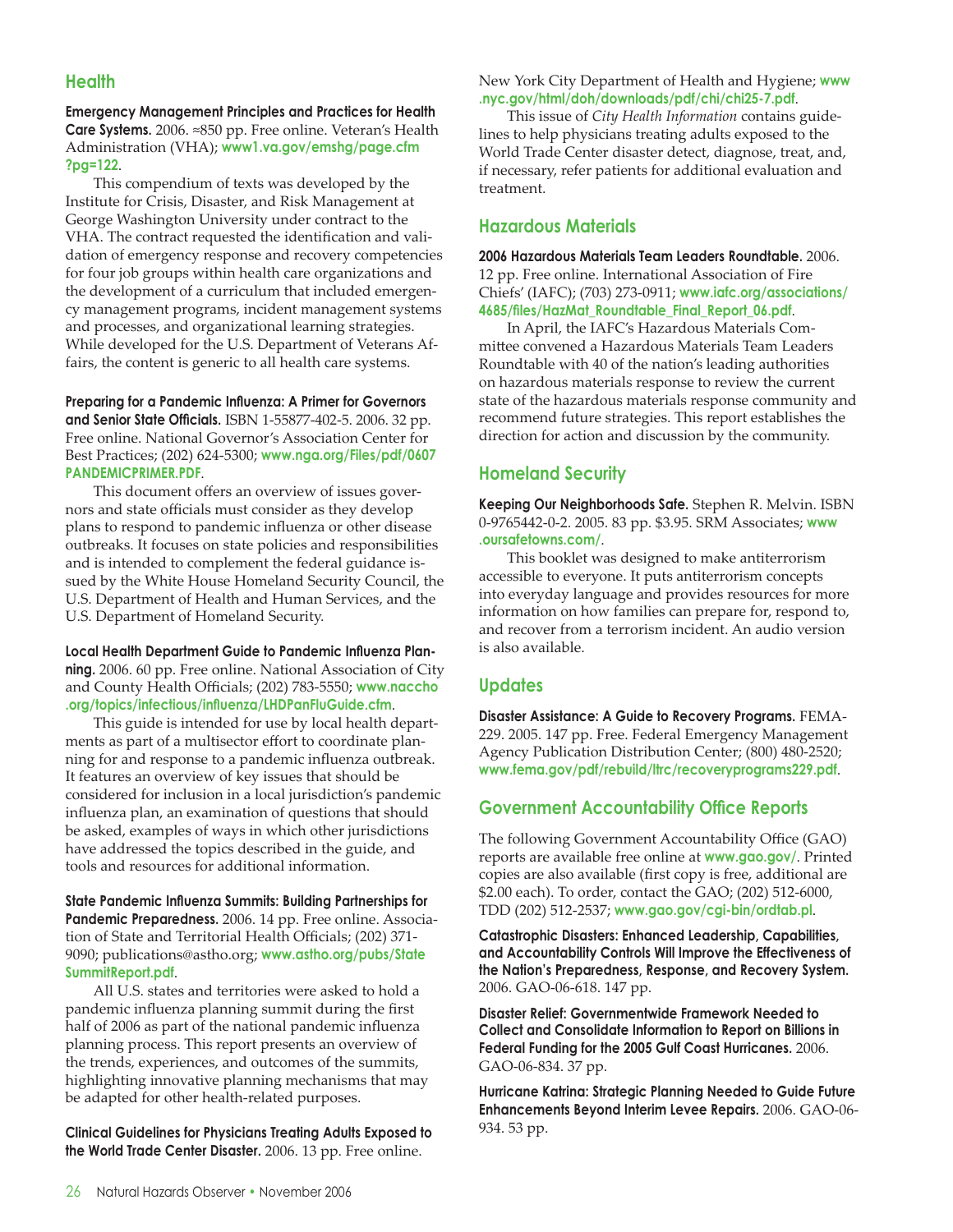## Health

**Emergency Management Principles and Practices for Health Care Systems.** 2006. ≈850 pp. Free online. Veteran's Health Administration (VHA); **www1.va.gov/emshg/page.cfm?pg=122**.

This compendium of texts was developed by the Institute for Crisis, Disaster, and Risk Management at George Washington University under contract to the VHA. The contract requested the identification and validation of emergency response and recovery competencies for four job groups within health care organizations and the development of a curriculum that included emergency management programs, incident management systems and processes, and organizational learning strategies. While developed for the U.S. Department of Veterans Affairs, the content is generic to all health care systems.

**Preparing for a Pandemic Influenza: A Primer for Governors and Senior State Officials.** ISBN 1-55877-402-5. 2006. 32 pp. Free online. National Governor's Association Center for Best Practices; (202) 624-5300; **www.nga.org/Files/pdf/0607PANDEMICPRIMER.PDF**.

This document offers an overview of issues governors and state officials must consider as they develop plans to respond to pandemic influenza or other disease outbreaks. It focuses on state policies and responsibilities and is intended to complement the federal guidance issued by the White House Homeland Security Council, the U.S. Department of Health and Human Services, and the U.S. Department of Homeland Security.

**Local Health Department Guide to Pandemic Influenza Planning.** 2006. 60 pp. Free online. National Association of City and County Health Officials; (202) 783-5550; **www.naccho.org/topics/infectious/influenza/LHDPanFluGuide.cfm**.

This guide is intended for use by local health departments as part of a multisector effort to coordinate planning for and response to a pandemic influenza outbreak. It features an overview of key issues that should be considered for inclusion in a local jurisdiction's pandemic influenza plan, an examination of questions that should be asked, examples of ways in which other jurisdictions have addressed the topics described in the guide, and tools and resources for additional information.

**State Pandemic Influenza Summits: Building Partnerships for Pandemic Preparedness.** 2006. 14 pp. Free online. Association of State and Territorial Health Officials; (202) 371-9090; publications@astho.org; **www.astho.org/pubs/StateSummitReport.pdf**.

All U.S. states and territories were asked to hold a pandemic influenza planning summit during the first half of 2006 as part of the national pandemic influenza planning process. This report presents an overview of the trends, experiences, and outcomes of the summits, highlighting innovative planning mechanisms that may be adapted for other health-related purposes.

**Clinical Guidelines for Physicians Treating Adults Exposed to the World Trade Center Disaster.** 2006. 13 pp. Free online. New York City Department of Health and Hygiene; **www.nyc.gov/html/doh/downloads/pdf/chi/chi25-7.pdf**.

This issue of *City Health Information* contains guidelines to help physicians treating adults exposed to the World Trade Center disaster detect, diagnose, treat, and, if necessary, refer patients for additional evaluation and treatment.

## Hazardous Materials

**2006 Hazardous Materials Team Leaders Roundtable.** 2006. 12 pp. Free online. International Association of Fire Chiefs' (IAFC); (703) 273-0911; **www.iafc.org/associations/4685/files/HazMat_Roundtable_Final_Report_06.pdf**.

In April, the IAFC's Hazardous Materials Committee convened a Hazardous Materials Team Leaders Roundtable with 40 of the nation's leading authorities on hazardous materials response to review the current state of the hazardous materials response community and recommend future strategies. This report establishes the direction for action and discussion by the community.

## Homeland Security

**Keeping Our Neighborhoods Safe.** Stephen R. Melvin. ISBN 0-9765442-0-2. 2005. 83 pp. $3.95. SRM Associates; **www.oursafetowns.com/**.

This booklet was designed to make antiterrorism accessible to everyone. It puts antiterrorism concepts into everyday language and provides resources for more information on how families can prepare for, respond to, and recover from a terrorism incident. An audio version is also available.

## Updates

**Disaster Assistance: A Guide to Recovery Programs.** FEMA-229. 2005. 147 pp. Free. Federal Emergency Management Agency Publication Distribution Center; (800) 480-2520; **www.fema.gov/pdf/rebuild/ltrc/recoveryprograms229.pdf**.

## Government Accountability Office Reports

The following Government Accountability Office (GAO) reports are available free online at **www.gao.gov/**. Printed copies are also available (first copy is free, additional are $2.00 each). To order, contact the GAO; (202) 512-6000, TDD (202) 512-2537; **www.gao.gov/cgi-bin/ordtab.pl**.

**Catastrophic Disasters: Enhanced Leadership, Capabilities, and Accountability Controls Will Improve the Effectiveness of the Nation's Preparedness, Response, and Recovery System.** 2006. GAO-06-618. 147 pp.

**Disaster Relief: Governmentwide Framework Needed to Collect and Consolidate Information to Report on Billions in Federal Funding for the 2005 Gulf Coast Hurricanes.** 2006. GAO-06-834. 37 pp.

**Hurricane Katrina: Strategic Planning Needed to Guide Future Enhancements Beyond Interim Levee Repairs.** 2006. GAO-06-934. 53 pp.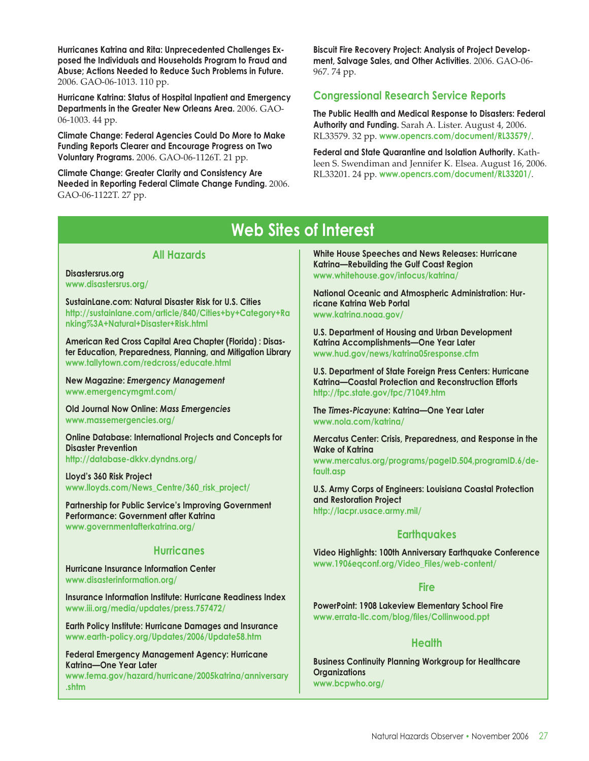**Hurricanes Katrina and Rita: Unprecedented Challenges Exposed the Individuals and Households Program to Fraud and Abuse; Actions Needed to Reduce Such Problems in Future.** 2006. GAO-06-1013. 110 pp.

**Hurricane Katrina: Status of Hospital Inpatient and Emergency Departments in the Greater New Orleans Area.** 2006. GAO-06-1003. 44 pp.

**Climate Change: Federal Agencies Could Do More to Make Funding Reports Clearer and Encourage Progress on Two Voluntary Programs.** 2006. GAO-06-1126T. 21 pp.

**Climate Change: Greater Clarity and Consistency Are Needed in Reporting Federal Climate Change Funding.** 2006. GAO-06-1122T. 27 pp.

**Biscuit Fire Recovery Project: Analysis of Project Development, Salvage Sales, and Other Activities**. 2006. GAO-06-967. 74 pp.

## Congressional Research Service Reports

**The Public Health and Medical Response to Disasters: Federal Authority and Funding.** Sarah A. Lister. August 4, 2006. RL33579. 32 pp. www.opencrs.com/document/RL33579/.

**Federal and State Quarantine and Isolation Authority.** Kathleen S. Swendiman and Jennifer K. Elsea. August 16, 2006. RL33201. 24 pp. www.opencrs.com/document/RL33201/.

# Web Sites of Interest

## All Hazards

**Disastersrus.org**
www.disastersrus.org/

**SustainLane.com: Natural Disaster Risk for U.S. Cities**
http://sustainlane.com/article/840/Cities+by+Category+Ranking%3A+Natural+Disaster+Risk.html

**American Red Cross Capital Area Chapter (Florida) : Disaster Education, Preparedness, Planning, and Mitigation Library**
www.tallytown.com/redcross/educate.html

**New Magazine: *Emergency Management***
www.emergencymgmt.com/

**Old Journal Now Online: *Mass Emergencies***
www.massemergencies.org/

**Online Database: International Projects and Concepts for Disaster Prevention**
http://database-dkkv.dyndns.org/

**Lloyd's 360 Risk Project**
www.lloyds.com/News_Centre/360_risk_project/

**Partnership for Public Service's Improving Government Performance: Government after Katrina**
www.governmentafterkatrina.org/

## Hurricanes

**Hurricane Insurance Information Center**
www.disasterinformation.org/

**Insurance Information Institute: Hurricane Readiness Index**
www.iii.org/media/updates/press.757472/

**Earth Policy Institute: Hurricane Damages and Insurance**
www.earth-policy.org/Updates/2006/Update58.htm

**Federal Emergency Management Agency: Hurricane Katrina—One Year Later**
www.fema.gov/hazard/hurricane/2005katrina/anniversary.shtm

**White House Speeches and News Releases: Hurricane Katrina—Rebuilding the Gulf Coast Region**
www.whitehouse.gov/infocus/katrina/

**National Oceanic and Atmospheric Administration: Hurricane Katrina Web Portal**
www.katrina.noaa.gov/

**U.S. Department of Housing and Urban Development Katrina Accomplishments—One Year Later**
www.hud.gov/news/katrina05response.cfm

**U.S. Department of State Foreign Press Centers: Hurricane Katrina—Coastal Protection and Reconstruction Efforts**
http://fpc.state.gov/fpc/71049.htm

**The *Times-Picayune*: Katrina—One Year Later**
www.nola.com/katrina/

**Mercatus Center: Crisis, Preparedness, and Response in the Wake of Katrina**
www.mercatus.org/programs/pageID.504,programID.6/default.asp

**U.S. Army Corps of Engineers: Louisiana Coastal Protection and Restoration Project**
http://lacpr.usace.army.mil/

## Earthquakes

**Video Highlights: 100th Anniversary Earthquake Conference**
www.1906eqconf.org/Video_Files/web-content/

## Fire

**PowerPoint: 1908 Lakeview Elementary School Fire**
www.errata-llc.com/blog/files/Collinwood.ppt

## Health

**Business Continuity Planning Workgroup for Healthcare Organizations**
www.bcpwho.org/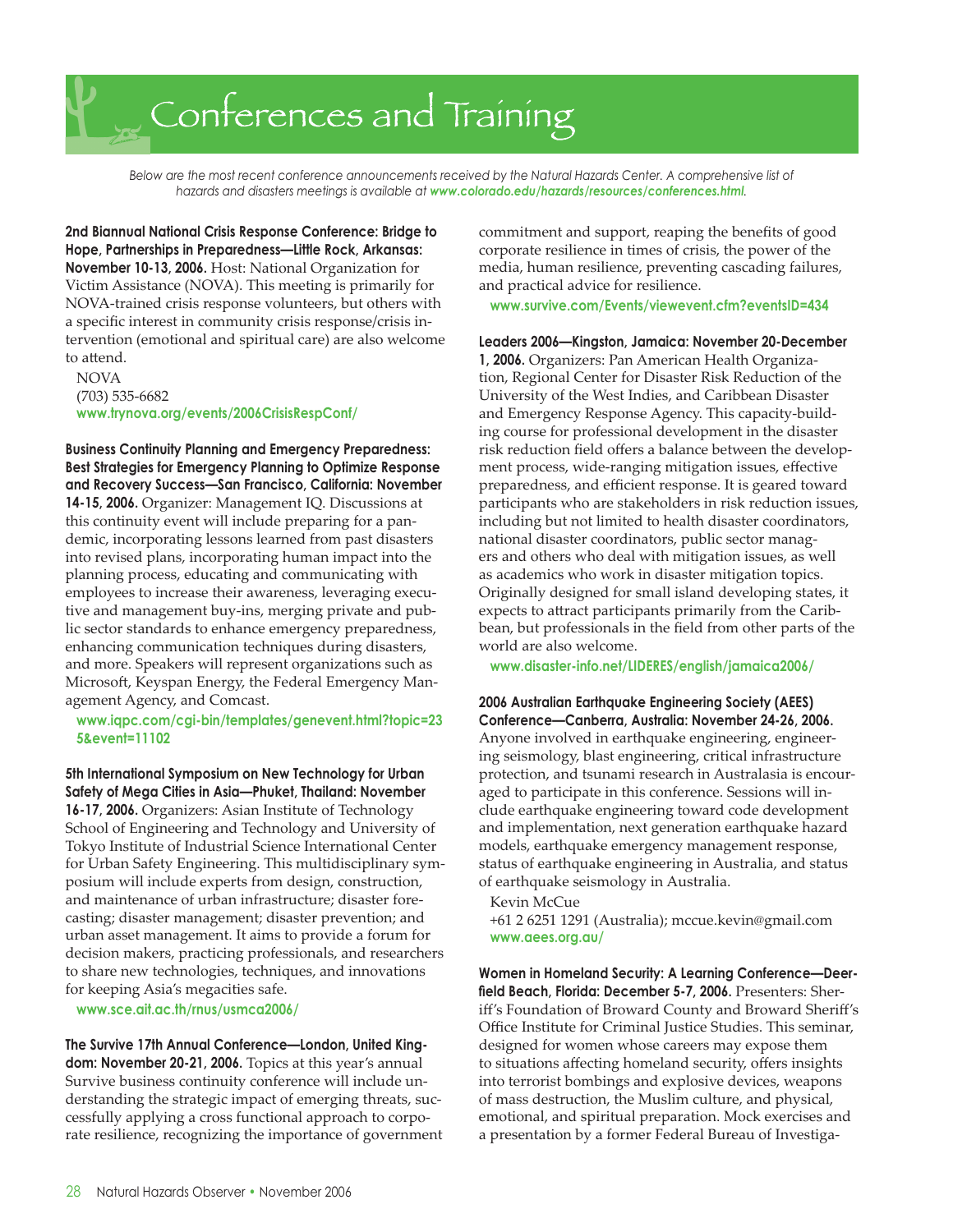# Conferences and Training

*Below are the most recent conference announcements received by the Natural Hazards Center. A comprehensive list of hazards and disasters meetings is available at **www.colorado.edu/hazards/resources/conferences.html**.*

**2nd Biannual National Crisis Response Conference: Bridge to Hope, Partnerships in Preparedness—Little Rock, Arkansas: November 10-13, 2006.** Host: National Organization for Victim Assistance (NOVA). This meeting is primarily for NOVA-trained crisis response volunteers, but others with a specific interest in community crisis response/crisis intervention (emotional and spiritual care) are also welcome to attend.

NOVA
(703) 535-6682
**www.trynova.org/events/2006CrisisRespConf/**

**Business Continuity Planning and Emergency Preparedness: Best Strategies for Emergency Planning to Optimize Response and Recovery Success—San Francisco, California: November 14-15, 2006.** Organizer: Management IQ. Discussions at this continuity event will include preparing for a pandemic, incorporating lessons learned from past disasters into revised plans, incorporating human impact into the planning process, educating and communicating with employees to increase their awareness, leveraging executive and management buy-ins, merging private and public sector standards to enhance emergency preparedness, enhancing communication techniques during disasters, and more. Speakers will represent organizations such as Microsoft, Keyspan Energy, the Federal Emergency Management Agency, and Comcast.

**www.iqpc.com/cgi-bin/templates/genevent.html?topic=235&event=11102**

**5th International Symposium on New Technology for Urban Safety of Mega Cities in Asia—Phuket, Thailand: November 16-17, 2006.** Organizers: Asian Institute of Technology School of Engineering and Technology and University of Tokyo Institute of Industrial Science International Center for Urban Safety Engineering. This multidisciplinary symposium will include experts from design, construction, and maintenance of urban infrastructure; disaster forecasting; disaster management; disaster prevention; and urban asset management. It aims to provide a forum for decision makers, practicing professionals, and researchers to share new technologies, techniques, and innovations for keeping Asia's megacities safe.

**www.sce.ait.ac.th/rnus/usmca2006/**

**The Survive 17th Annual Conference—London, United Kingdom: November 20-21, 2006.** Topics at this year's annual Survive business continuity conference will include understanding the strategic impact of emerging threats, successfully applying a cross functional approach to corporate resilience, recognizing the importance of government commitment and support, reaping the benefits of good corporate resilience in times of crisis, the power of the media, human resilience, preventing cascading failures, and practical advice for resilience.

**www.survive.com/Events/viewevent.cfm?eventsID=434**

**Leaders 2006—Kingston, Jamaica: November 20-December 1, 2006.** Organizers: Pan American Health Organization, Regional Center for Disaster Risk Reduction of the University of the West Indies, and Caribbean Disaster and Emergency Response Agency. This capacity-building course for professional development in the disaster risk reduction field offers a balance between the development process, wide-ranging mitigation issues, effective preparedness, and efficient response. It is geared toward participants who are stakeholders in risk reduction issues, including but not limited to health disaster coordinators, national disaster coordinators, public sector managers and others who deal with mitigation issues, as well as academics who work in disaster mitigation topics. Originally designed for small island developing states, it expects to attract participants primarily from the Caribbean, but professionals in the field from other parts of the world are also welcome.

**www.disaster-info.net/LIDERES/english/jamaica2006/**

**2006 Australian Earthquake Engineering Society (AEES) Conference—Canberra, Australia: November 24-26, 2006.** Anyone involved in earthquake engineering, engineering seismology, blast engineering, critical infrastructure protection, and tsunami research in Australasia is encouraged to participate in this conference. Sessions will include earthquake engineering toward code development and implementation, next generation earthquake hazard models, earthquake emergency management response, status of earthquake engineering in Australia, and status of earthquake seismology in Australia.

Kevin McCue
+61 2 6251 1291 (Australia); mccue.kevin@gmail.com
**www.aees.org.au/**

**Women in Homeland Security: A Learning Conference—Deerfield Beach, Florida: December 5-7, 2006.** Presenters: Sheriff's Foundation of Broward County and Broward Sheriff's Office Institute for Criminal Justice Studies. This seminar, designed for women whose careers may expose them to situations affecting homeland security, offers insights into terrorist bombings and explosive devices, weapons of mass destruction, the Muslim culture, and physical, emotional, and spiritual preparation. Mock exercises and a presentation by a former Federal Bureau of Investiga-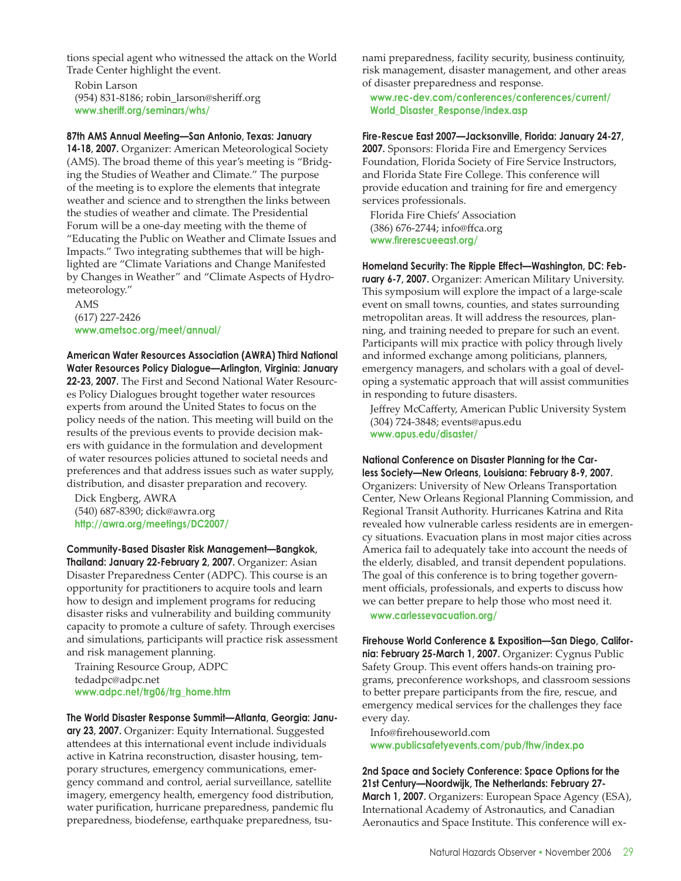tions special agent who witnessed the attack on the World Trade Center highlight the event.

Robin Larson
(954) 831-8186; robin_larson@sheriff.org
www.sheriff.org/seminars/whs/

**87th AMS Annual Meeting—San Antonio, Texas: January 14-18, 2007.** Organizer: American Meteorological Society (AMS). The broad theme of this year's meeting is "Bridging the Studies of Weather and Climate." The purpose of the meeting is to explore the elements that integrate weather and science and to strengthen the links between the studies of weather and climate. The Presidential Forum will be a one-day meeting with the theme of "Educating the Public on Weather and Climate Issues and Impacts." Two integrating subthemes that will be highlighted are "Climate Variations and Change Manifested by Changes in Weather" and "Climate Aspects of Hydrometeorology."

AMS
(617) 227-2426
www.ametsoc.org/meet/annual/

**American Water Resources Association (AWRA) Third National Water Resources Policy Dialogue—Arlington, Virginia: January 22-23, 2007.** The First and Second National Water Resources Policy Dialogues brought together water resources experts from around the United States to focus on the policy needs of the nation. This meeting will build on the results of the previous events to provide decision makers with guidance in the formulation and development of water resources policies attuned to societal needs and preferences and that address issues such as water supply, distribution, and disaster preparation and recovery.

Dick Engberg, AWRA
(540) 687-8390; dick@awra.org
http://awra.org/meetings/DC2007/

**Community-Based Disaster Risk Management—Bangkok, Thailand: January 22-February 2, 2007.** Organizer: Asian Disaster Preparedness Center (ADPC). This course is an opportunity for practitioners to acquire tools and learn how to design and implement programs for reducing disaster risks and vulnerability and building community capacity to promote a culture of safety. Through exercises and simulations, participants will practice risk assessment and risk management planning.

Training Resource Group, ADPC
tedadpc@adpc.net
www.adpc.net/trg06/trg_home.htm

**The World Disaster Response Summit—Atlanta, Georgia: January 23, 2007.** Organizer: Equity International. Suggested attendees at this international event include individuals active in Katrina reconstruction, disaster housing, temporary structures, emergency communications, emergency command and control, aerial surveillance, satellite imagery, emergency health, emergency food distribution, water purification, hurricane preparedness, pandemic flu preparedness, biodefense, earthquake preparedness, tsunami preparedness, facility security, business continuity, risk management, disaster management, and other areas of disaster preparedness and response.

www.rec-dev.com/conferences/conferences/current/World_Disaster_Response/index.asp

**Fire-Rescue East 2007—Jacksonville, Florida: January 24-27, 2007.** Sponsors: Florida Fire and Emergency Services Foundation, Florida Society of Fire Service Instructors, and Florida State Fire College. This conference will provide education and training for fire and emergency services professionals.

Florida Fire Chiefs' Association
(386) 676-2744; info@ffca.org
www.firerescueeast.org/

**Homeland Security: The Ripple Effect—Washington, DC: February 6-7, 2007.** Organizer: American Military University. This symposium will explore the impact of a large-scale event on small towns, counties, and states surrounding metropolitan areas. It will address the resources, planning, and training needed to prepare for such an event. Participants will mix practice with policy through lively and informed exchange among politicians, planners, emergency managers, and scholars with a goal of developing a systematic approach that will assist communities in responding to future disasters.

Jeffrey McCafferty, American Public University System
(304) 724-3848; events@apus.edu
www.apus.edu/disaster/

**National Conference on Disaster Planning for the Carless Society—New Orleans, Louisiana: February 8-9, 2007.** Organizers: University of New Orleans Transportation Center, New Orleans Regional Planning Commission, and Regional Transit Authority. Hurricanes Katrina and Rita revealed how vulnerable carless residents are in emergency situations. Evacuation plans in most major cities across America fail to adequately take into account the needs of the elderly, disabled, and transit dependent populations. The goal of this conference is to bring together government officials, professionals, and experts to discuss how we can better prepare to help those who most need it.

www.carlessevacuation.org/

**Firehouse World Conference & Exposition—San Diego, California: February 25-March 1, 2007.** Organizer: Cygnus Public Safety Group. This event offers hands-on training programs, preconference workshops, and classroom sessions to better prepare participants from the fire, rescue, and emergency medical services for the challenges they face every day.

Info@firehouseworld.com
www.publicsafetyevents.com/pub/fhw/index.po

**2nd Space and Society Conference: Space Options for the 21st Century—Noordwijk, The Netherlands: February 27-March 1, 2007.** Organizers: European Space Agency (ESA), International Academy of Astronautics, and Canadian Aeronautics and Space Institute. This conference will ex-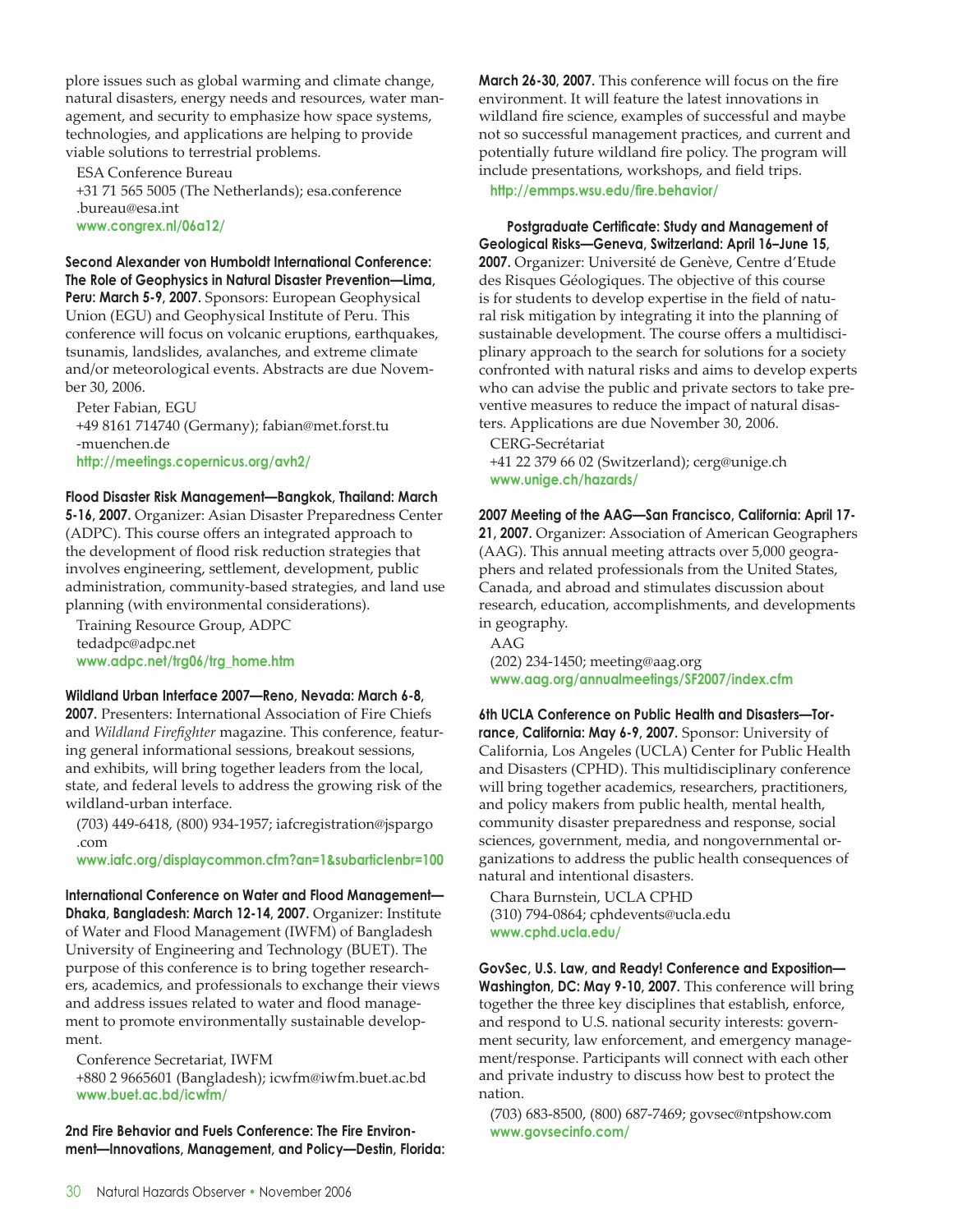plore issues such as global warming and climate change, natural disasters, energy needs and resources, water management, and security to emphasize how space systems, technologies, and applications are helping to provide viable solutions to terrestrial problems.

ESA Conference Bureau
+31 71 565 5005 (The Netherlands); esa.conference.bureau@esa.int
**www.congrex.nl/06a12/**

**Second Alexander von Humboldt International Conference: The Role of Geophysics in Natural Disaster Prevention—Lima, Peru: March 5-9, 2007.** Sponsors: European Geophysical Union (EGU) and Geophysical Institute of Peru. This conference will focus on volcanic eruptions, earthquakes, tsunamis, landslides, avalanches, and extreme climate and/or meteorological events. Abstracts are due November 30, 2006.

Peter Fabian, EGU
+49 8161 714740 (Germany); fabian@met.forst.tu-muenchen.de
**http://meetings.copernicus.org/avh2/**

**Flood Disaster Risk Management—Bangkok, Thailand: March 5-16, 2007.** Organizer: Asian Disaster Preparedness Center (ADPC). This course offers an integrated approach to the development of flood risk reduction strategies that involves engineering, settlement, development, public administration, community-based strategies, and land use planning (with environmental considerations).

Training Resource Group, ADPC
tedadpc@adpc.net
**www.adpc.net/trg06/trg_home.htm**

**Wildland Urban Interface 2007—Reno, Nevada: March 6-8, 2007.** Presenters: International Association of Fire Chiefs and *Wildland Firefighter* magazine. This conference, featuring general informational sessions, breakout sessions, and exhibits, will bring together leaders from the local, state, and federal levels to address the growing risk of the wildland-urban interface.

(703) 449-6418, (800) 934-1957; iafcregistration@jspargo.com
**www.iafc.org/displaycommon.cfm?an=1&subarticlenbr=100**

**International Conference on Water and Flood Management—Dhaka, Bangladesh: March 12-14, 2007.** Organizer: Institute of Water and Flood Management (IWFM) of Bangladesh University of Engineering and Technology (BUET). The purpose of this conference is to bring together researchers, academics, and professionals to exchange their views and address issues related to water and flood management to promote environmentally sustainable development.

Conference Secretariat, IWFM
+880 2 9665601 (Bangladesh); icwfm@iwfm.buet.ac.bd
**www.buet.ac.bd/icwfm/**

**2nd Fire Behavior and Fuels Conference: The Fire Environment—Innovations, Management, and Policy—Destin, Florida: March 26-30, 2007.** This conference will focus on the fire environment. It will feature the latest innovations in wildland fire science, examples of successful and maybe not so successful management practices, and current and potentially future wildland fire policy. The program will include presentations, workshops, and field trips.

**http://emmps.wsu.edu/fire.behavior/**

**Postgraduate Certificate: Study and Management of Geological Risks—Geneva, Switzerland: April 16–June 15, 2007.** Organizer: Université de Genève, Centre d'Etude des Risques Géologiques. The objective of this course is for students to develop expertise in the field of natural risk mitigation by integrating it into the planning of sustainable development. The course offers a multidisciplinary approach to the search for solutions for a society confronted with natural risks and aims to develop experts who can advise the public and private sectors to take preventive measures to reduce the impact of natural disasters. Applications are due November 30, 2006.

CERG-Secrétariat
+41 22 379 66 02 (Switzerland); cerg@unige.ch
**www.unige.ch/hazards/**

**2007 Meeting of the AAG—San Francisco, California: April 17-21, 2007.** Organizer: Association of American Geographers (AAG). This annual meeting attracts over 5,000 geographers and related professionals from the United States, Canada, and abroad and stimulates discussion about research, education, accomplishments, and developments in geography.

AAG
(202) 234-1450; meeting@aag.org
**www.aag.org/annualmeetings/SF2007/index.cfm**

**6th UCLA Conference on Public Health and Disasters—Torrance, California: May 6-9, 2007.** Sponsor: University of California, Los Angeles (UCLA) Center for Public Health and Disasters (CPHD). This multidisciplinary conference will bring together academics, researchers, practitioners, and policy makers from public health, mental health, community disaster preparedness and response, social sciences, government, media, and nongovernmental organizations to address the public health consequences of natural and intentional disasters.

Chara Burnstein, UCLA CPHD
(310) 794-0864; cphdevents@ucla.edu
**www.cphd.ucla.edu/**

**GovSec, U.S. Law, and Ready! Conference and Exposition—Washington, DC: May 9-10, 2007.** This conference will bring together the three key disciplines that establish, enforce, and respond to U.S. national security interests: government security, law enforcement, and emergency management/response. Participants will connect with each other and private industry to discuss how best to protect the nation.

(703) 683-8500, (800) 687-7469; govsec@ntpshow.com
**www.govsecinfo.com/**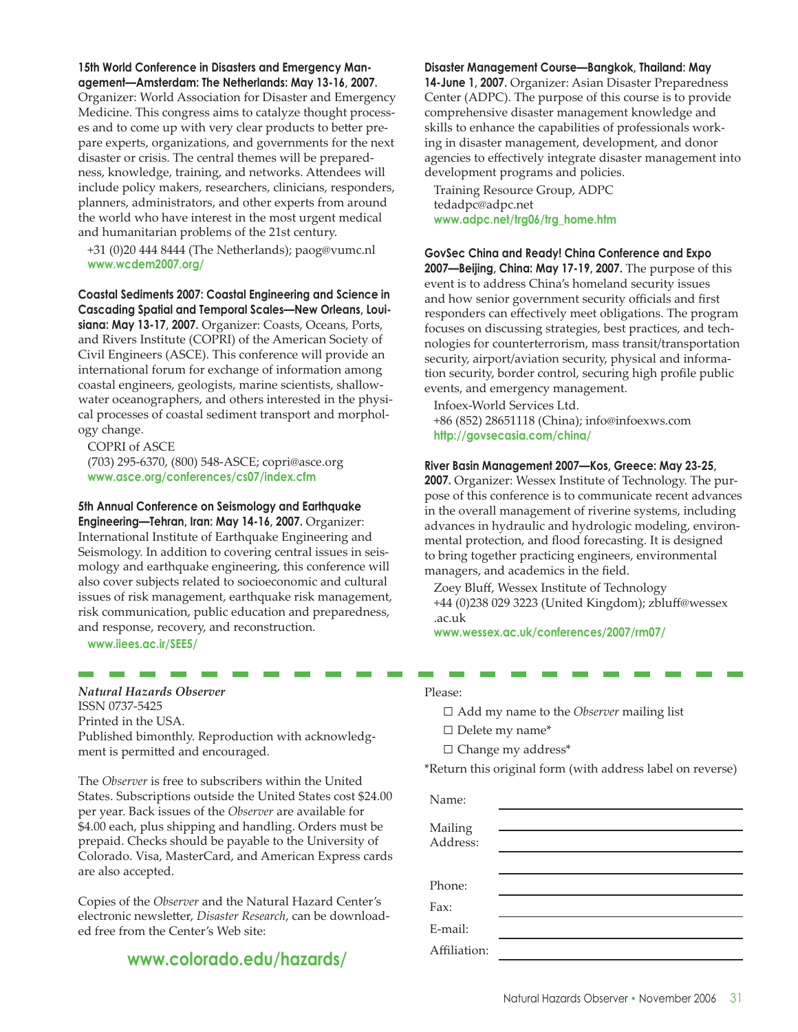**15th World Conference in Disasters and Emergency Management—Amsterdam: The Netherlands: May 13-16, 2007.** Organizer: World Association for Disaster and Emergency Medicine. This congress aims to catalyze thought processes and to come up with very clear products to better prepare experts, organizations, and governments for the next disaster or crisis. The central themes will be preparedness, knowledge, training, and networks. Attendees will include policy makers, researchers, clinicians, responders, planners, administrators, and other experts from around the world who have interest in the most urgent medical and humanitarian problems of the 21st century.

+31 (0)20 444 8444 (The Netherlands); paog@vumc.nl
**www.wcdem2007.org/**

**Coastal Sediments 2007: Coastal Engineering and Science in Cascading Spatial and Temporal Scales—New Orleans, Louisiana: May 13-17, 2007.** Organizer: Coasts, Oceans, Ports, and Rivers Institute (COPRI) of the American Society of Civil Engineers (ASCE). This conference will provide an international forum for exchange of information among coastal engineers, geologists, marine scientists, shallow-water oceanographers, and others interested in the physical processes of coastal sediment transport and morphology change.

COPRI of ASCE
(703) 295-6370, (800) 548-ASCE; copri@asce.org
**www.asce.org/conferences/cs07/index.cfm**

**5th Annual Conference on Seismology and Earthquake Engineering—Tehran, Iran: May 14-16, 2007.** Organizer: International Institute of Earthquake Engineering and Seismology. In addition to covering central issues in seismology and earthquake engineering, this conference will also cover subjects related to socioeconomic and cultural issues of risk management, earthquake risk management, risk communication, public education and preparedness, and response, recovery, and reconstruction.

**www.iiees.ac.ir/SEE5/**

**Disaster Management Course—Bangkok, Thailand: May 14-June 1, 2007.** Organizer: Asian Disaster Preparedness Center (ADPC). The purpose of this course is to provide comprehensive disaster management knowledge and skills to enhance the capabilities of professionals working in disaster management, development, and donor agencies to effectively integrate disaster management into development programs and policies.

Training Resource Group, ADPC
tedadpc@adpc.net
**www.adpc.net/trg06/trg_home.htm**

**GovSec China and Ready! China Conference and Expo 2007—Beijing, China: May 17-19, 2007.** The purpose of this event is to address China's homeland security issues and how senior government security officials and first responders can effectively meet obligations. The program focuses on discussing strategies, best practices, and technologies for counterterrorism, mass transit/transportation security, airport/aviation security, physical and information security, border control, securing high profile public events, and emergency management.

Infoex-World Services Ltd.
+86 (852) 28651118 (China); info@infoexws.com
**http://govsecasia.com/china/**

**River Basin Management 2007—Kos, Greece: May 23-25, 2007.** Organizer: Wessex Institute of Technology. The purpose of this conference is to communicate recent advances in the overall management of riverine systems, including advances in hydraulic and hydrologic modeling, environmental protection, and flood forecasting. It is designed to bring together practicing engineers, environmental managers, and academics in the field.

Zoey Bluff, Wessex Institute of Technology
+44 (0)238 029 3223 (United Kingdom); zbluff@wessex.ac.uk
**www.wessex.ac.uk/conferences/2007/rm07/**

---

***Natural Hazards Observer***
ISSN 0737-5425
Printed in the USA.
Published bimonthly. Reproduction with acknowledgment is permitted and encouraged.

The *Observer* is free to subscribers within the United States. Subscriptions outside the United States cost $24.00 per year. Back issues of the *Observer* are available for $4.00 each, plus shipping and handling. Orders must be prepaid. Checks should be payable to the University of Colorado. Visa, MasterCard, and American Express cards are also accepted.

Copies of the *Observer* and the Natural Hazard Center's electronic newsletter, *Disaster Research*, can be downloaded free from the Center's Web site:

**www.colorado.edu/hazards/**

Please:

☐ Add my name to the *Observer* mailing list
☐ Delete my name*
☐ Change my address*

*Return this original form (with address label on reverse)

Name: ______________________

Mailing Address: ______________________

______________________

Phone: ______________________

Fax: ______________________

E-mail: ______________________

Affiliation: ______________________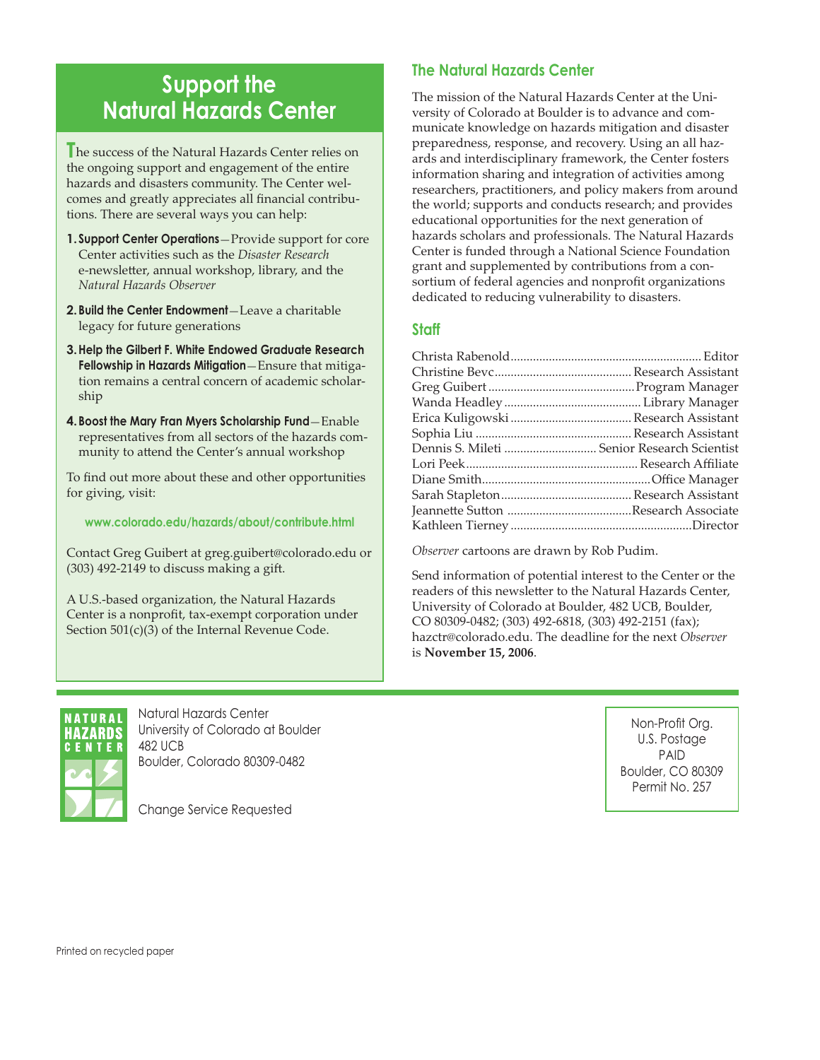# Support the Natural Hazards Center

The success of the Natural Hazards Center relies on the ongoing support and engagement of the entire hazards and disasters community. The Center welcomes and greatly appreciates all financial contributions. There are several ways you can help:

1. **Support Center Operations**—Provide support for core Center activities such as the *Disaster Research* e-newsletter, annual workshop, library, and the *Natural Hazards Observer*
2. **Build the Center Endowment**—Leave a charitable legacy for future generations
3. **Help the Gilbert F. White Endowed Graduate Research Fellowship in Hazards Mitigation**—Ensure that mitigation remains a central concern of academic scholarship
4. **Boost the Mary Fran Myers Scholarship Fund**—Enable representatives from all sectors of the hazards community to attend the Center's annual workshop

To find out more about these and other opportunities for giving, visit:

**www.colorado.edu/hazards/about/contribute.html**

Contact Greg Guibert at greg.guibert@colorado.edu or (303) 492-2149 to discuss making a gift.

A U.S.-based organization, the Natural Hazards Center is a nonprofit, tax-exempt corporation under Section 501(c)(3) of the Internal Revenue Code.

## The Natural Hazards Center

The mission of the Natural Hazards Center at the University of Colorado at Boulder is to advance and communicate knowledge on hazards mitigation and disaster preparedness, response, and recovery. Using an all hazards and interdisciplinary framework, the Center fosters information sharing and integration of activities among researchers, practitioners, and policy makers from around the world; supports and conducts research; and provides educational opportunities for the next generation of hazards scholars and professionals. The Natural Hazards Center is funded through a National Science Foundation grant and supplemented by contributions from a consortium of federal agencies and nonprofit organizations dedicated to reducing vulnerability to disasters.

## Staff

Christa Rabenold ........ Editor
Christine Bevc ........ Research Assistant
Greg Guibert ........ Program Manager
Wanda Headley ........ Library Manager
Erica Kuligowski ........ Research Assistant
Sophia Liu ........ Research Assistant
Dennis S. Mileti ........ Senior Research Scientist
Lori Peek ........ Research Affiliate
Diane Smith ........ Office Manager
Sarah Stapleton ........ Research Assistant
Jeannette Sutton ........ Research Associate
Kathleen Tierney ........ Director

*Observer* cartoons are drawn by Rob Pudim.

Send information of potential interest to the Center or the readers of this newsletter to the Natural Hazards Center, University of Colorado at Boulder, 482 UCB, Boulder, CO 80309-0482; (303) 492-6818, (303) 492-2151 (fax); hazctr@colorado.edu. The deadline for the next *Observer* is **November 15, 2006**.

NATURAL HAZARDS CENTER

Natural Hazards Center
University of Colorado at Boulder
482 UCB
Boulder, Colorado 80309-0482

Change Service Requested

Non-Profit Org.
U.S. Postage
PAID
Boulder, CO 80309
Permit No. 257

Printed on recycled paper